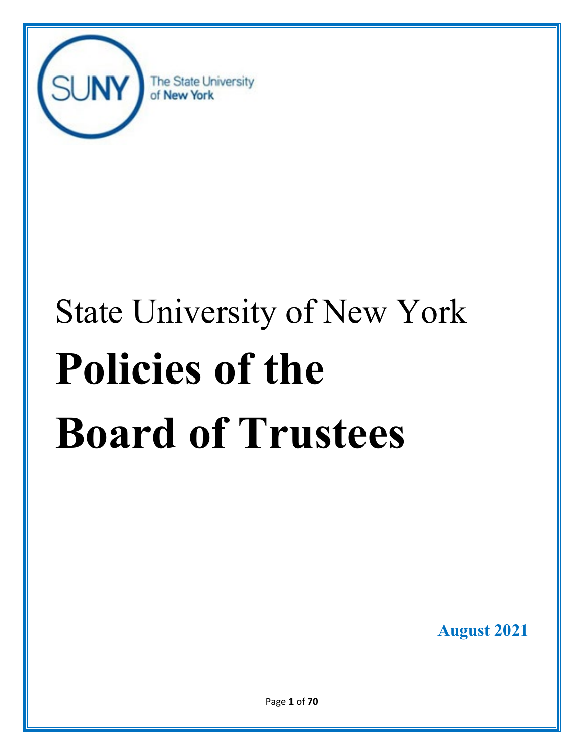State University of New York

# Policies of the Board of Trustees

**August 2021**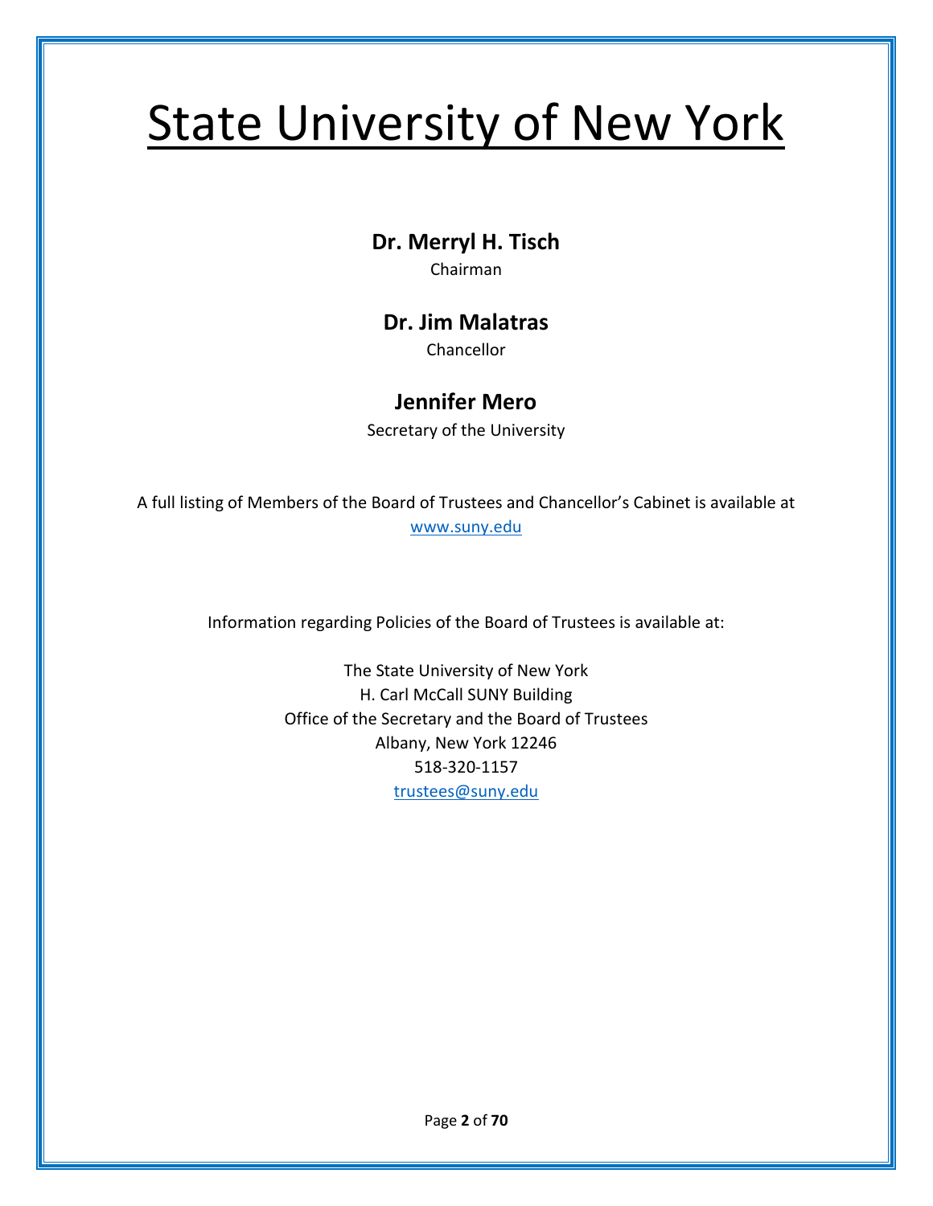# State University of New York

**Dr. Merryl H. Tisch**

Chairman

**Dr. Jim Malatras**

Chancellor

**Jennifer Mero**

Secretary of the University

A full listing of Members of the Board of Trustees and Chancellor's Cabinet is available at www.suny.edu

Information regarding Policies of the Board of Trustees is available at:

The State University of New York
H. Carl McCall SUNY Building
Office of the Secretary and the Board of Trustees
Albany, New York 12246
518-320-1157
trustees@suny.edu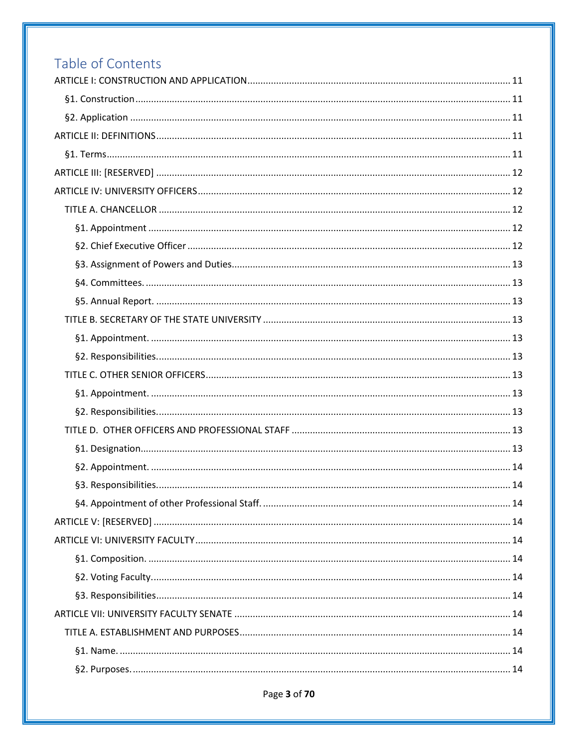# Table of Contents

- ARTICLE I: CONSTRUCTION AND APPLICATION ..... 11
  - §1. Construction ..... 11
  - §2. Application ..... 11
- ARTICLE II: DEFINITIONS ..... 11
  - §1. Terms ..... 11
- ARTICLE III: [RESERVED] ..... 12
- ARTICLE IV: UNIVERSITY OFFICERS ..... 12
  - TITLE A. CHANCELLOR ..... 12
    - §1. Appointment ..... 12
    - §2. Chief Executive Officer ..... 12
    - §3. Assignment of Powers and Duties ..... 13
    - §4. Committees. ..... 13
    - §5. Annual Report. ..... 13
  - TITLE B. SECRETARY OF THE STATE UNIVERSITY ..... 13
    - §1. Appointment. ..... 13
    - §2. Responsibilities. ..... 13
  - TITLE C. OTHER SENIOR OFFICERS ..... 13
    - §1. Appointment. ..... 13
    - §2. Responsibilities. ..... 13
  - TITLE D. OTHER OFFICERS AND PROFESSIONAL STAFF ..... 13
    - §1. Designation ..... 13
    - §2. Appointment. ..... 14
    - §3. Responsibilities. ..... 14
    - §4. Appointment of other Professional Staff. ..... 14
- ARTICLE V: [RESERVED] ..... 14
- ARTICLE VI: UNIVERSITY FACULTY ..... 14
    - §1. Composition. ..... 14
    - §2. Voting Faculty. ..... 14
    - §3. Responsibilities ..... 14
- ARTICLE VII: UNIVERSITY FACULTY SENATE ..... 14
  - TITLE A. ESTABLISHMENT AND PURPOSES ..... 14
    - §1. Name. ..... 14
    - §2. Purposes. ..... 14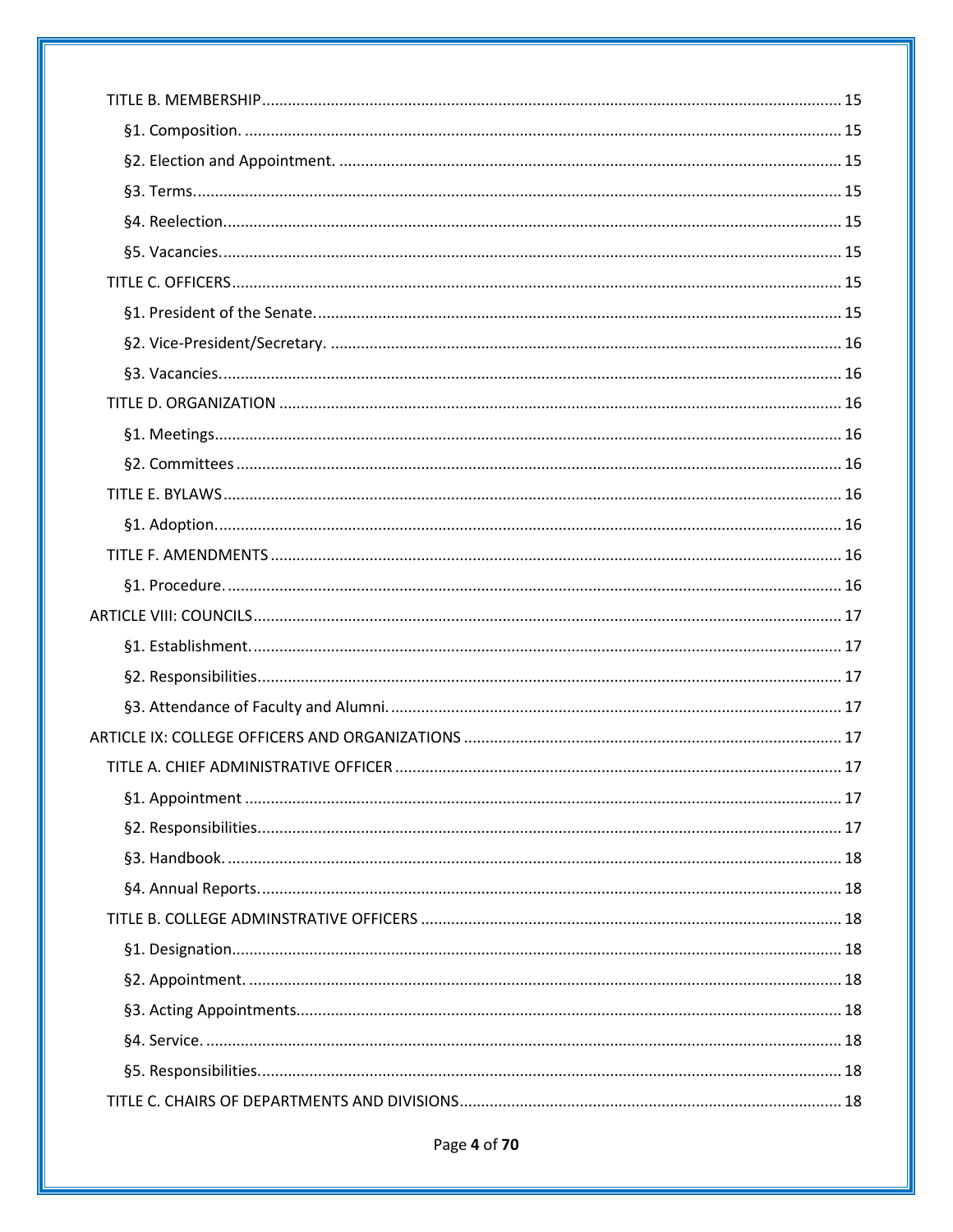TITLE B. MEMBERSHIP ........ 15

§1. Composition. ........ 15

§2. Election and Appointment. ........ 15

§3. Terms. ........ 15

§4. Reelection. ........ 15

§5. Vacancies. ........ 15

TITLE C. OFFICERS ........ 15

§1. President of the Senate. ........ 15

§2. Vice-President/Secretary. ........ 16

§3. Vacancies. ........ 16

TITLE D. ORGANIZATION ........ 16

§1. Meetings ........ 16

§2. Committees ........ 16

TITLE E. BYLAWS ........ 16

§1. Adoption. ........ 16

TITLE F. AMENDMENTS ........ 16

§1. Procedure. ........ 16

ARTICLE VIII: COUNCILS ........ 17

§1. Establishment. ........ 17

§2. Responsibilities. ........ 17

§3. Attendance of Faculty and Alumni. ........ 17

ARTICLE IX: COLLEGE OFFICERS AND ORGANIZATIONS ........ 17

TITLE A. CHIEF ADMINISTRATIVE OFFICER ........ 17

§1. Appointment ........ 17

§2. Responsibilities. ........ 17

§3. Handbook. ........ 18

§4. Annual Reports. ........ 18

TITLE B. COLLEGE ADMINSTRATIVE OFFICERS ........ 18

§1. Designation. ........ 18

§2. Appointment. ........ 18

§3. Acting Appointments. ........ 18

§4. Service. ........ 18

§5. Responsibilities. ........ 18

TITLE C. CHAIRS OF DEPARTMENTS AND DIVISIONS ........ 18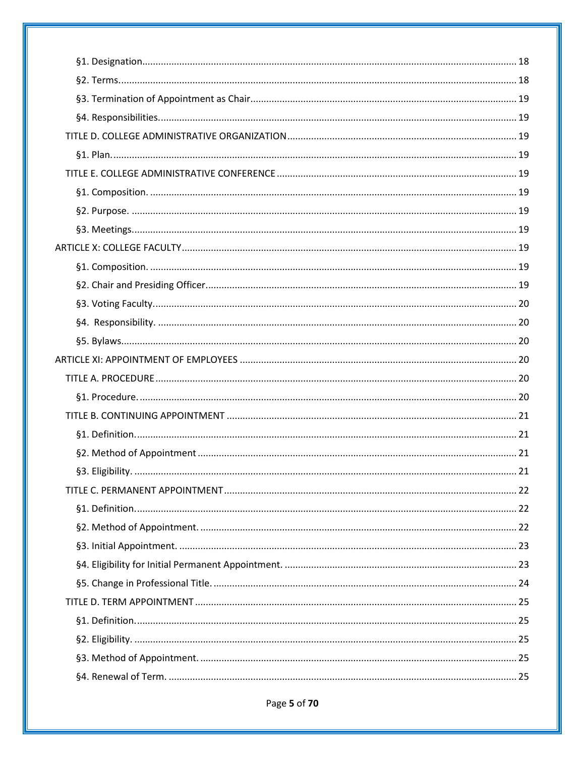§1. Designation. 18

§2. Terms. 18

§3. Termination of Appointment as Chair 19

§4. Responsibilities. 19

TITLE D. COLLEGE ADMINISTRATIVE ORGANIZATION 19

§1. Plan. 19

TITLE E. COLLEGE ADMINISTRATIVE CONFERENCE 19

§1. Composition. 19

§2. Purpose. 19

§3. Meetings. 19

ARTICLE X: COLLEGE FACULTY 19

§1. Composition. 19

§2. Chair and Presiding Officer. 19

§3. Voting Faculty. 20

§4. Responsibility. 20

§5. Bylaws. 20

ARTICLE XI: APPOINTMENT OF EMPLOYEES 20

TITLE A. PROCEDURE 20

§1. Procedure. 20

TITLE B. CONTINUING APPOINTMENT 21

§1. Definition. 21

§2. Method of Appointment 21

§3. Eligibility. 21

TITLE C. PERMANENT APPOINTMENT 22

§1. Definition. 22

§2. Method of Appointment. 22

§3. Initial Appointment. 23

§4. Eligibility for Initial Permanent Appointment. 23

§5. Change in Professional Title. 24

TITLE D. TERM APPOINTMENT 25

§1. Definition. 25

§2. Eligibility. 25

§3. Method of Appointment. 25

§4. Renewal of Term. 25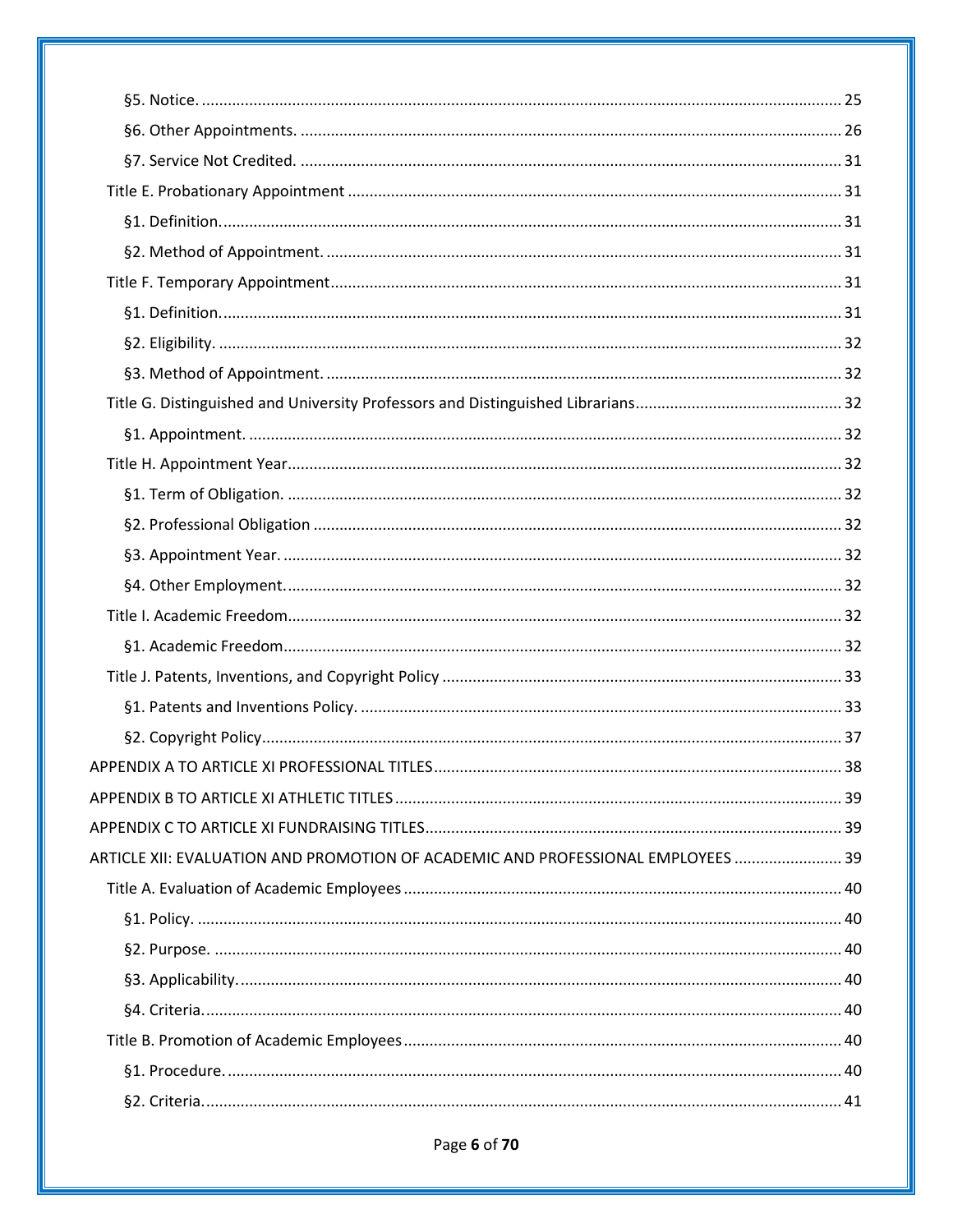§5. Notice. ........................................................................................................................................ 25

§6. Other Appointments. .................................................................................................................. 26

§7. Service Not Credited. ................................................................................................................. 31

Title E. Probationary Appointment ...................................................................................................... 31

§1. Definition. ................................................................................................................................... 31

§2. Method of Appointment. ............................................................................................................ 31

Title F. Temporary Appointment .......................................................................................................... 31

§1. Definition. ................................................................................................................................... 31

§2. Eligibility. .................................................................................................................................... 32

§3. Method of Appointment. ............................................................................................................ 32

Title G. Distinguished and University Professors and Distinguished Librarians ................................... 32

§1. Appointment. .............................................................................................................................. 32

Title H. Appointment Year .................................................................................................................... 32

§1. Term of Obligation. ..................................................................................................................... 32

§2. Professional Obligation ............................................................................................................... 32

§3. Appointment Year. ...................................................................................................................... 32

§4. Other Employment. ..................................................................................................................... 32

Title I. Academic Freedom .................................................................................................................... 32

§1. Academic Freedom ..................................................................................................................... 32

Title J. Patents, Inventions, and Copyright Policy ................................................................................ 33

§1. Patents and Inventions Policy. ..................................................................................................... 33

§2. Copyright Policy .......................................................................................................................... 37

APPENDIX A TO ARTICLE XI PROFESSIONAL TITLES ................................................................................ 38

APPENDIX B TO ARTICLE XI ATHLETIC TITLES ......................................................................................... 39

APPENDIX C TO ARTICLE XI FUNDRAISING TITLES ................................................................................... 39

ARTICLE XII: EVALUATION AND PROMOTION OF ACADEMIC AND PROFESSIONAL EMPLOYEES ........................ 39

Title A. Evaluation of Academic Employees .......................................................................................... 40

§1. Policy. .......................................................................................................................................... 40

§2. Purpose. ...................................................................................................................................... 40

§3. Applicability. ................................................................................................................................ 40

§4. Criteria. ........................................................................................................................................ 40

Title B. Promotion of Academic Employees .......................................................................................... 40

§1. Procedure. ................................................................................................................................... 40

§2. Criteria. ........................................................................................................................................ 41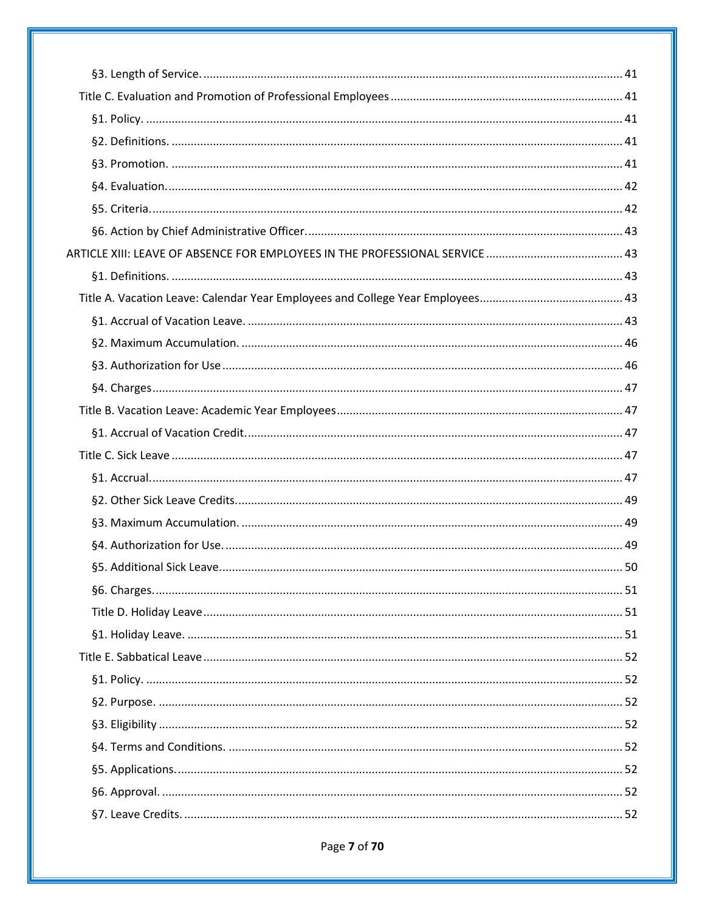§3. Length of Service. ........................................................................................................................ 41

Title C. Evaluation and Promotion of Professional Employees ......................................................................... 41

§1. Policy. ........................................................................................................................ 41

§2. Definitions. ........................................................................................................................ 41

§3. Promotion. ........................................................................................................................ 41

§4. Evaluation. ........................................................................................................................ 42

§5. Criteria. ........................................................................................................................ 42

§6. Action by Chief Administrative Officer. ........................................................................................................................ 43

ARTICLE XIII: LEAVE OF ABSENCE FOR EMPLOYEES IN THE PROFESSIONAL SERVICE ........................................... 43

§1. Definitions. ........................................................................................................................ 43

Title A. Vacation Leave: Calendar Year Employees and College Year Employees ............................................. 43

§1. Accrual of Vacation Leave. ........................................................................................................................ 43

§2. Maximum Accumulation. ........................................................................................................................ 46

§3. Authorization for Use ........................................................................................................................ 46

§4. Charges ........................................................................................................................ 47

Title B. Vacation Leave: Academic Year Employees ......................................................................................... 47

§1. Accrual of Vacation Credit. ........................................................................................................................ 47

Title C. Sick Leave ........................................................................................................................ 47

§1. Accrual. ........................................................................................................................ 47

§2. Other Sick Leave Credits. ........................................................................................................................ 49

§3. Maximum Accumulation. ........................................................................................................................ 49

§4. Authorization for Use. ........................................................................................................................ 49

§5. Additional Sick Leave. ........................................................................................................................ 50

§6. Charges. ........................................................................................................................ 51

Title D. Holiday Leave ........................................................................................................................ 51

§1. Holiday Leave. ........................................................................................................................ 51

Title E. Sabbatical Leave ........................................................................................................................ 52

§1. Policy. ........................................................................................................................ 52

§2. Purpose. ........................................................................................................................ 52

§3. Eligibility ........................................................................................................................ 52

§4. Terms and Conditions. ........................................................................................................................ 52

§5. Applications. ........................................................................................................................ 52

§6. Approval. ........................................................................................................................ 52

§7. Leave Credits. ........................................................................................................................ 52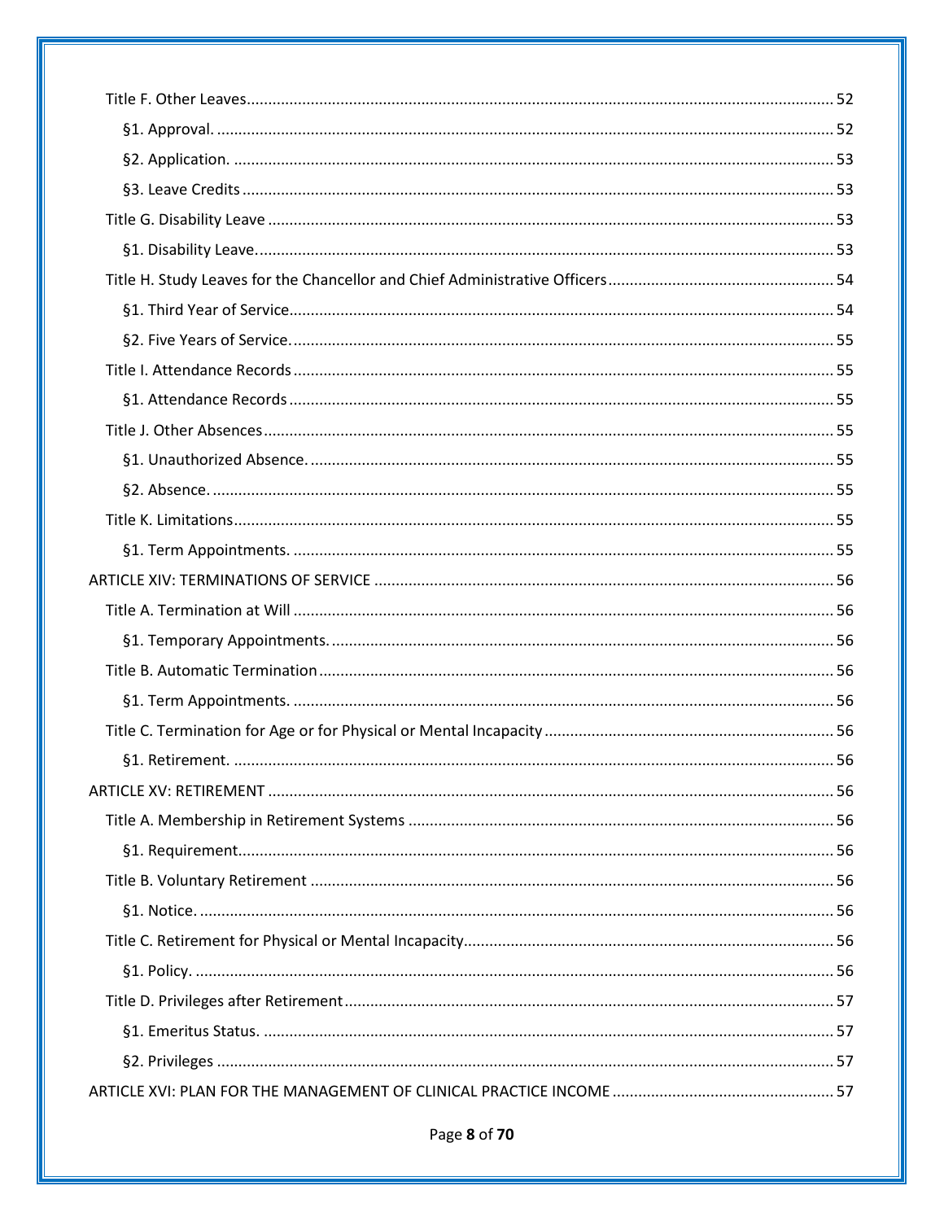Title F. Other Leaves ........................................................................................................................................ 52

§1. Approval. ............................................................................................................................................... 52

§2. Application. ........................................................................................................................................... 53

§3. Leave Credits ......................................................................................................................................... 53

Title G. Disability Leave ................................................................................................................................... 53

§1. Disability Leave. ..................................................................................................................................... 53

Title H. Study Leaves for the Chancellor and Chief Administrative Officers ..................................................... 54

§1. Third Year of Service .............................................................................................................................. 54

§2. Five Years of Service. ............................................................................................................................. 55

Title I. Attendance Records ............................................................................................................................. 55

§1. Attendance Records ............................................................................................................................. 55

Title J. Other Absences .................................................................................................................................... 55

§1. Unauthorized Absence. ......................................................................................................................... 55

§2. Absence. ................................................................................................................................................ 55

Title K. Limitations ........................................................................................................................................... 55

§1. Term Appointments. ............................................................................................................................. 55

ARTICLE XIV: TERMINATIONS OF SERVICE .......................................................................................................... 56

Title A. Termination at Will ............................................................................................................................. 56

§1. Temporary Appointments. .................................................................................................................... 56

Title B. Automatic Termination ....................................................................................................................... 56

§1. Term Appointments. ............................................................................................................................. 56

Title C. Termination for Age or for Physical or Mental Incapacity ................................................................... 56

§1. Retirement. ........................................................................................................................................... 56

ARTICLE XV: RETIREMENT .................................................................................................................................... 56

Title A. Membership in Retirement Systems ................................................................................................... 56

§1. Requirement .......................................................................................................................................... 56

Title B. Voluntary Retirement ......................................................................................................................... 56

§1. Notice. ................................................................................................................................................... 56

Title C. Retirement for Physical or Mental Incapacity ...................................................................................... 56

§1. Policy. .................................................................................................................................................... 56

Title D. Privileges after Retirement ................................................................................................................. 57

§1. Emeritus Status. ..................................................................................................................................... 57

§2. Privileges ............................................................................................................................................... 57

ARTICLE XVI: PLAN FOR THE MANAGEMENT OF CLINICAL PRACTICE INCOME .................................................... 57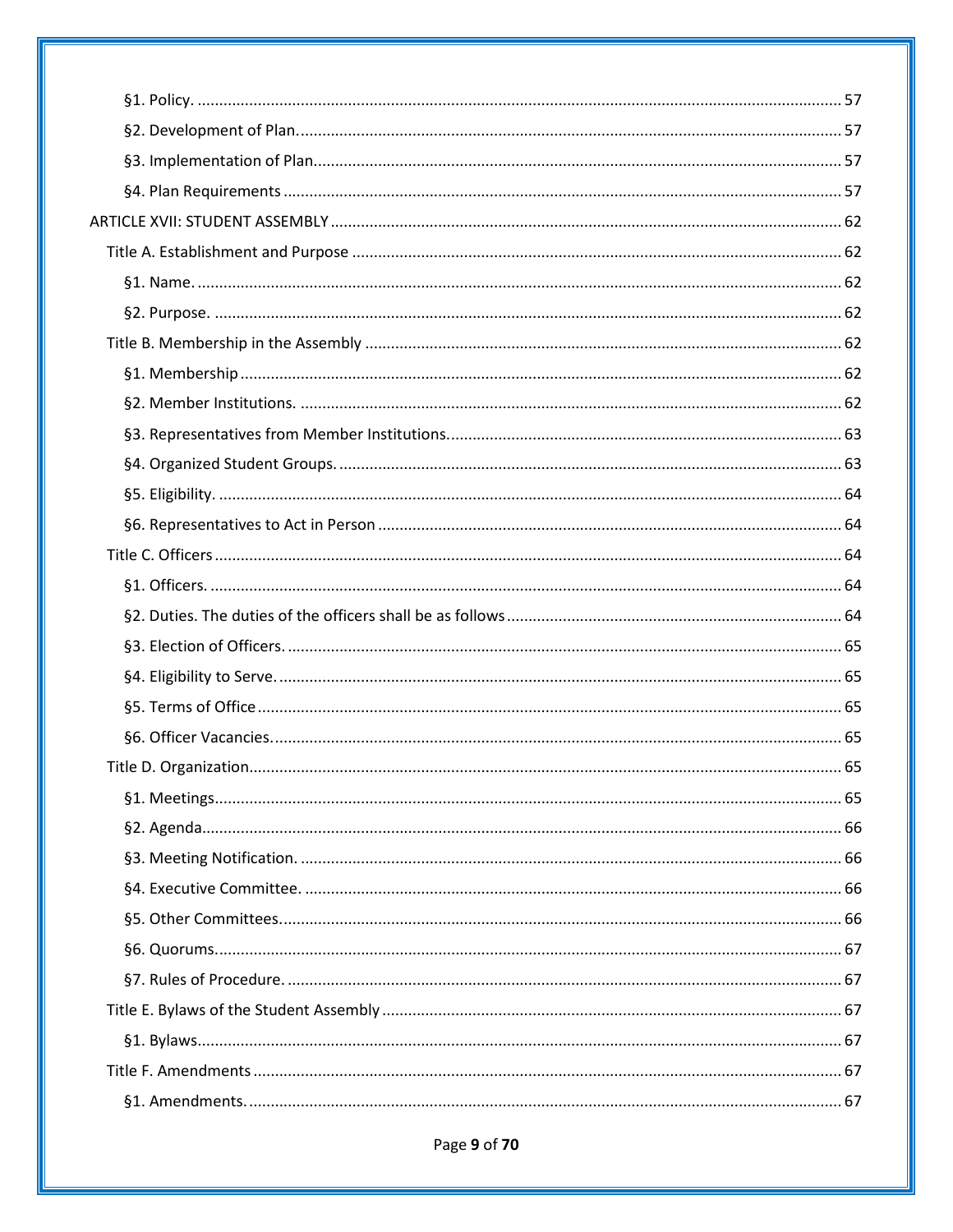§1. Policy. ........ 57

§2. Development of Plan. ........ 57

§3. Implementation of Plan. ........ 57

§4. Plan Requirements ........ 57

ARTICLE XVII: STUDENT ASSEMBLY ........ 62

Title A. Establishment and Purpose ........ 62

§1. Name. ........ 62

§2. Purpose. ........ 62

Title B. Membership in the Assembly ........ 62

§1. Membership ........ 62

§2. Member Institutions. ........ 62

§3. Representatives from Member Institutions. ........ 63

§4. Organized Student Groups. ........ 63

§5. Eligibility. ........ 64

§6. Representatives to Act in Person ........ 64

Title C. Officers ........ 64

§1. Officers. ........ 64

§2. Duties. The duties of the officers shall be as follows ........ 64

§3. Election of Officers. ........ 65

§4. Eligibility to Serve. ........ 65

§5. Terms of Office ........ 65

§6. Officer Vacancies. ........ 65

Title D. Organization ........ 65

§1. Meetings ........ 65

§2. Agenda ........ 66

§3. Meeting Notification. ........ 66

§4. Executive Committee. ........ 66

§5. Other Committees. ........ 66

§6. Quorums. ........ 67

§7. Rules of Procedure. ........ 67

Title E. Bylaws of the Student Assembly ........ 67

§1. Bylaws ........ 67

Title F. Amendments ........ 67

§1. Amendments. ........ 67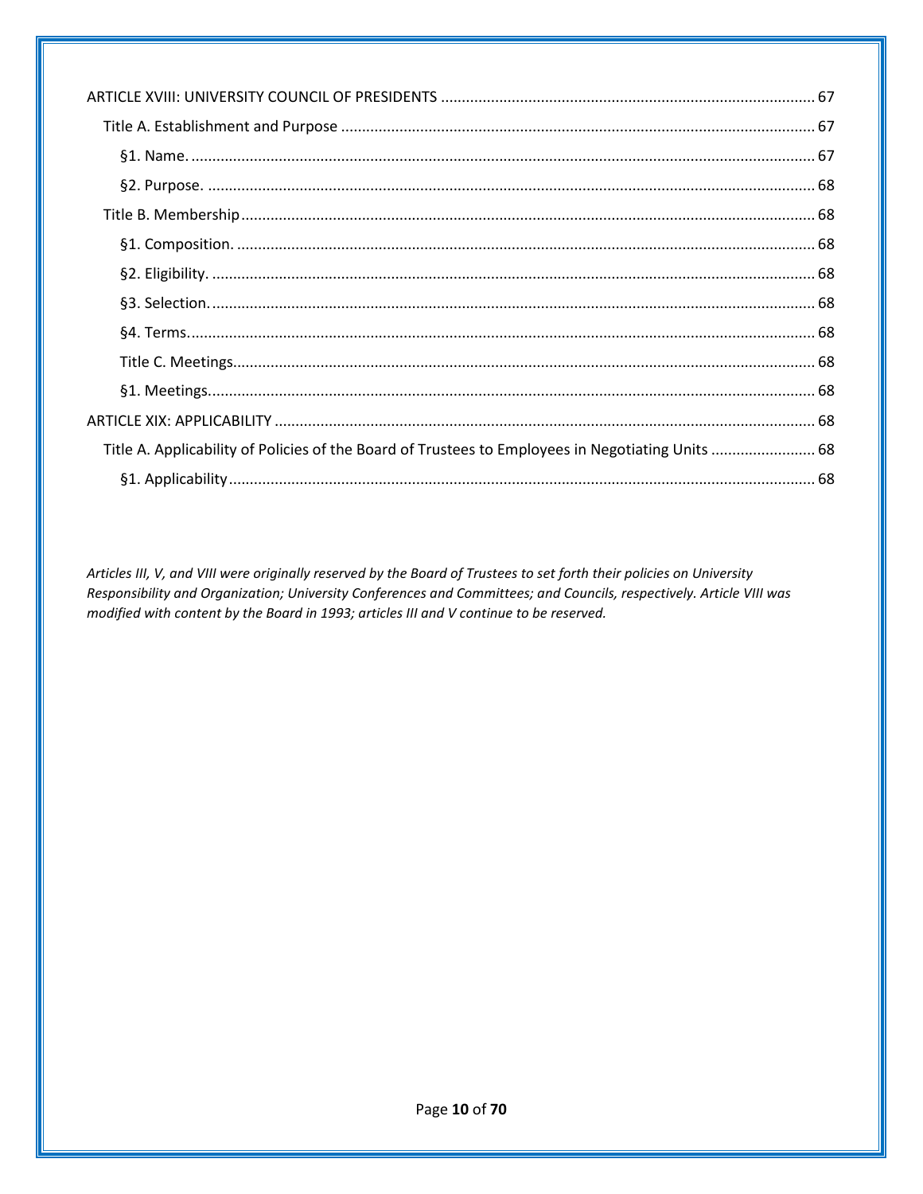ARTICLE XVIII: UNIVERSITY COUNCIL OF PRESIDENTS ........................................................................................ 67

Title A. Establishment and Purpose ................................................................................................................ 67

§1. Name. ................................................................................................................................................... 67

§2. Purpose. ................................................................................................................................................ 68

Title B. Membership ........................................................................................................................................ 68

§1. Composition. ......................................................................................................................................... 68

§2. Eligibility. ............................................................................................................................................... 68

§3. Selection. ............................................................................................................................................... 68

§4. Terms. ................................................................................................................................................... 68

Title C. Meetings ........................................................................................................................................... 68

§1. Meetings. ............................................................................................................................................... 68

ARTICLE XIX: APPLICABILITY ................................................................................................................................ 68

Title A. Applicability of Policies of the Board of Trustees to Employees in Negotiating Units ......................... 68

§1. Applicability ........................................................................................................................................... 68

*Articles III, V, and VIII were originally reserved by the Board of Trustees to set forth their policies on University Responsibility and Organization; University Conferences and Committees; and Councils, respectively. Article VIII was modified with content by the Board in 1993; articles III and V continue to be reserved.*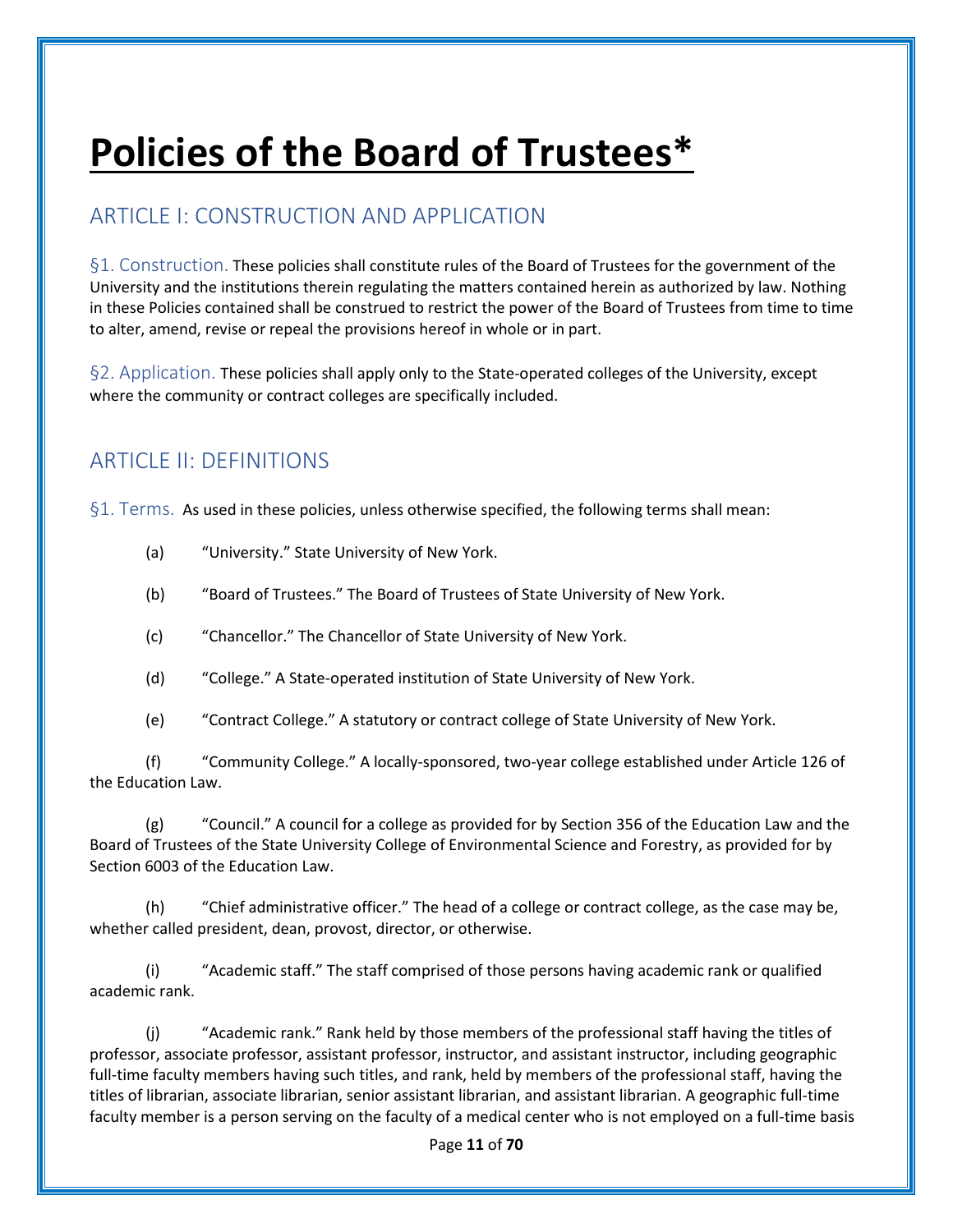# Policies of the Board of Trustees*

## ARTICLE I: CONSTRUCTION AND APPLICATION

§1. Construction. These policies shall constitute rules of the Board of Trustees for the government of the University and the institutions therein regulating the matters contained herein as authorized by law. Nothing in these Policies contained shall be construed to restrict the power of the Board of Trustees from time to time to alter, amend, revise or repeal the provisions hereof in whole or in part.

§2. Application. These policies shall apply only to the State-operated colleges of the University, except where the community or contract colleges are specifically included.

## ARTICLE II: DEFINITIONS

§1. Terms. As used in these policies, unless otherwise specified, the following terms shall mean:

(a) "University." State University of New York.

(b) "Board of Trustees." The Board of Trustees of State University of New York.

(c) "Chancellor." The Chancellor of State University of New York.

(d) "College." A State-operated institution of State University of New York.

(e) "Contract College." A statutory or contract college of State University of New York.

(f) "Community College." A locally-sponsored, two-year college established under Article 126 of the Education Law.

(g) "Council." A council for a college as provided for by Section 356 of the Education Law and the Board of Trustees of the State University College of Environmental Science and Forestry, as provided for by Section 6003 of the Education Law.

(h) "Chief administrative officer." The head of a college or contract college, as the case may be, whether called president, dean, provost, director, or otherwise.

(i) "Academic staff." The staff comprised of those persons having academic rank or qualified academic rank.

(j) "Academic rank." Rank held by those members of the professional staff having the titles of professor, associate professor, assistant professor, instructor, and assistant instructor, including geographic full-time faculty members having such titles, and rank, held by members of the professional staff, having the titles of librarian, associate librarian, senior assistant librarian, and assistant librarian. A geographic full-time faculty member is a person serving on the faculty of a medical center who is not employed on a full-time basis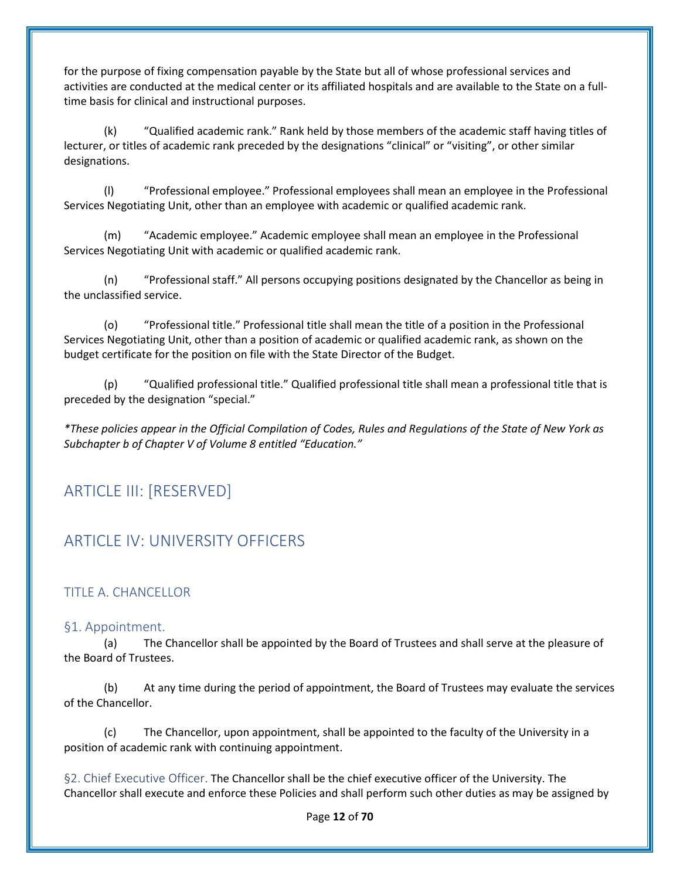for the purpose of fixing compensation payable by the State but all of whose professional services and activities are conducted at the medical center or its affiliated hospitals and are available to the State on a full-time basis for clinical and instructional purposes.

(k) "Qualified academic rank." Rank held by those members of the academic staff having titles of lecturer, or titles of academic rank preceded by the designations "clinical" or "visiting", or other similar designations.

(l) "Professional employee." Professional employees shall mean an employee in the Professional Services Negotiating Unit, other than an employee with academic or qualified academic rank.

(m) "Academic employee." Academic employee shall mean an employee in the Professional Services Negotiating Unit with academic or qualified academic rank.

(n) "Professional staff." All persons occupying positions designated by the Chancellor as being in the unclassified service.

(o) "Professional title." Professional title shall mean the title of a position in the Professional Services Negotiating Unit, other than a position of academic or qualified academic rank, as shown on the budget certificate for the position on file with the State Director of the Budget.

(p) "Qualified professional title." Qualified professional title shall mean a professional title that is preceded by the designation "special."

*\*These policies appear in the Official Compilation of Codes, Rules and Regulations of the State of New York as Subchapter b of Chapter V of Volume 8 entitled "Education."*

## ARTICLE III: [RESERVED]

## ARTICLE IV: UNIVERSITY OFFICERS

### TITLE A. CHANCELLOR

#### §1. Appointment.

(a) The Chancellor shall be appointed by the Board of Trustees and shall serve at the pleasure of the Board of Trustees.

(b) At any time during the period of appointment, the Board of Trustees may evaluate the services of the Chancellor.

(c) The Chancellor, upon appointment, shall be appointed to the faculty of the University in a position of academic rank with continuing appointment.

§2. Chief Executive Officer. The Chancellor shall be the chief executive officer of the University. The Chancellor shall execute and enforce these Policies and shall perform such other duties as may be assigned by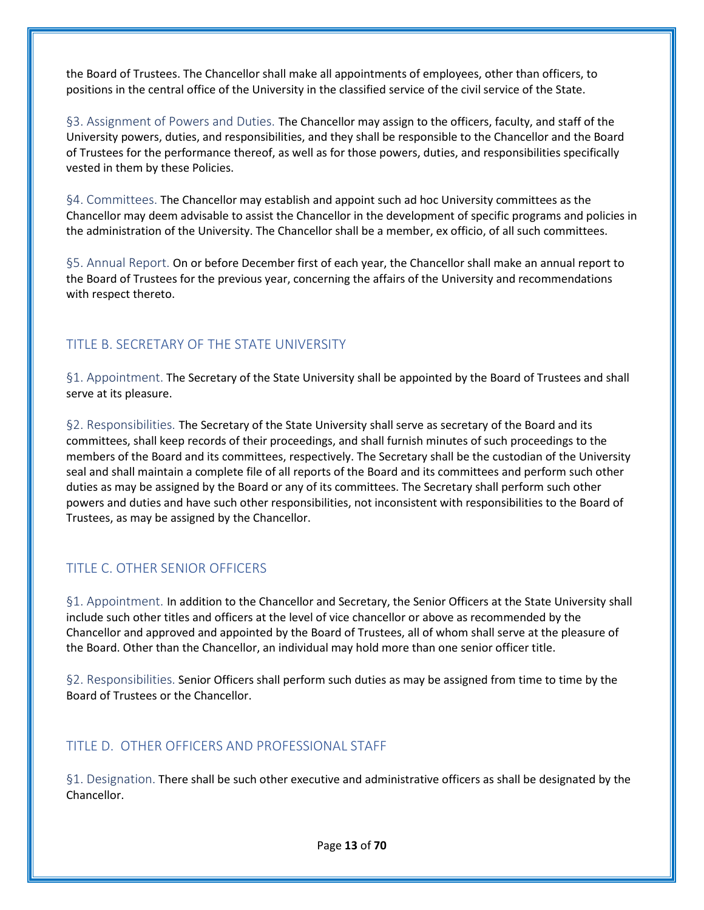the Board of Trustees. The Chancellor shall make all appointments of employees, other than officers, to positions in the central office of the University in the classified service of the civil service of the State.

§3. Assignment of Powers and Duties. The Chancellor may assign to the officers, faculty, and staff of the University powers, duties, and responsibilities, and they shall be responsible to the Chancellor and the Board of Trustees for the performance thereof, as well as for those powers, duties, and responsibilities specifically vested in them by these Policies.

§4. Committees. The Chancellor may establish and appoint such ad hoc University committees as the Chancellor may deem advisable to assist the Chancellor in the development of specific programs and policies in the administration of the University. The Chancellor shall be a member, ex officio, of all such committees.

§5. Annual Report. On or before December first of each year, the Chancellor shall make an annual report to the Board of Trustees for the previous year, concerning the affairs of the University and recommendations with respect thereto.

## TITLE B. SECRETARY OF THE STATE UNIVERSITY

§1. Appointment. The Secretary of the State University shall be appointed by the Board of Trustees and shall serve at its pleasure.

§2. Responsibilities. The Secretary of the State University shall serve as secretary of the Board and its committees, shall keep records of their proceedings, and shall furnish minutes of such proceedings to the members of the Board and its committees, respectively. The Secretary shall be the custodian of the University seal and shall maintain a complete file of all reports of the Board and its committees and perform such other duties as may be assigned by the Board or any of its committees. The Secretary shall perform such other powers and duties and have such other responsibilities, not inconsistent with responsibilities to the Board of Trustees, as may be assigned by the Chancellor.

## TITLE C. OTHER SENIOR OFFICERS

§1. Appointment. In addition to the Chancellor and Secretary, the Senior Officers at the State University shall include such other titles and officers at the level of vice chancellor or above as recommended by the Chancellor and approved and appointed by the Board of Trustees, all of whom shall serve at the pleasure of the Board. Other than the Chancellor, an individual may hold more than one senior officer title.

§2. Responsibilities. Senior Officers shall perform such duties as may be assigned from time to time by the Board of Trustees or the Chancellor.

## TITLE D. OTHER OFFICERS AND PROFESSIONAL STAFF

§1. Designation. There shall be such other executive and administrative officers as shall be designated by the Chancellor.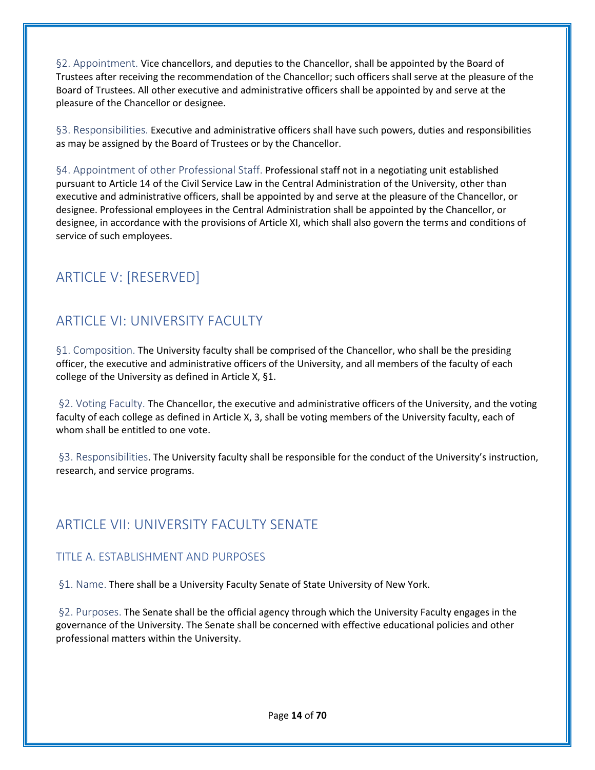§2. Appointment. Vice chancellors, and deputies to the Chancellor, shall be appointed by the Board of Trustees after receiving the recommendation of the Chancellor; such officers shall serve at the pleasure of the Board of Trustees. All other executive and administrative officers shall be appointed by and serve at the pleasure of the Chancellor or designee.

§3. Responsibilities. Executive and administrative officers shall have such powers, duties and responsibilities as may be assigned by the Board of Trustees or by the Chancellor.

§4. Appointment of other Professional Staff. Professional staff not in a negotiating unit established pursuant to Article 14 of the Civil Service Law in the Central Administration of the University, other than executive and administrative officers, shall be appointed by and serve at the pleasure of the Chancellor, or designee. Professional employees in the Central Administration shall be appointed by the Chancellor, or designee, in accordance with the provisions of Article XI, which shall also govern the terms and conditions of service of such employees.

## ARTICLE V: [RESERVED]

## ARTICLE VI: UNIVERSITY FACULTY

§1. Composition. The University faculty shall be comprised of the Chancellor, who shall be the presiding officer, the executive and administrative officers of the University, and all members of the faculty of each college of the University as defined in Article X, §1.

§2. Voting Faculty. The Chancellor, the executive and administrative officers of the University, and the voting faculty of each college as defined in Article X, 3, shall be voting members of the University faculty, each of whom shall be entitled to one vote.

§3. Responsibilities. The University faculty shall be responsible for the conduct of the University's instruction, research, and service programs.

## ARTICLE VII: UNIVERSITY FACULTY SENATE

### TITLE A. ESTABLISHMENT AND PURPOSES

§1. Name. There shall be a University Faculty Senate of State University of New York.

§2. Purposes. The Senate shall be the official agency through which the University Faculty engages in the governance of the University. The Senate shall be concerned with effective educational policies and other professional matters within the University.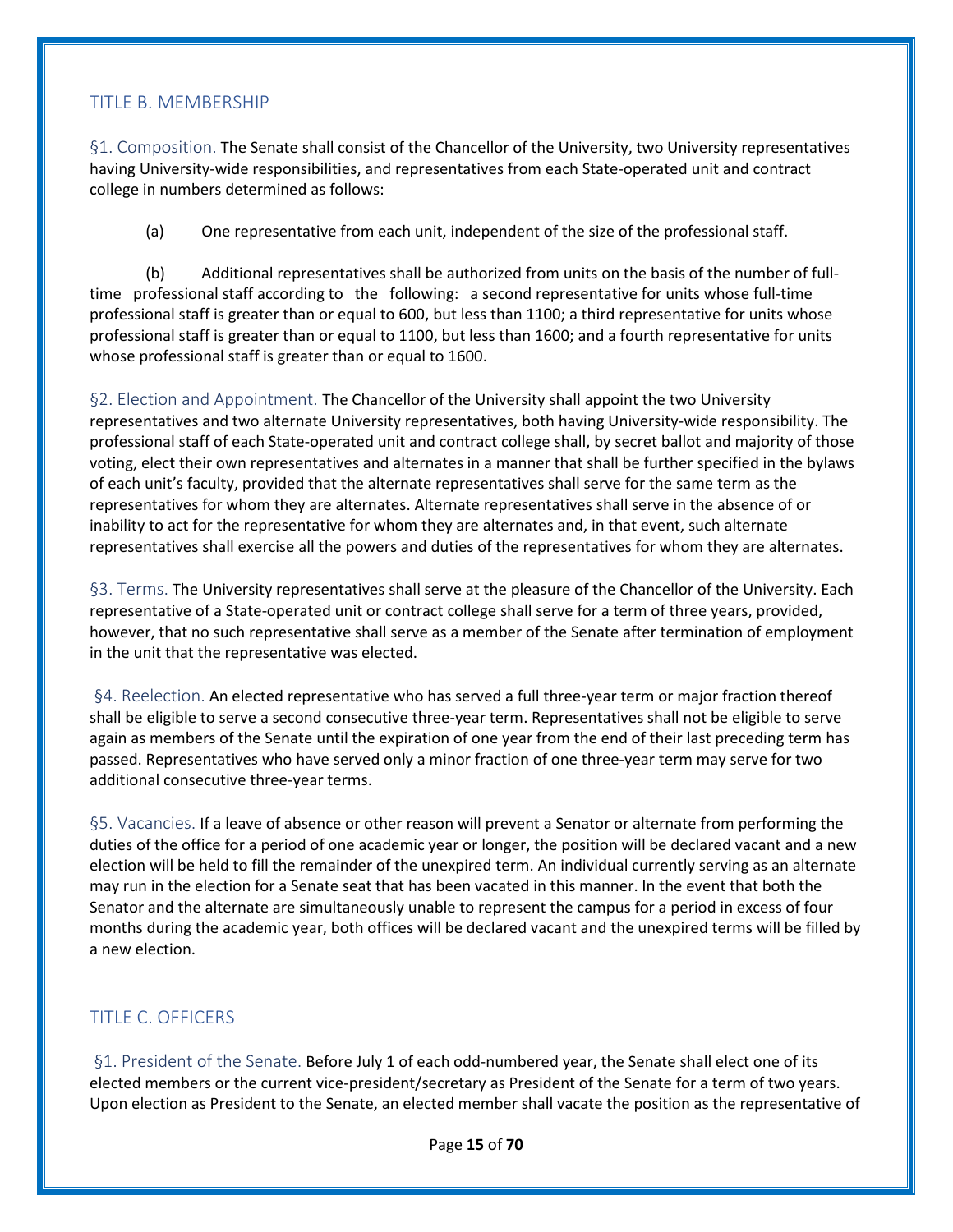## TITLE B. MEMBERSHIP

§1. Composition. The Senate shall consist of the Chancellor of the University, two University representatives having University-wide responsibilities, and representatives from each State-operated unit and contract college in numbers determined as follows:

(a) One representative from each unit, independent of the size of the professional staff.

(b) Additional representatives shall be authorized from units on the basis of the number of full-time professional staff according to the following: a second representative for units whose full-time professional staff is greater than or equal to 600, but less than 1100; a third representative for units whose professional staff is greater than or equal to 1100, but less than 1600; and a fourth representative for units whose professional staff is greater than or equal to 1600.

§2. Election and Appointment. The Chancellor of the University shall appoint the two University representatives and two alternate University representatives, both having University-wide responsibility. The professional staff of each State-operated unit and contract college shall, by secret ballot and majority of those voting, elect their own representatives and alternates in a manner that shall be further specified in the bylaws of each unit's faculty, provided that the alternate representatives shall serve for the same term as the representatives for whom they are alternates. Alternate representatives shall serve in the absence of or inability to act for the representative for whom they are alternates and, in that event, such alternate representatives shall exercise all the powers and duties of the representatives for whom they are alternates.

§3. Terms. The University representatives shall serve at the pleasure of the Chancellor of the University. Each representative of a State-operated unit or contract college shall serve for a term of three years, provided, however, that no such representative shall serve as a member of the Senate after termination of employment in the unit that the representative was elected.

§4. Reelection. An elected representative who has served a full three-year term or major fraction thereof shall be eligible to serve a second consecutive three-year term. Representatives shall not be eligible to serve again as members of the Senate until the expiration of one year from the end of their last preceding term has passed. Representatives who have served only a minor fraction of one three-year term may serve for two additional consecutive three-year terms.

§5. Vacancies. If a leave of absence or other reason will prevent a Senator or alternate from performing the duties of the office for a period of one academic year or longer, the position will be declared vacant and a new election will be held to fill the remainder of the unexpired term. An individual currently serving as an alternate may run in the election for a Senate seat that has been vacated in this manner. In the event that both the Senator and the alternate are simultaneously unable to represent the campus for a period in excess of four months during the academic year, both offices will be declared vacant and the unexpired terms will be filled by a new election.

## TITLE C. OFFICERS

§1. President of the Senate. Before July 1 of each odd-numbered year, the Senate shall elect one of its elected members or the current vice-president/secretary as President of the Senate for a term of two years. Upon election as President to the Senate, an elected member shall vacate the position as the representative of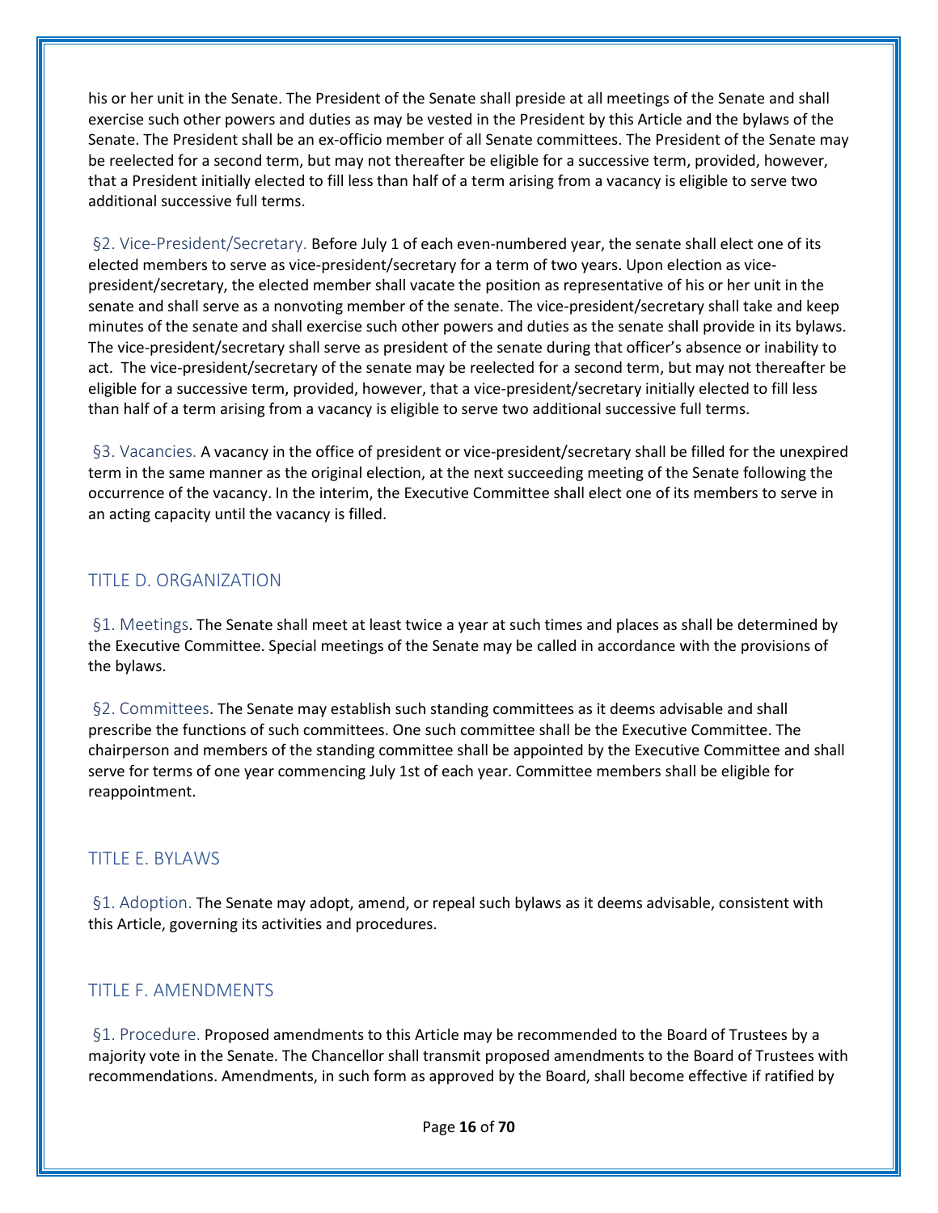his or her unit in the Senate. The President of the Senate shall preside at all meetings of the Senate and shall exercise such other powers and duties as may be vested in the President by this Article and the bylaws of the Senate. The President shall be an ex-officio member of all Senate committees. The President of the Senate may be reelected for a second term, but may not thereafter be eligible for a successive term, provided, however, that a President initially elected to fill less than half of a term arising from a vacancy is eligible to serve two additional successive full terms.

§2. Vice-President/Secretary. Before July 1 of each even-numbered year, the senate shall elect one of its elected members to serve as vice-president/secretary for a term of two years. Upon election as vice-president/secretary, the elected member shall vacate the position as representative of his or her unit in the senate and shall serve as a nonvoting member of the senate. The vice-president/secretary shall take and keep minutes of the senate and shall exercise such other powers and duties as the senate shall provide in its bylaws. The vice-president/secretary shall serve as president of the senate during that officer's absence or inability to act. The vice-president/secretary of the senate may be reelected for a second term, but may not thereafter be eligible for a successive term, provided, however, that a vice-president/secretary initially elected to fill less than half of a term arising from a vacancy is eligible to serve two additional successive full terms.

§3. Vacancies. A vacancy in the office of president or vice-president/secretary shall be filled for the unexpired term in the same manner as the original election, at the next succeeding meeting of the Senate following the occurrence of the vacancy. In the interim, the Executive Committee shall elect one of its members to serve in an acting capacity until the vacancy is filled.

## TITLE D. ORGANIZATION

§1. Meetings. The Senate shall meet at least twice a year at such times and places as shall be determined by the Executive Committee. Special meetings of the Senate may be called in accordance with the provisions of the bylaws.

§2. Committees. The Senate may establish such standing committees as it deems advisable and shall prescribe the functions of such committees. One such committee shall be the Executive Committee. The chairperson and members of the standing committee shall be appointed by the Executive Committee and shall serve for terms of one year commencing July 1st of each year. Committee members shall be eligible for reappointment.

## TITLE E. BYLAWS

§1. Adoption. The Senate may adopt, amend, or repeal such bylaws as it deems advisable, consistent with this Article, governing its activities and procedures.

## TITLE F. AMENDMENTS

§1. Procedure. Proposed amendments to this Article may be recommended to the Board of Trustees by a majority vote in the Senate. The Chancellor shall transmit proposed amendments to the Board of Trustees with recommendations. Amendments, in such form as approved by the Board, shall become effective if ratified by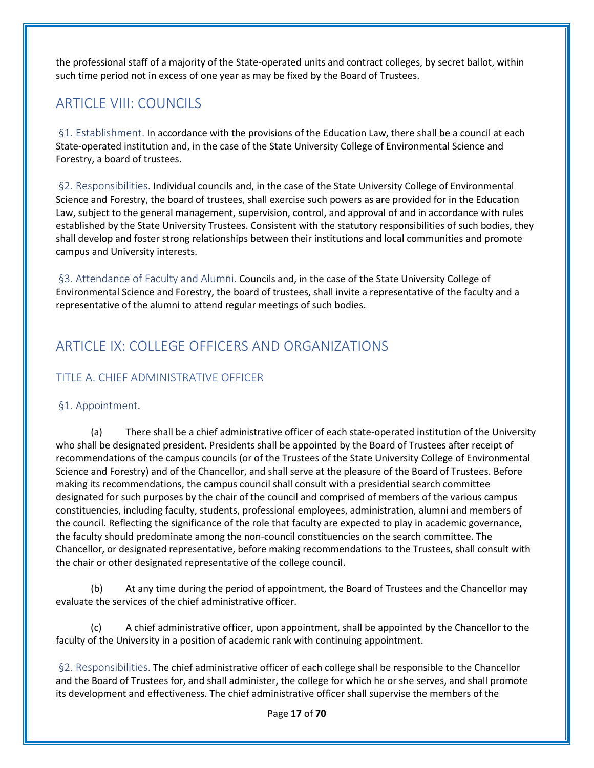the professional staff of a majority of the State-operated units and contract colleges, by secret ballot, within such time period not in excess of one year as may be fixed by the Board of Trustees.

## ARTICLE VIII: COUNCILS

§1. Establishment. In accordance with the provisions of the Education Law, there shall be a council at each State-operated institution and, in the case of the State University College of Environmental Science and Forestry, a board of trustees.

§2. Responsibilities. Individual councils and, in the case of the State University College of Environmental Science and Forestry, the board of trustees, shall exercise such powers as are provided for in the Education Law, subject to the general management, supervision, control, and approval of and in accordance with rules established by the State University Trustees. Consistent with the statutory responsibilities of such bodies, they shall develop and foster strong relationships between their institutions and local communities and promote campus and University interests.

§3. Attendance of Faculty and Alumni. Councils and, in the case of the State University College of Environmental Science and Forestry, the board of trustees, shall invite a representative of the faculty and a representative of the alumni to attend regular meetings of such bodies.

## ARTICLE IX: COLLEGE OFFICERS AND ORGANIZATIONS

### TITLE A. CHIEF ADMINISTRATIVE OFFICER

§1. Appointment.

(a) There shall be a chief administrative officer of each state-operated institution of the University who shall be designated president. Presidents shall be appointed by the Board of Trustees after receipt of recommendations of the campus councils (or of the Trustees of the State University College of Environmental Science and Forestry) and of the Chancellor, and shall serve at the pleasure of the Board of Trustees. Before making its recommendations, the campus council shall consult with a presidential search committee designated for such purposes by the chair of the council and comprised of members of the various campus constituencies, including faculty, students, professional employees, administration, alumni and members of the council. Reflecting the significance of the role that faculty are expected to play in academic governance, the faculty should predominate among the non-council constituencies on the search committee. The Chancellor, or designated representative, before making recommendations to the Trustees, shall consult with the chair or other designated representative of the college council.

(b) At any time during the period of appointment, the Board of Trustees and the Chancellor may evaluate the services of the chief administrative officer.

(c) A chief administrative officer, upon appointment, shall be appointed by the Chancellor to the faculty of the University in a position of academic rank with continuing appointment.

§2. Responsibilities. The chief administrative officer of each college shall be responsible to the Chancellor and the Board of Trustees for, and shall administer, the college for which he or she serves, and shall promote its development and effectiveness. The chief administrative officer shall supervise the members of the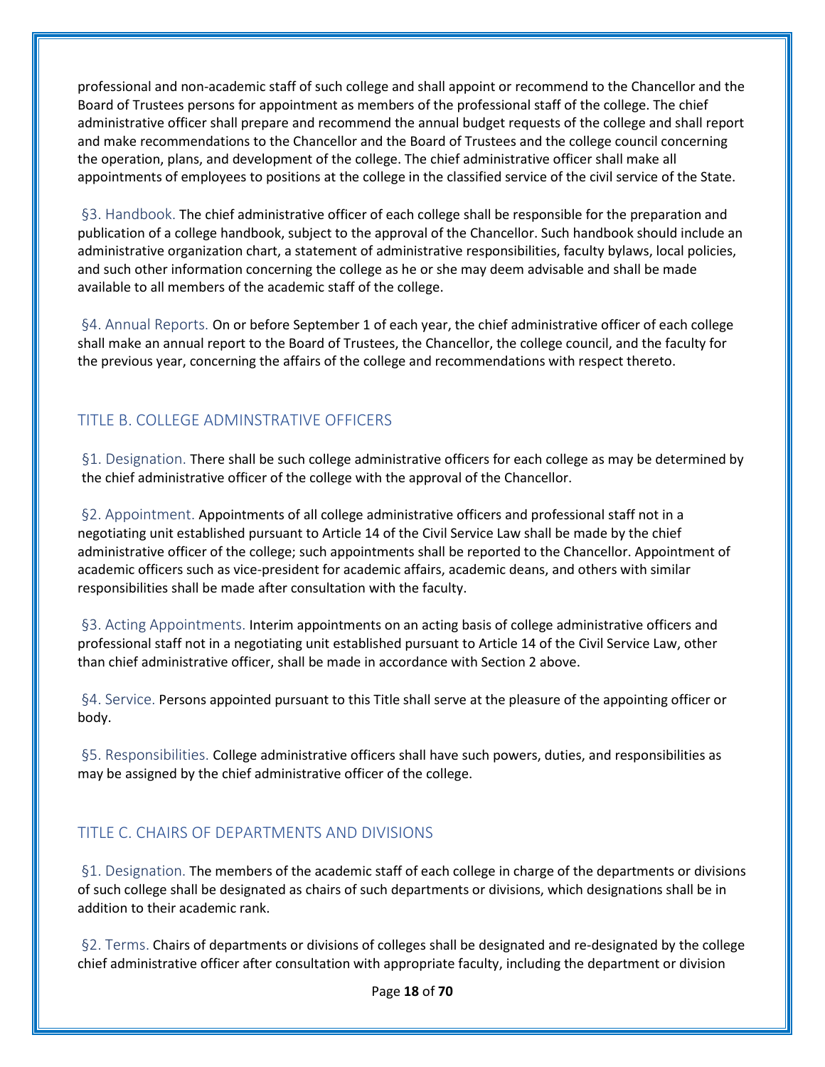professional and non-academic staff of such college and shall appoint or recommend to the Chancellor and the Board of Trustees persons for appointment as members of the professional staff of the college. The chief administrative officer shall prepare and recommend the annual budget requests of the college and shall report and make recommendations to the Chancellor and the Board of Trustees and the college council concerning the operation, plans, and development of the college. The chief administrative officer shall make all appointments of employees to positions at the college in the classified service of the civil service of the State.

§3. Handbook. The chief administrative officer of each college shall be responsible for the preparation and publication of a college handbook, subject to the approval of the Chancellor. Such handbook should include an administrative organization chart, a statement of administrative responsibilities, faculty bylaws, local policies, and such other information concerning the college as he or she may deem advisable and shall be made available to all members of the academic staff of the college.

§4. Annual Reports. On or before September 1 of each year, the chief administrative officer of each college shall make an annual report to the Board of Trustees, the Chancellor, the college council, and the faculty for the previous year, concerning the affairs of the college and recommendations with respect thereto.

## TITLE B. COLLEGE ADMINSTRATIVE OFFICERS

§1. Designation. There shall be such college administrative officers for each college as may be determined by the chief administrative officer of the college with the approval of the Chancellor.

§2. Appointment. Appointments of all college administrative officers and professional staff not in a negotiating unit established pursuant to Article 14 of the Civil Service Law shall be made by the chief administrative officer of the college; such appointments shall be reported to the Chancellor. Appointment of academic officers such as vice-president for academic affairs, academic deans, and others with similar responsibilities shall be made after consultation with the faculty.

§3. Acting Appointments. Interim appointments on an acting basis of college administrative officers and professional staff not in a negotiating unit established pursuant to Article 14 of the Civil Service Law, other than chief administrative officer, shall be made in accordance with Section 2 above.

§4. Service. Persons appointed pursuant to this Title shall serve at the pleasure of the appointing officer or body.

§5. Responsibilities. College administrative officers shall have such powers, duties, and responsibilities as may be assigned by the chief administrative officer of the college.

## TITLE C. CHAIRS OF DEPARTMENTS AND DIVISIONS

§1. Designation. The members of the academic staff of each college in charge of the departments or divisions of such college shall be designated as chairs of such departments or divisions, which designations shall be in addition to their academic rank.

§2. Terms. Chairs of departments or divisions of colleges shall be designated and re-designated by the college chief administrative officer after consultation with appropriate faculty, including the department or division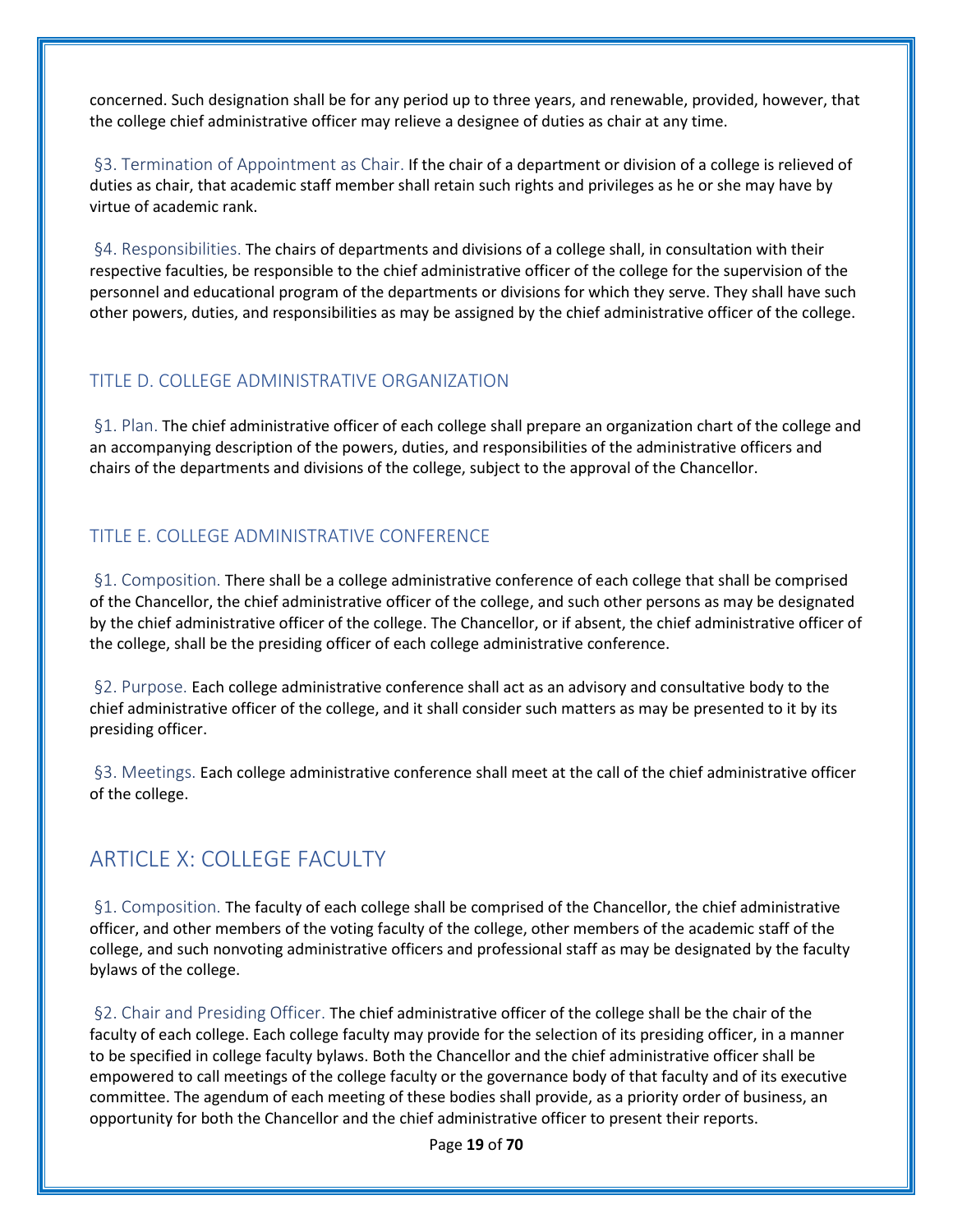concerned. Such designation shall be for any period up to three years, and renewable, provided, however, that the college chief administrative officer may relieve a designee of duties as chair at any time.

§3. Termination of Appointment as Chair. If the chair of a department or division of a college is relieved of duties as chair, that academic staff member shall retain such rights and privileges as he or she may have by virtue of academic rank.

§4. Responsibilities. The chairs of departments and divisions of a college shall, in consultation with their respective faculties, be responsible to the chief administrative officer of the college for the supervision of the personnel and educational program of the departments or divisions for which they serve. They shall have such other powers, duties, and responsibilities as may be assigned by the chief administrative officer of the college.

### TITLE D. COLLEGE ADMINISTRATIVE ORGANIZATION

§1. Plan. The chief administrative officer of each college shall prepare an organization chart of the college and an accompanying description of the powers, duties, and responsibilities of the administrative officers and chairs of the departments and divisions of the college, subject to the approval of the Chancellor.

### TITLE E. COLLEGE ADMINISTRATIVE CONFERENCE

§1. Composition. There shall be a college administrative conference of each college that shall be comprised of the Chancellor, the chief administrative officer of the college, and such other persons as may be designated by the chief administrative officer of the college. The Chancellor, or if absent, the chief administrative officer of the college, shall be the presiding officer of each college administrative conference.

§2. Purpose. Each college administrative conference shall act as an advisory and consultative body to the chief administrative officer of the college, and it shall consider such matters as may be presented to it by its presiding officer.

§3. Meetings. Each college administrative conference shall meet at the call of the chief administrative officer of the college.

## ARTICLE X: COLLEGE FACULTY

§1. Composition. The faculty of each college shall be comprised of the Chancellor, the chief administrative officer, and other members of the voting faculty of the college, other members of the academic staff of the college, and such nonvoting administrative officers and professional staff as may be designated by the faculty bylaws of the college.

§2. Chair and Presiding Officer. The chief administrative officer of the college shall be the chair of the faculty of each college. Each college faculty may provide for the selection of its presiding officer, in a manner to be specified in college faculty bylaws. Both the Chancellor and the chief administrative officer shall be empowered to call meetings of the college faculty or the governance body of that faculty and of its executive committee. The agendum of each meeting of these bodies shall provide, as a priority order of business, an opportunity for both the Chancellor and the chief administrative officer to present their reports.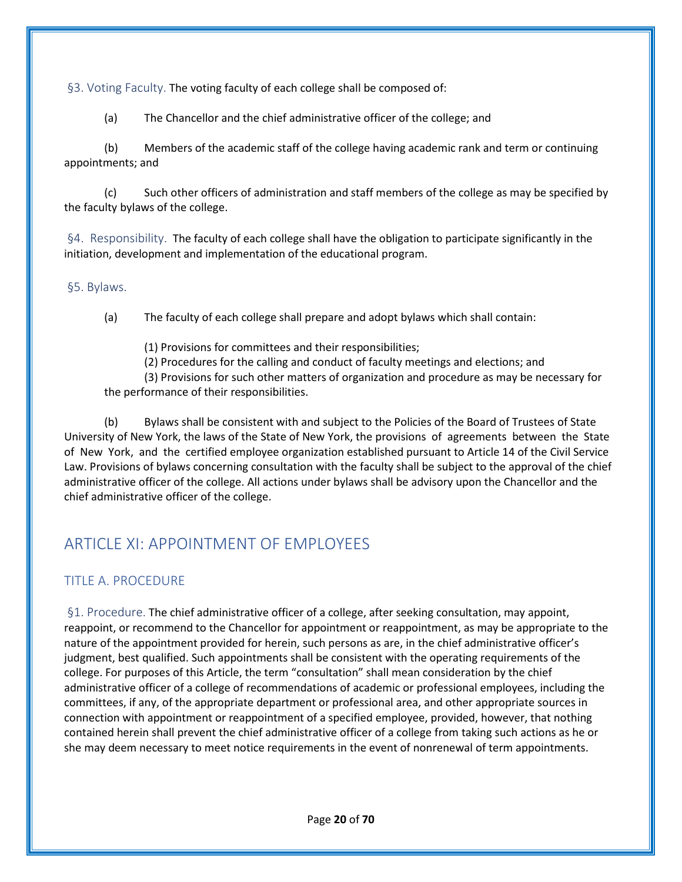§3. Voting Faculty. The voting faculty of each college shall be composed of:

(a) The Chancellor and the chief administrative officer of the college; and

(b) Members of the academic staff of the college having academic rank and term or continuing appointments; and

(c) Such other officers of administration and staff members of the college as may be specified by the faculty bylaws of the college.

§4. Responsibility. The faculty of each college shall have the obligation to participate significantly in the initiation, development and implementation of the educational program.

§5. Bylaws.

(a) The faculty of each college shall prepare and adopt bylaws which shall contain:

(1) Provisions for committees and their responsibilities;
(2) Procedures for the calling and conduct of faculty meetings and elections; and
(3) Provisions for such other matters of organization and procedure as may be necessary for the performance of their responsibilities.

(b) Bylaws shall be consistent with and subject to the Policies of the Board of Trustees of State University of New York, the laws of the State of New York, the provisions of agreements between the State of New York, and the certified employee organization established pursuant to Article 14 of the Civil Service Law. Provisions of bylaws concerning consultation with the faculty shall be subject to the approval of the chief administrative officer of the college. All actions under bylaws shall be advisory upon the Chancellor and the chief administrative officer of the college.

## ARTICLE XI: APPOINTMENT OF EMPLOYEES

### TITLE A. PROCEDURE

§1. Procedure. The chief administrative officer of a college, after seeking consultation, may appoint, reappoint, or recommend to the Chancellor for appointment or reappointment, as may be appropriate to the nature of the appointment provided for herein, such persons as are, in the chief administrative officer's judgment, best qualified. Such appointments shall be consistent with the operating requirements of the college. For purposes of this Article, the term "consultation" shall mean consideration by the chief administrative officer of a college of recommendations of academic or professional employees, including the committees, if any, of the appropriate department or professional area, and other appropriate sources in connection with appointment or reappointment of a specified employee, provided, however, that nothing contained herein shall prevent the chief administrative officer of a college from taking such actions as he or she may deem necessary to meet notice requirements in the event of nonrenewal of term appointments.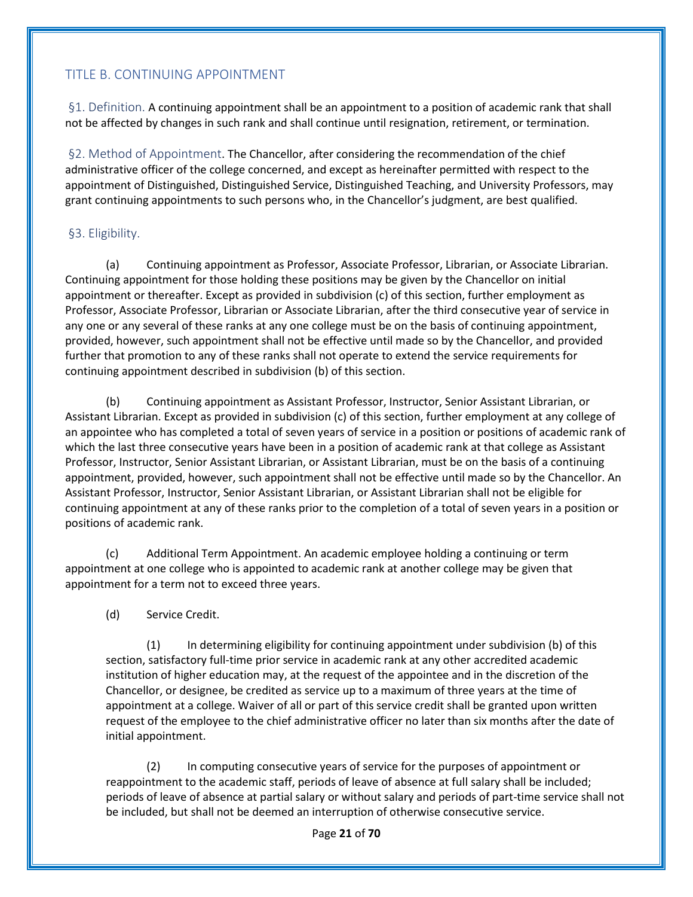## TITLE B. CONTINUING APPOINTMENT

§1. Definition. A continuing appointment shall be an appointment to a position of academic rank that shall not be affected by changes in such rank and shall continue until resignation, retirement, or termination.

§2. Method of Appointment. The Chancellor, after considering the recommendation of the chief administrative officer of the college concerned, and except as hereinafter permitted with respect to the appointment of Distinguished, Distinguished Service, Distinguished Teaching, and University Professors, may grant continuing appointments to such persons who, in the Chancellor's judgment, are best qualified.

§3. Eligibility.

(a) Continuing appointment as Professor, Associate Professor, Librarian, or Associate Librarian. Continuing appointment for those holding these positions may be given by the Chancellor on initial appointment or thereafter. Except as provided in subdivision (c) of this section, further employment as Professor, Associate Professor, Librarian or Associate Librarian, after the third consecutive year of service in any one or any several of these ranks at any one college must be on the basis of continuing appointment, provided, however, such appointment shall not be effective until made so by the Chancellor, and provided further that promotion to any of these ranks shall not operate to extend the service requirements for continuing appointment described in subdivision (b) of this section.

(b) Continuing appointment as Assistant Professor, Instructor, Senior Assistant Librarian, or Assistant Librarian. Except as provided in subdivision (c) of this section, further employment at any college of an appointee who has completed a total of seven years of service in a position or positions of academic rank of which the last three consecutive years have been in a position of academic rank at that college as Assistant Professor, Instructor, Senior Assistant Librarian, or Assistant Librarian, must be on the basis of a continuing appointment, provided, however, such appointment shall not be effective until made so by the Chancellor. An Assistant Professor, Instructor, Senior Assistant Librarian, or Assistant Librarian shall not be eligible for continuing appointment at any of these ranks prior to the completion of a total of seven years in a position or positions of academic rank.

(c) Additional Term Appointment. An academic employee holding a continuing or term appointment at one college who is appointed to academic rank at another college may be given that appointment for a term not to exceed three years.

(d) Service Credit.

(1) In determining eligibility for continuing appointment under subdivision (b) of this section, satisfactory full-time prior service in academic rank at any other accredited academic institution of higher education may, at the request of the appointee and in the discretion of the Chancellor, or designee, be credited as service up to a maximum of three years at the time of appointment at a college. Waiver of all or part of this service credit shall be granted upon written request of the employee to the chief administrative officer no later than six months after the date of initial appointment.

(2) In computing consecutive years of service for the purposes of appointment or reappointment to the academic staff, periods of leave of absence at full salary shall be included; periods of leave of absence at partial salary or without salary and periods of part-time service shall not be included, but shall not be deemed an interruption of otherwise consecutive service.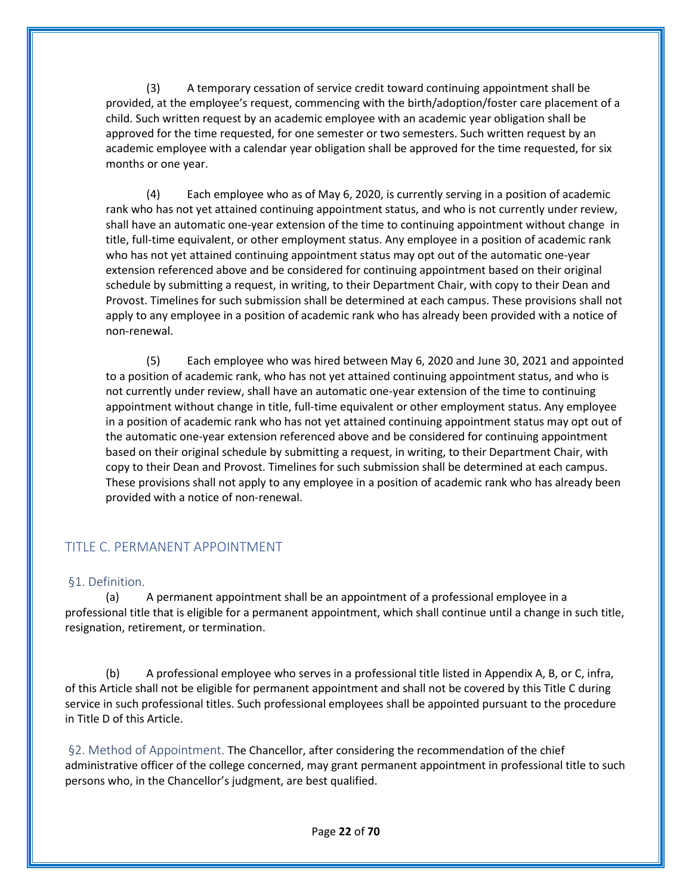(3) A temporary cessation of service credit toward continuing appointment shall be provided, at the employee's request, commencing with the birth/adoption/foster care placement of a child. Such written request by an academic employee with an academic year obligation shall be approved for the time requested, for one semester or two semesters. Such written request by an academic employee with a calendar year obligation shall be approved for the time requested, for six months or one year.

(4) Each employee who as of May 6, 2020, is currently serving in a position of academic rank who has not yet attained continuing appointment status, and who is not currently under review, shall have an automatic one-year extension of the time to continuing appointment without change in title, full-time equivalent, or other employment status. Any employee in a position of academic rank who has not yet attained continuing appointment status may opt out of the automatic one-year extension referenced above and be considered for continuing appointment based on their original schedule by submitting a request, in writing, to their Department Chair, with copy to their Dean and Provost. Timelines for such submission shall be determined at each campus. These provisions shall not apply to any employee in a position of academic rank who has already been provided with a notice of non-renewal.

(5) Each employee who was hired between May 6, 2020 and June 30, 2021 and appointed to a position of academic rank, who has not yet attained continuing appointment status, and who is not currently under review, shall have an automatic one-year extension of the time to continuing appointment without change in title, full-time equivalent or other employment status. Any employee in a position of academic rank who has not yet attained continuing appointment status may opt out of the automatic one-year extension referenced above and be considered for continuing appointment based on their original schedule by submitting a request, in writing, to their Department Chair, with copy to their Dean and Provost. Timelines for such submission shall be determined at each campus. These provisions shall not apply to any employee in a position of academic rank who has already been provided with a notice of non-renewal.

## TITLE C. PERMANENT APPOINTMENT

### §1. Definition.

(a) A permanent appointment shall be an appointment of a professional employee in a professional title that is eligible for a permanent appointment, which shall continue until a change in such title, resignation, retirement, or termination.

(b) A professional employee who serves in a professional title listed in Appendix A, B, or C, infra, of this Article shall not be eligible for permanent appointment and shall not be covered by this Title C during service in such professional titles. Such professional employees shall be appointed pursuant to the procedure in Title D of this Article.

### §2. Method of Appointment.

The Chancellor, after considering the recommendation of the chief administrative officer of the college concerned, may grant permanent appointment in professional title to such persons who, in the Chancellor's judgment, are best qualified.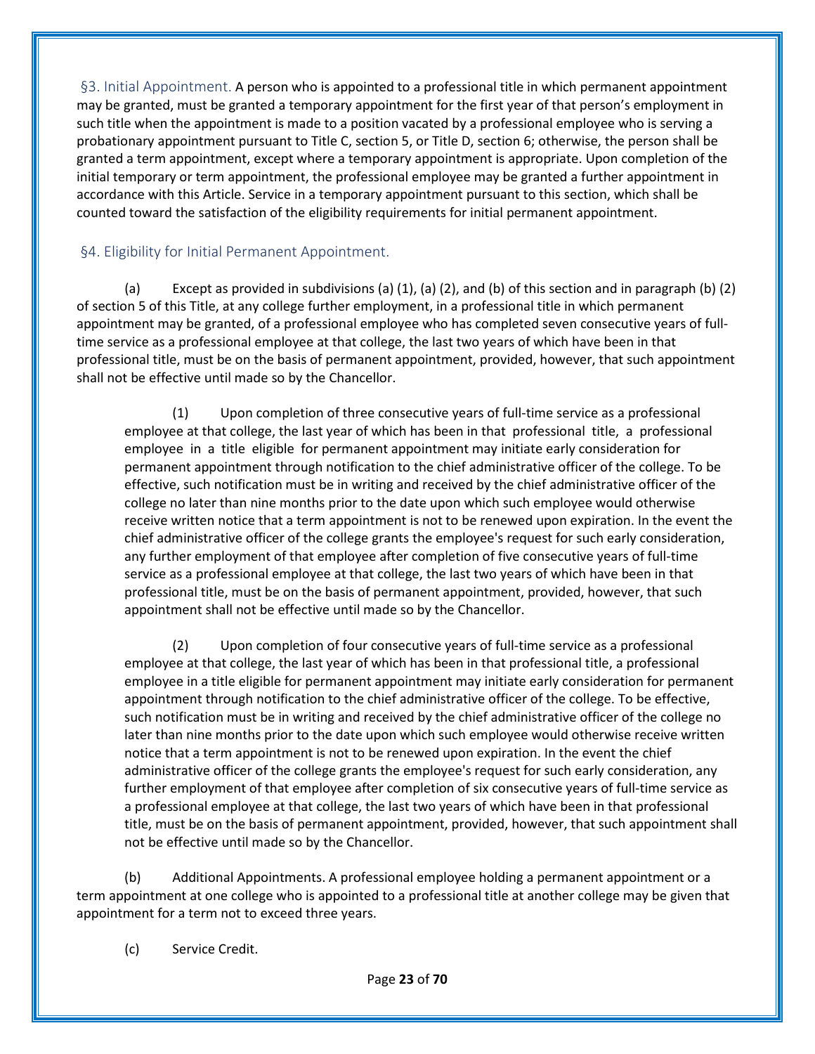## §3. Initial Appointment.

A person who is appointed to a professional title in which permanent appointment may be granted, must be granted a temporary appointment for the first year of that person's employment in such title when the appointment is made to a position vacated by a professional employee who is serving a probationary appointment pursuant to Title C, section 5, or Title D, section 6; otherwise, the person shall be granted a term appointment, except where a temporary appointment is appropriate. Upon completion of the initial temporary or term appointment, the professional employee may be granted a further appointment in accordance with this Article. Service in a temporary appointment pursuant to this section, which shall be counted toward the satisfaction of the eligibility requirements for initial permanent appointment.

## §4. Eligibility for Initial Permanent Appointment.

(a) Except as provided in subdivisions (a) (1), (a) (2), and (b) of this section and in paragraph (b) (2) of section 5 of this Title, at any college further employment, in a professional title in which permanent appointment may be granted, of a professional employee who has completed seven consecutive years of full-time service as a professional employee at that college, the last two years of which have been in that professional title, must be on the basis of permanent appointment, provided, however, that such appointment shall not be effective until made so by the Chancellor.

(1) Upon completion of three consecutive years of full-time service as a professional employee at that college, the last year of which has been in that professional title, a professional employee in a title eligible for permanent appointment may initiate early consideration for permanent appointment through notification to the chief administrative officer of the college. To be effective, such notification must be in writing and received by the chief administrative officer of the college no later than nine months prior to the date upon which such employee would otherwise receive written notice that a term appointment is not to be renewed upon expiration. In the event the chief administrative officer of the college grants the employee's request for such early consideration, any further employment of that employee after completion of five consecutive years of full-time service as a professional employee at that college, the last two years of which have been in that professional title, must be on the basis of permanent appointment, provided, however, that such appointment shall not be effective until made so by the Chancellor.

(2) Upon completion of four consecutive years of full-time service as a professional employee at that college, the last year of which has been in that professional title, a professional employee in a title eligible for permanent appointment may initiate early consideration for permanent appointment through notification to the chief administrative officer of the college. To be effective, such notification must be in writing and received by the chief administrative officer of the college no later than nine months prior to the date upon which such employee would otherwise receive written notice that a term appointment is not to be renewed upon expiration. In the event the chief administrative officer of the college grants the employee's request for such early consideration, any further employment of that employee after completion of six consecutive years of full-time service as a professional employee at that college, the last two years of which have been in that professional title, must be on the basis of permanent appointment, provided, however, that such appointment shall not be effective until made so by the Chancellor.

(b) Additional Appointments. A professional employee holding a permanent appointment or a term appointment at one college who is appointed to a professional title at another college may be given that appointment for a term not to exceed three years.

(c) Service Credit.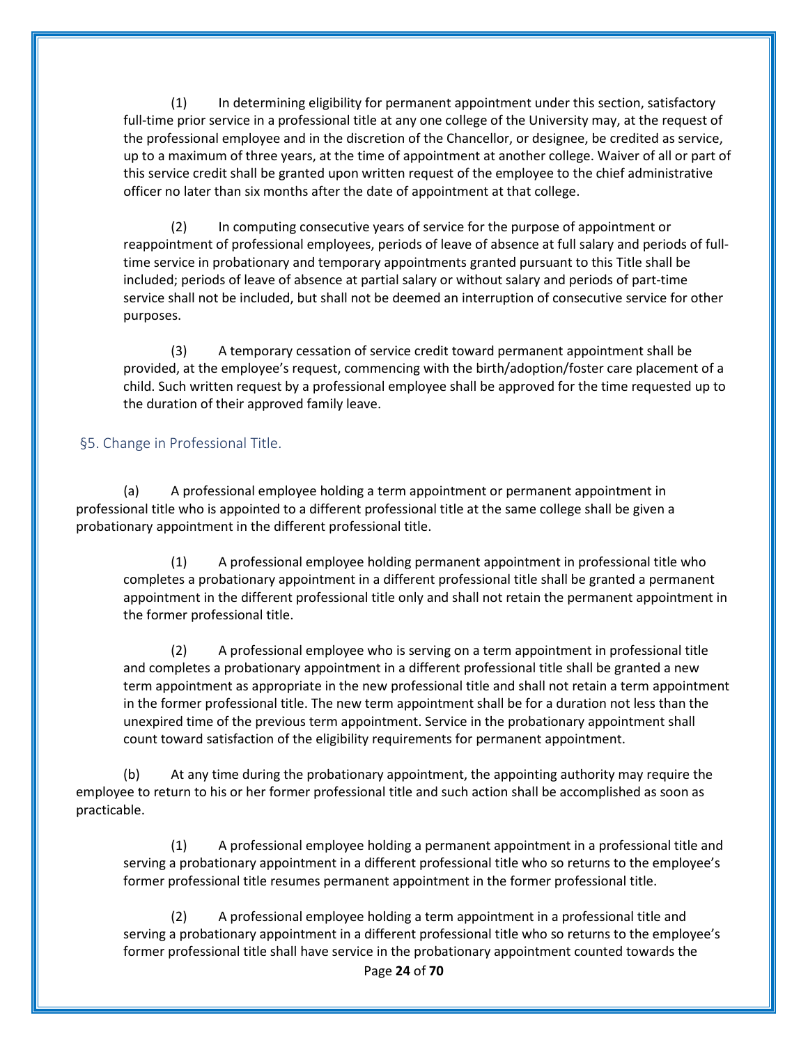(1) In determining eligibility for permanent appointment under this section, satisfactory full-time prior service in a professional title at any one college of the University may, at the request of the professional employee and in the discretion of the Chancellor, or designee, be credited as service, up to a maximum of three years, at the time of appointment at another college. Waiver of all or part of this service credit shall be granted upon written request of the employee to the chief administrative officer no later than six months after the date of appointment at that college.

(2) In computing consecutive years of service for the purpose of appointment or reappointment of professional employees, periods of leave of absence at full salary and periods of full-time service in probationary and temporary appointments granted pursuant to this Title shall be included; periods of leave of absence at partial salary or without salary and periods of part-time service shall not be included, but shall not be deemed an interruption of consecutive service for other purposes.

(3) A temporary cessation of service credit toward permanent appointment shall be provided, at the employee's request, commencing with the birth/adoption/foster care placement of a child. Such written request by a professional employee shall be approved for the time requested up to the duration of their approved family leave.

## §5. Change in Professional Title.

(a) A professional employee holding a term appointment or permanent appointment in professional title who is appointed to a different professional title at the same college shall be given a probationary appointment in the different professional title.

(1) A professional employee holding permanent appointment in professional title who completes a probationary appointment in a different professional title shall be granted a permanent appointment in the different professional title only and shall not retain the permanent appointment in the former professional title.

(2) A professional employee who is serving on a term appointment in professional title and completes a probationary appointment in a different professional title shall be granted a new term appointment as appropriate in the new professional title and shall not retain a term appointment in the former professional title. The new term appointment shall be for a duration not less than the unexpired time of the previous term appointment. Service in the probationary appointment shall count toward satisfaction of the eligibility requirements for permanent appointment.

(b) At any time during the probationary appointment, the appointing authority may require the employee to return to his or her former professional title and such action shall be accomplished as soon as practicable.

(1) A professional employee holding a permanent appointment in a professional title and serving a probationary appointment in a different professional title who so returns to the employee's former professional title resumes permanent appointment in the former professional title.

(2) A professional employee holding a term appointment in a professional title and serving a probationary appointment in a different professional title who so returns to the employee's former professional title shall have service in the probationary appointment counted towards the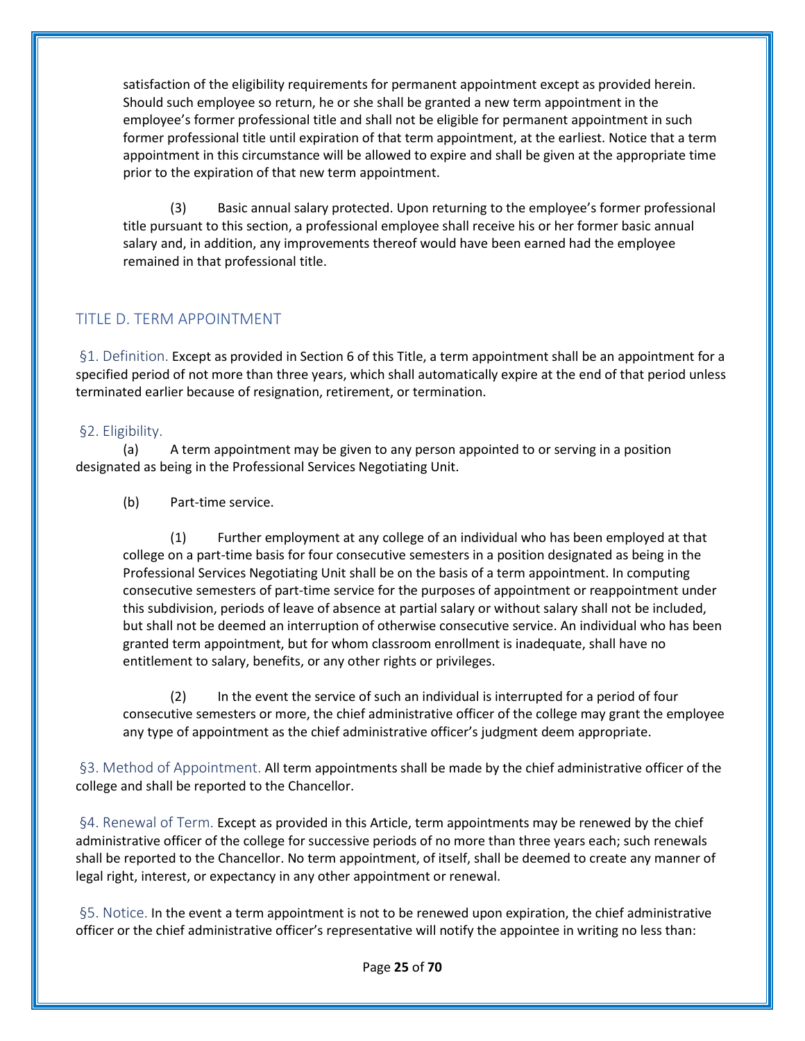satisfaction of the eligibility requirements for permanent appointment except as provided herein. Should such employee so return, he or she shall be granted a new term appointment in the employee's former professional title and shall not be eligible for permanent appointment in such former professional title until expiration of that term appointment, at the earliest. Notice that a term appointment in this circumstance will be allowed to expire and shall be given at the appropriate time prior to the expiration of that new term appointment.

(3) Basic annual salary protected. Upon returning to the employee's former professional title pursuant to this section, a professional employee shall receive his or her former basic annual salary and, in addition, any improvements thereof would have been earned had the employee remained in that professional title.

## TITLE D. TERM APPOINTMENT

§1. Definition. Except as provided in Section 6 of this Title, a term appointment shall be an appointment for a specified period of not more than three years, which shall automatically expire at the end of that period unless terminated earlier because of resignation, retirement, or termination.

§2. Eligibility.

(a) A term appointment may be given to any person appointed to or serving in a position designated as being in the Professional Services Negotiating Unit.

(b) Part-time service.

(1) Further employment at any college of an individual who has been employed at that college on a part-time basis for four consecutive semesters in a position designated as being in the Professional Services Negotiating Unit shall be on the basis of a term appointment. In computing consecutive semesters of part-time service for the purposes of appointment or reappointment under this subdivision, periods of leave of absence at partial salary or without salary shall not be included, but shall not be deemed an interruption of otherwise consecutive service. An individual who has been granted term appointment, but for whom classroom enrollment is inadequate, shall have no entitlement to salary, benefits, or any other rights or privileges.

(2) In the event the service of such an individual is interrupted for a period of four consecutive semesters or more, the chief administrative officer of the college may grant the employee any type of appointment as the chief administrative officer's judgment deem appropriate.

§3. Method of Appointment. All term appointments shall be made by the chief administrative officer of the college and shall be reported to the Chancellor.

§4. Renewal of Term. Except as provided in this Article, term appointments may be renewed by the chief administrative officer of the college for successive periods of no more than three years each; such renewals shall be reported to the Chancellor. No term appointment, of itself, shall be deemed to create any manner of legal right, interest, or expectancy in any other appointment or renewal.

§5. Notice. In the event a term appointment is not to be renewed upon expiration, the chief administrative officer or the chief administrative officer's representative will notify the appointee in writing no less than: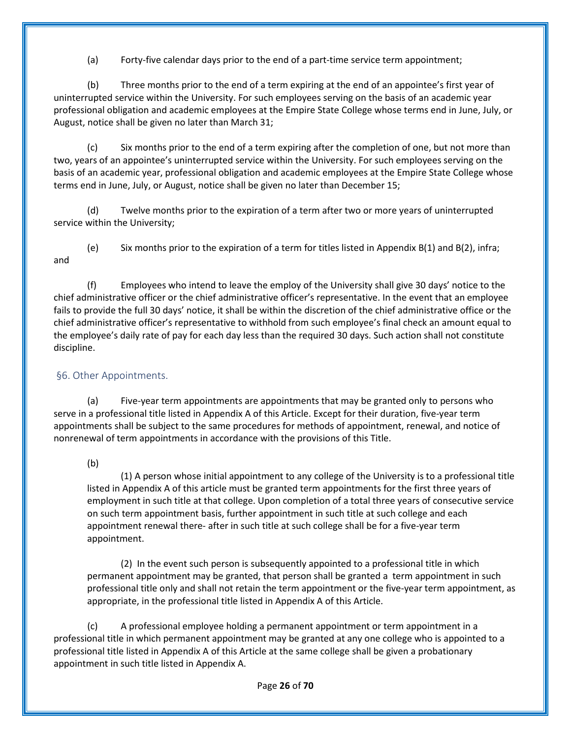(a) Forty-five calendar days prior to the end of a part-time service term appointment;

(b) Three months prior to the end of a term expiring at the end of an appointee's first year of uninterrupted service within the University. For such employees serving on the basis of an academic year professional obligation and academic employees at the Empire State College whose terms end in June, July, or August, notice shall be given no later than March 31;

(c) Six months prior to the end of a term expiring after the completion of one, but not more than two, years of an appointee's uninterrupted service within the University. For such employees serving on the basis of an academic year, professional obligation and academic employees at the Empire State College whose terms end in June, July, or August, notice shall be given no later than December 15;

(d) Twelve months prior to the expiration of a term after two or more years of uninterrupted service within the University;

(e) Six months prior to the expiration of a term for titles listed in Appendix B(1) and B(2), infra; and

(f) Employees who intend to leave the employ of the University shall give 30 days' notice to the chief administrative officer or the chief administrative officer's representative. In the event that an employee fails to provide the full 30 days' notice, it shall be within the discretion of the chief administrative office or the chief administrative officer's representative to withhold from such employee's final check an amount equal to the employee's daily rate of pay for each day less than the required 30 days. Such action shall not constitute discipline.

## §6. Other Appointments.

(a) Five-year term appointments are appointments that may be granted only to persons who serve in a professional title listed in Appendix A of this Article. Except for their duration, five-year term appointments shall be subject to the same procedures for methods of appointment, renewal, and notice of nonrenewal of term appointments in accordance with the provisions of this Title.

(b)

(1) A person whose initial appointment to any college of the University is to a professional title listed in Appendix A of this article must be granted term appointments for the first three years of employment in such title at that college. Upon completion of a total three years of consecutive service on such term appointment basis, further appointment in such title at such college and each appointment renewal there- after in such title at such college shall be for a five-year term appointment.

(2) In the event such person is subsequently appointed to a professional title in which permanent appointment may be granted, that person shall be granted a term appointment in such professional title only and shall not retain the term appointment or the five-year term appointment, as appropriate, in the professional title listed in Appendix A of this Article.

(c) A professional employee holding a permanent appointment or term appointment in a professional title in which permanent appointment may be granted at any one college who is appointed to a professional title listed in Appendix A of this Article at the same college shall be given a probationary appointment in such title listed in Appendix A.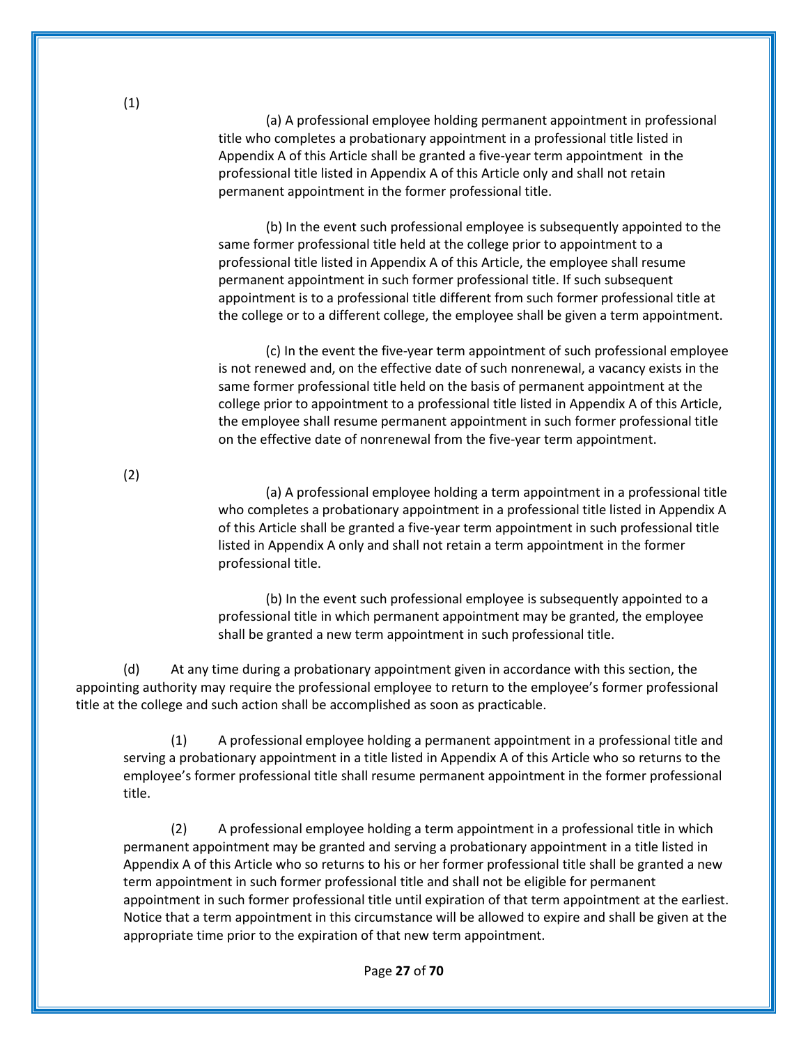(1)

(a) A professional employee holding permanent appointment in professional title who completes a probationary appointment in a professional title listed in Appendix A of this Article shall be granted a five-year term appointment in the professional title listed in Appendix A of this Article only and shall not retain permanent appointment in the former professional title.

(b) In the event such professional employee is subsequently appointed to the same former professional title held at the college prior to appointment to a professional title listed in Appendix A of this Article, the employee shall resume permanent appointment in such former professional title. If such subsequent appointment is to a professional title different from such former professional title at the college or to a different college, the employee shall be given a term appointment.

(c) In the event the five-year term appointment of such professional employee is not renewed and, on the effective date of such nonrenewal, a vacancy exists in the same former professional title held on the basis of permanent appointment at the college prior to appointment to a professional title listed in Appendix A of this Article, the employee shall resume permanent appointment in such former professional title on the effective date of nonrenewal from the five-year term appointment.

(2)

(a) A professional employee holding a term appointment in a professional title who completes a probationary appointment in a professional title listed in Appendix A of this Article shall be granted a five-year term appointment in such professional title listed in Appendix A only and shall not retain a term appointment in the former professional title.

(b) In the event such professional employee is subsequently appointed to a professional title in which permanent appointment may be granted, the employee shall be granted a new term appointment in such professional title.

(d) At any time during a probationary appointment given in accordance with this section, the appointing authority may require the professional employee to return to the employee's former professional title at the college and such action shall be accomplished as soon as practicable.

(1) A professional employee holding a permanent appointment in a professional title and serving a probationary appointment in a title listed in Appendix A of this Article who so returns to the employee's former professional title shall resume permanent appointment in the former professional title.

(2) A professional employee holding a term appointment in a professional title in which permanent appointment may be granted and serving a probationary appointment in a title listed in Appendix A of this Article who so returns to his or her former professional title shall be granted a new term appointment in such former professional title and shall not be eligible for permanent appointment in such former professional title until expiration of that term appointment at the earliest. Notice that a term appointment in this circumstance will be allowed to expire and shall be given at the appropriate time prior to the expiration of that new term appointment.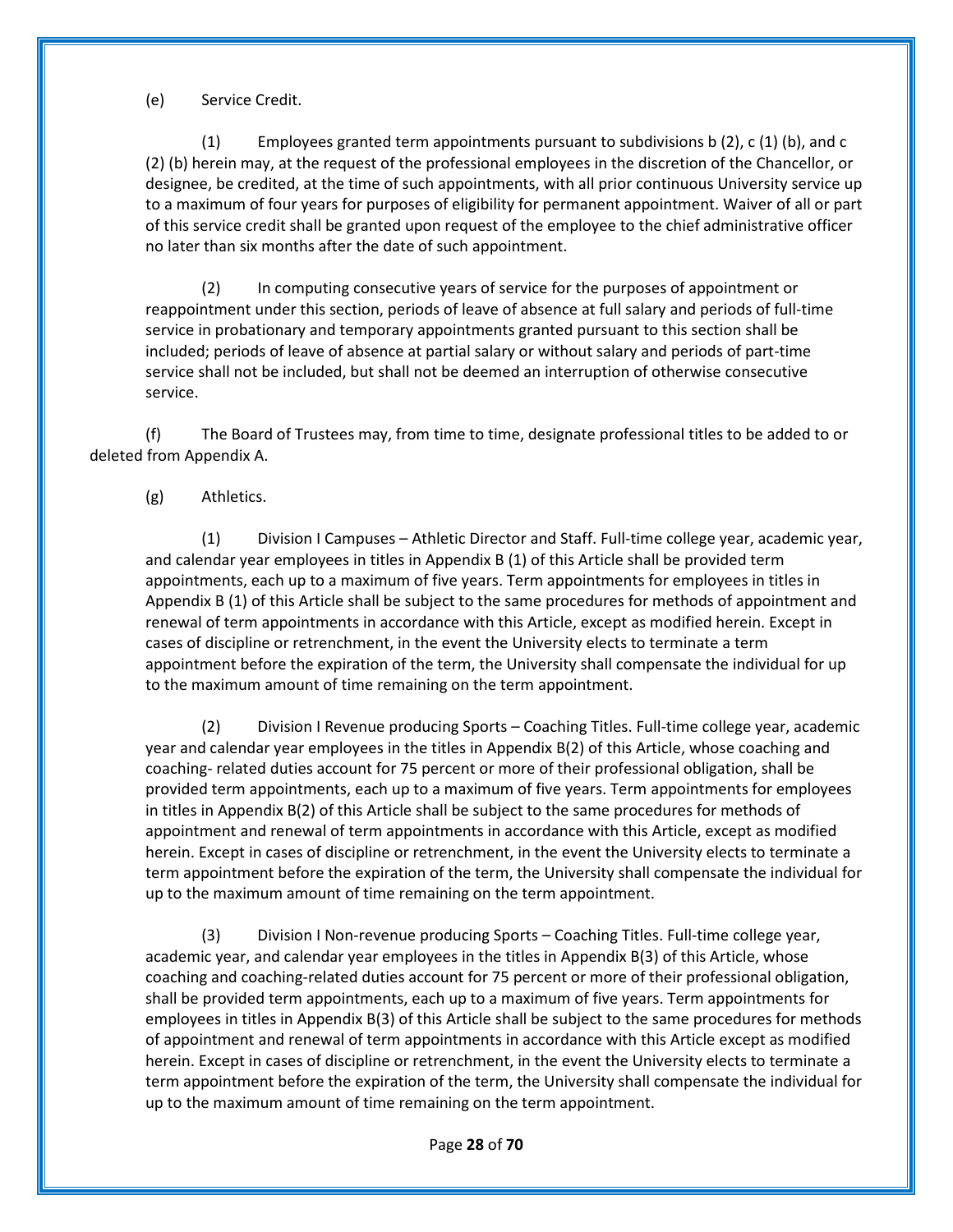(e) Service Credit.

(1) Employees granted term appointments pursuant to subdivisions b (2), c (1) (b), and c (2) (b) herein may, at the request of the professional employees in the discretion of the Chancellor, or designee, be credited, at the time of such appointments, with all prior continuous University service up to a maximum of four years for purposes of eligibility for permanent appointment. Waiver of all or part of this service credit shall be granted upon request of the employee to the chief administrative officer no later than six months after the date of such appointment.

(2) In computing consecutive years of service for the purposes of appointment or reappointment under this section, periods of leave of absence at full salary and periods of full-time service in probationary and temporary appointments granted pursuant to this section shall be included; periods of leave of absence at partial salary or without salary and periods of part-time service shall not be included, but shall not be deemed an interruption of otherwise consecutive service.

(f) The Board of Trustees may, from time to time, designate professional titles to be added to or deleted from Appendix A.

(g) Athletics.

(1) Division I Campuses – Athletic Director and Staff. Full-time college year, academic year, and calendar year employees in titles in Appendix B (1) of this Article shall be provided term appointments, each up to a maximum of five years. Term appointments for employees in titles in Appendix B (1) of this Article shall be subject to the same procedures for methods of appointment and renewal of term appointments in accordance with this Article, except as modified herein. Except in cases of discipline or retrenchment, in the event the University elects to terminate a term appointment before the expiration of the term, the University shall compensate the individual for up to the maximum amount of time remaining on the term appointment.

(2) Division I Revenue producing Sports – Coaching Titles. Full-time college year, academic year and calendar year employees in the titles in Appendix B(2) of this Article, whose coaching and coaching- related duties account for 75 percent or more of their professional obligation, shall be provided term appointments, each up to a maximum of five years. Term appointments for employees in titles in Appendix B(2) of this Article shall be subject to the same procedures for methods of appointment and renewal of term appointments in accordance with this Article, except as modified herein. Except in cases of discipline or retrenchment, in the event the University elects to terminate a term appointment before the expiration of the term, the University shall compensate the individual for up to the maximum amount of time remaining on the term appointment.

(3) Division I Non-revenue producing Sports – Coaching Titles. Full-time college year, academic year, and calendar year employees in the titles in Appendix B(3) of this Article, whose coaching and coaching-related duties account for 75 percent or more of their professional obligation, shall be provided term appointments, each up to a maximum of five years. Term appointments for employees in titles in Appendix B(3) of this Article shall be subject to the same procedures for methods of appointment and renewal of term appointments in accordance with this Article except as modified herein. Except in cases of discipline or retrenchment, in the event the University elects to terminate a term appointment before the expiration of the term, the University shall compensate the individual for up to the maximum amount of time remaining on the term appointment.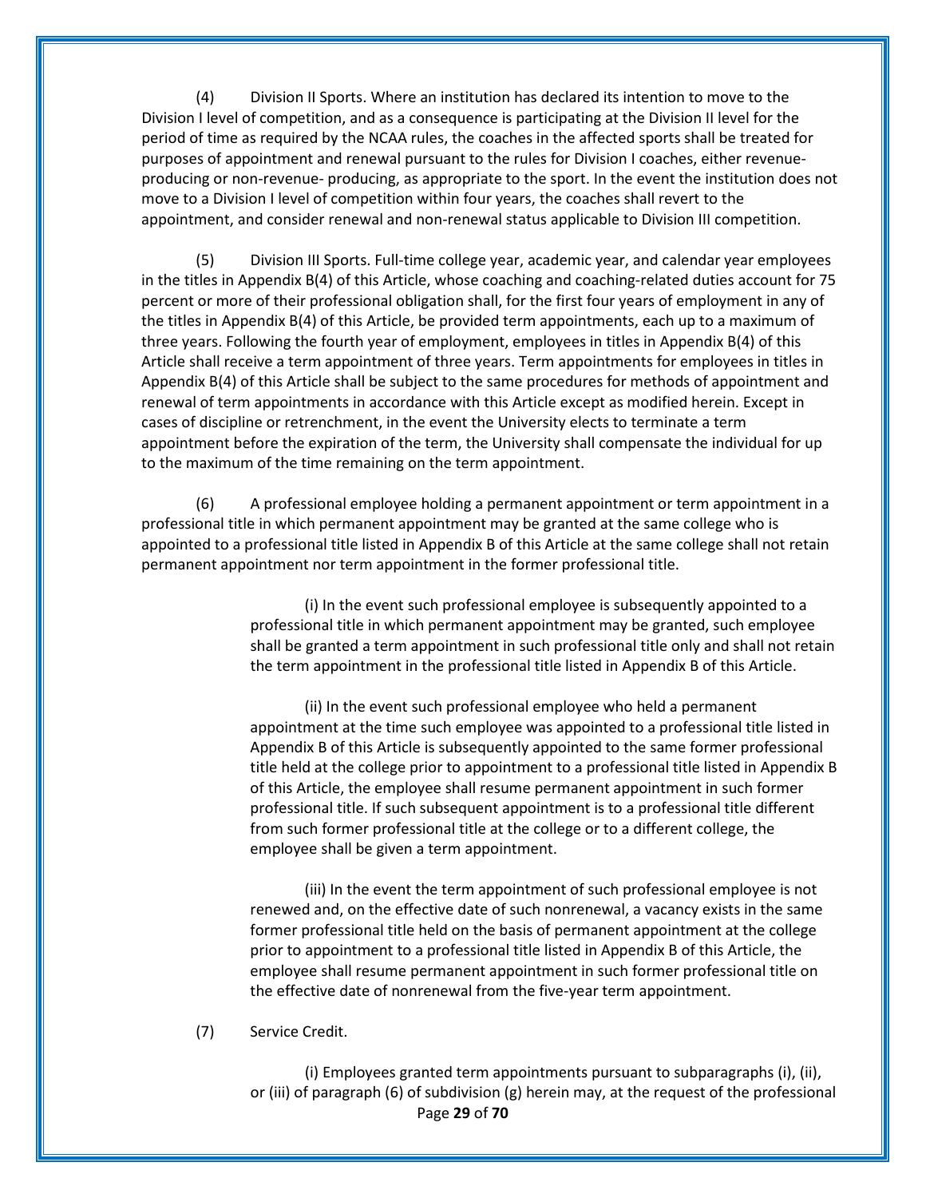(4) Division II Sports. Where an institution has declared its intention to move to the Division I level of competition, and as a consequence is participating at the Division II level for the period of time as required by the NCAA rules, the coaches in the affected sports shall be treated for purposes of appointment and renewal pursuant to the rules for Division I coaches, either revenue-producing or non-revenue- producing, as appropriate to the sport. In the event the institution does not move to a Division I level of competition within four years, the coaches shall revert to the appointment, and consider renewal and non-renewal status applicable to Division III competition.

(5) Division III Sports. Full-time college year, academic year, and calendar year employees in the titles in Appendix B(4) of this Article, whose coaching and coaching-related duties account for 75 percent or more of their professional obligation shall, for the first four years of employment in any of the titles in Appendix B(4) of this Article, be provided term appointments, each up to a maximum of three years. Following the fourth year of employment, employees in titles in Appendix B(4) of this Article shall receive a term appointment of three years. Term appointments for employees in titles in Appendix B(4) of this Article shall be subject to the same procedures for methods of appointment and renewal of term appointments in accordance with this Article except as modified herein. Except in cases of discipline or retrenchment, in the event the University elects to terminate a term appointment before the expiration of the term, the University shall compensate the individual for up to the maximum of the time remaining on the term appointment.

(6) A professional employee holding a permanent appointment or term appointment in a professional title in which permanent appointment may be granted at the same college who is appointed to a professional title listed in Appendix B of this Article at the same college shall not retain permanent appointment nor term appointment in the former professional title.

(i) In the event such professional employee is subsequently appointed to a professional title in which permanent appointment may be granted, such employee shall be granted a term appointment in such professional title only and shall not retain the term appointment in the professional title listed in Appendix B of this Article.

(ii) In the event such professional employee who held a permanent appointment at the time such employee was appointed to a professional title listed in Appendix B of this Article is subsequently appointed to the same former professional title held at the college prior to appointment to a professional title listed in Appendix B of this Article, the employee shall resume permanent appointment in such former professional title. If such subsequent appointment is to a professional title different from such former professional title at the college or to a different college, the employee shall be given a term appointment.

(iii) In the event the term appointment of such professional employee is not renewed and, on the effective date of such nonrenewal, a vacancy exists in the same former professional title held on the basis of permanent appointment at the college prior to appointment to a professional title listed in Appendix B of this Article, the employee shall resume permanent appointment in such former professional title on the effective date of nonrenewal from the five-year term appointment.

(7) Service Credit.

(i) Employees granted term appointments pursuant to subparagraphs (i), (ii), or (iii) of paragraph (6) of subdivision (g) herein may, at the request of the professional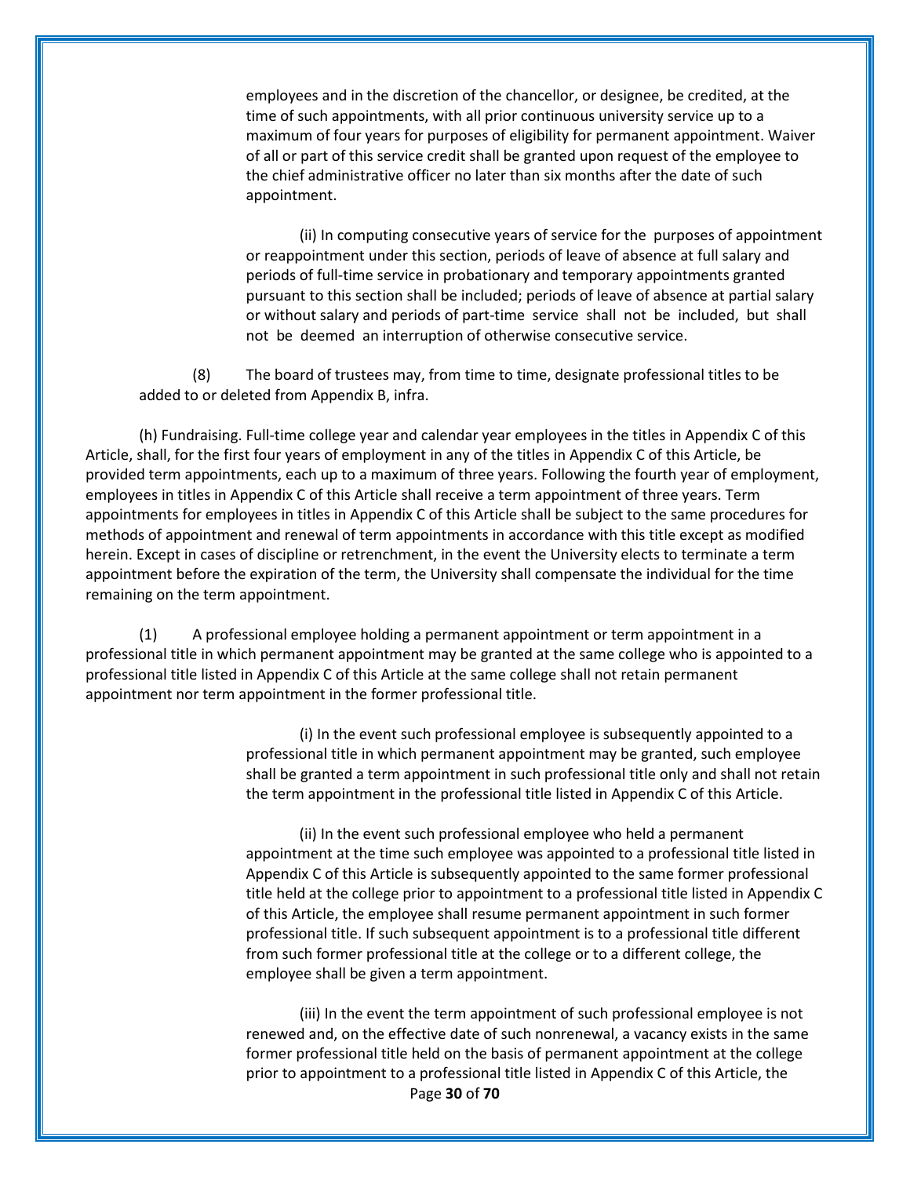employees and in the discretion of the chancellor, or designee, be credited, at the time of such appointments, with all prior continuous university service up to a maximum of four years for purposes of eligibility for permanent appointment. Waiver of all or part of this service credit shall be granted upon request of the employee to the chief administrative officer no later than six months after the date of such appointment.

(ii) In computing consecutive years of service for the purposes of appointment or reappointment under this section, periods of leave of absence at full salary and periods of full-time service in probationary and temporary appointments granted pursuant to this section shall be included; periods of leave of absence at partial salary or without salary and periods of part-time service shall not be included, but shall not be deemed an interruption of otherwise consecutive service.

(8) The board of trustees may, from time to time, designate professional titles to be added to or deleted from Appendix B, infra.

(h) Fundraising. Full-time college year and calendar year employees in the titles in Appendix C of this Article, shall, for the first four years of employment in any of the titles in Appendix C of this Article, be provided term appointments, each up to a maximum of three years. Following the fourth year of employment, employees in titles in Appendix C of this Article shall receive a term appointment of three years. Term appointments for employees in titles in Appendix C of this Article shall be subject to the same procedures for methods of appointment and renewal of term appointments in accordance with this title except as modified herein. Except in cases of discipline or retrenchment, in the event the University elects to terminate a term appointment before the expiration of the term, the University shall compensate the individual for the time remaining on the term appointment.

(1) A professional employee holding a permanent appointment or term appointment in a professional title in which permanent appointment may be granted at the same college who is appointed to a professional title listed in Appendix C of this Article at the same college shall not retain permanent appointment nor term appointment in the former professional title.

(i) In the event such professional employee is subsequently appointed to a professional title in which permanent appointment may be granted, such employee shall be granted a term appointment in such professional title only and shall not retain the term appointment in the professional title listed in Appendix C of this Article.

(ii) In the event such professional employee who held a permanent appointment at the time such employee was appointed to a professional title listed in Appendix C of this Article is subsequently appointed to the same former professional title held at the college prior to appointment to a professional title listed in Appendix C of this Article, the employee shall resume permanent appointment in such former professional title. If such subsequent appointment is to a professional title different from such former professional title at the college or to a different college, the employee shall be given a term appointment.

(iii) In the event the term appointment of such professional employee is not renewed and, on the effective date of such nonrenewal, a vacancy exists in the same former professional title held on the basis of permanent appointment at the college prior to appointment to a professional title listed in Appendix C of this Article, the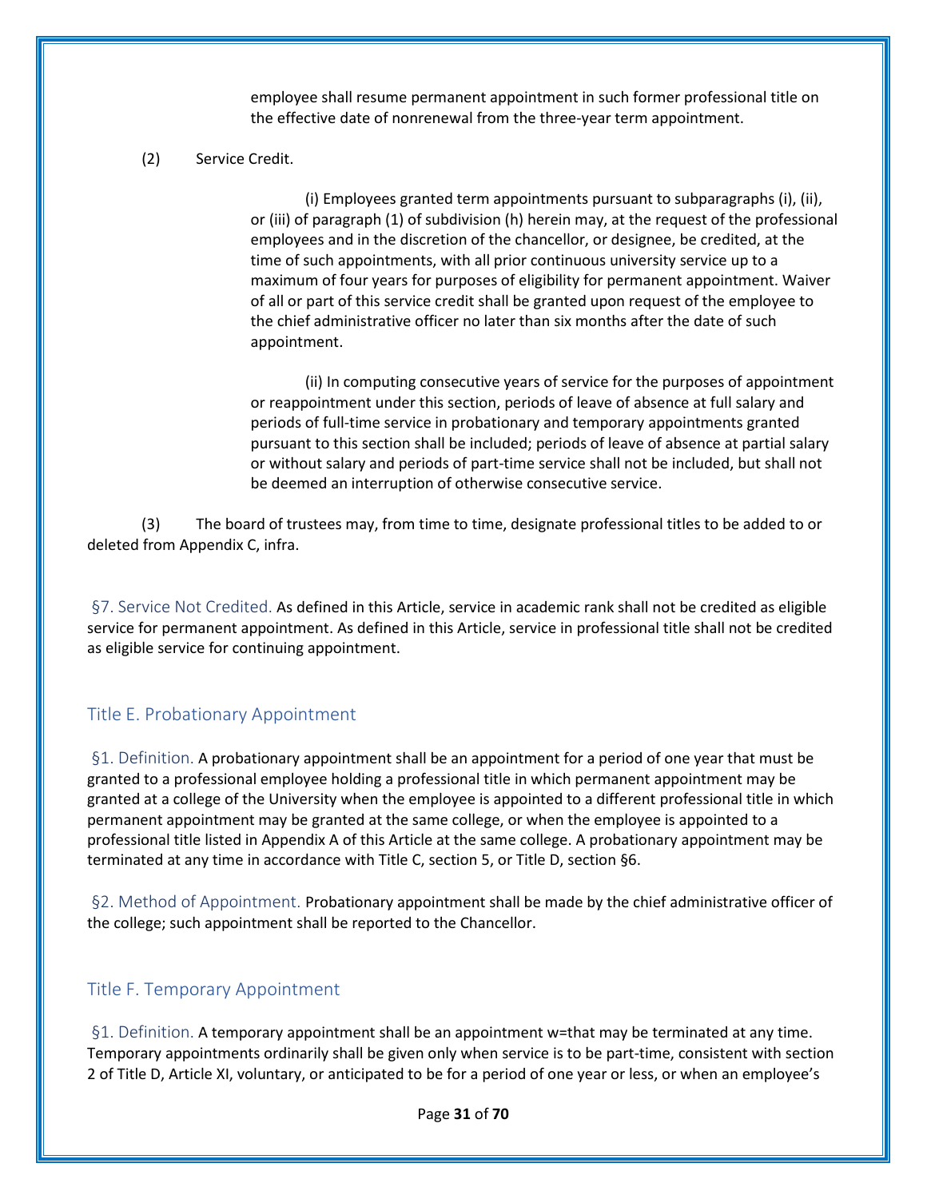employee shall resume permanent appointment in such former professional title on the effective date of nonrenewal from the three-year term appointment.

(2) Service Credit.

(i) Employees granted term appointments pursuant to subparagraphs (i), (ii), or (iii) of paragraph (1) of subdivision (h) herein may, at the request of the professional employees and in the discretion of the chancellor, or designee, be credited, at the time of such appointments, with all prior continuous university service up to a maximum of four years for purposes of eligibility for permanent appointment. Waiver of all or part of this service credit shall be granted upon request of the employee to the chief administrative officer no later than six months after the date of such appointment.

(ii) In computing consecutive years of service for the purposes of appointment or reappointment under this section, periods of leave of absence at full salary and periods of full-time service in probationary and temporary appointments granted pursuant to this section shall be included; periods of leave of absence at partial salary or without salary and periods of part-time service shall not be included, but shall not be deemed an interruption of otherwise consecutive service.

(3) The board of trustees may, from time to time, designate professional titles to be added to or deleted from Appendix C, infra.

§7. Service Not Credited. As defined in this Article, service in academic rank shall not be credited as eligible service for permanent appointment. As defined in this Article, service in professional title shall not be credited as eligible service for continuing appointment.

## Title E. Probationary Appointment

§1. Definition. A probationary appointment shall be an appointment for a period of one year that must be granted to a professional employee holding a professional title in which permanent appointment may be granted at a college of the University when the employee is appointed to a different professional title in which permanent appointment may be granted at the same college, or when the employee is appointed to a professional title listed in Appendix A of this Article at the same college. A probationary appointment may be terminated at any time in accordance with Title C, section 5, or Title D, section §6.

§2. Method of Appointment. Probationary appointment shall be made by the chief administrative officer of the college; such appointment shall be reported to the Chancellor.

## Title F. Temporary Appointment

§1. Definition. A temporary appointment shall be an appointment w=that may be terminated at any time. Temporary appointments ordinarily shall be given only when service is to be part-time, consistent with section 2 of Title D, Article XI, voluntary, or anticipated to be for a period of one year or less, or when an employee's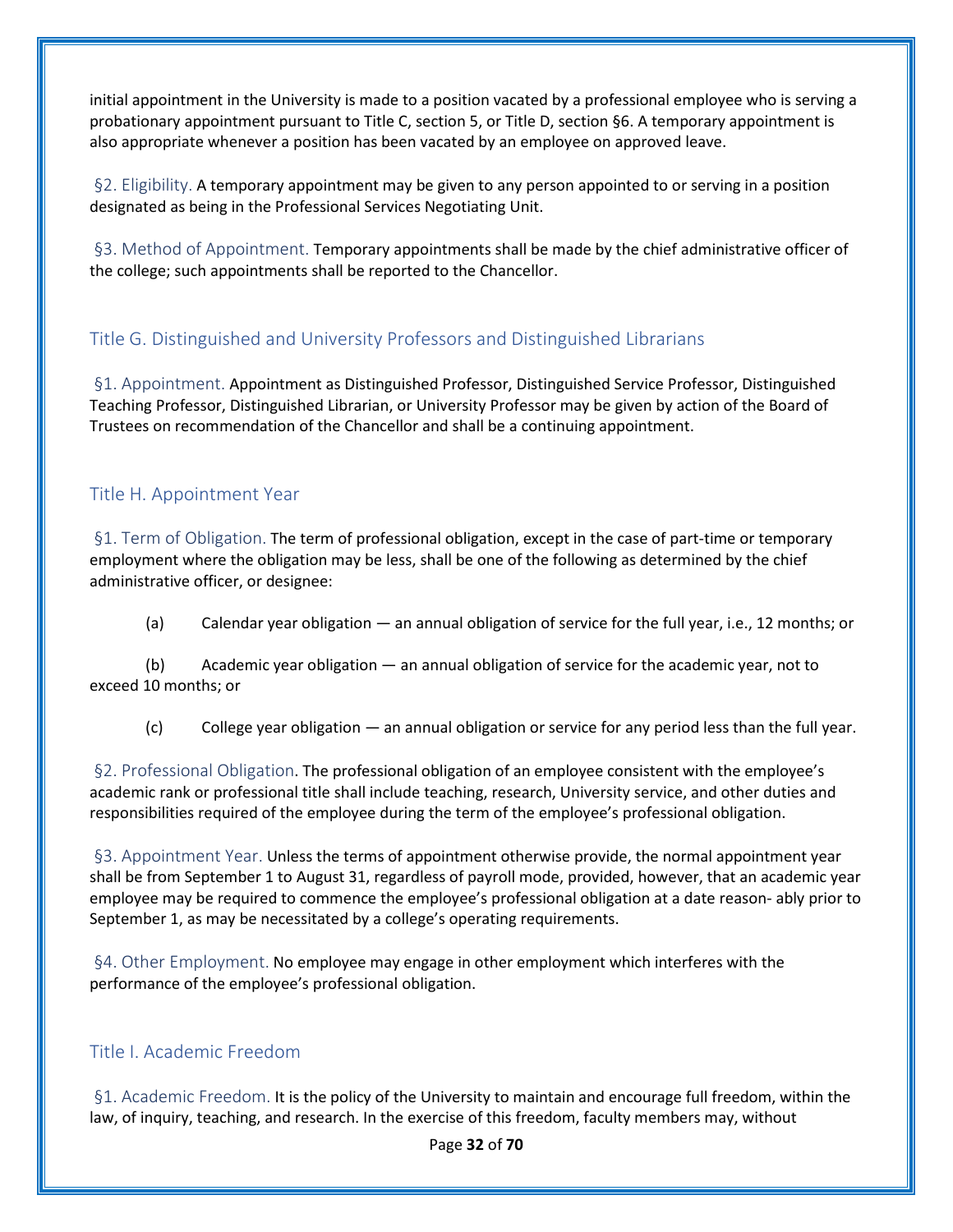initial appointment in the University is made to a position vacated by a professional employee who is serving a probationary appointment pursuant to Title C, section 5, or Title D, section §6. A temporary appointment is also appropriate whenever a position has been vacated by an employee on approved leave.

§2. Eligibility. A temporary appointment may be given to any person appointed to or serving in a position designated as being in the Professional Services Negotiating Unit.

§3. Method of Appointment. Temporary appointments shall be made by the chief administrative officer of the college; such appointments shall be reported to the Chancellor.

## Title G. Distinguished and University Professors and Distinguished Librarians

§1. Appointment. Appointment as Distinguished Professor, Distinguished Service Professor, Distinguished Teaching Professor, Distinguished Librarian, or University Professor may be given by action of the Board of Trustees on recommendation of the Chancellor and shall be a continuing appointment.

## Title H. Appointment Year

§1. Term of Obligation. The term of professional obligation, except in the case of part-time or temporary employment where the obligation may be less, shall be one of the following as determined by the chief administrative officer, or designee:

(a) Calendar year obligation — an annual obligation of service for the full year, i.e., 12 months; or

(b) Academic year obligation — an annual obligation of service for the academic year, not to exceed 10 months; or

(c) College year obligation — an annual obligation or service for any period less than the full year.

§2. Professional Obligation. The professional obligation of an employee consistent with the employee's academic rank or professional title shall include teaching, research, University service, and other duties and responsibilities required of the employee during the term of the employee's professional obligation.

§3. Appointment Year. Unless the terms of appointment otherwise provide, the normal appointment year shall be from September 1 to August 31, regardless of payroll mode, provided, however, that an academic year employee may be required to commence the employee's professional obligation at a date reason- ably prior to September 1, as may be necessitated by a college's operating requirements.

§4. Other Employment. No employee may engage in other employment which interferes with the performance of the employee's professional obligation.

## Title I. Academic Freedom

§1. Academic Freedom. It is the policy of the University to maintain and encourage full freedom, within the law, of inquiry, teaching, and research. In the exercise of this freedom, faculty members may, without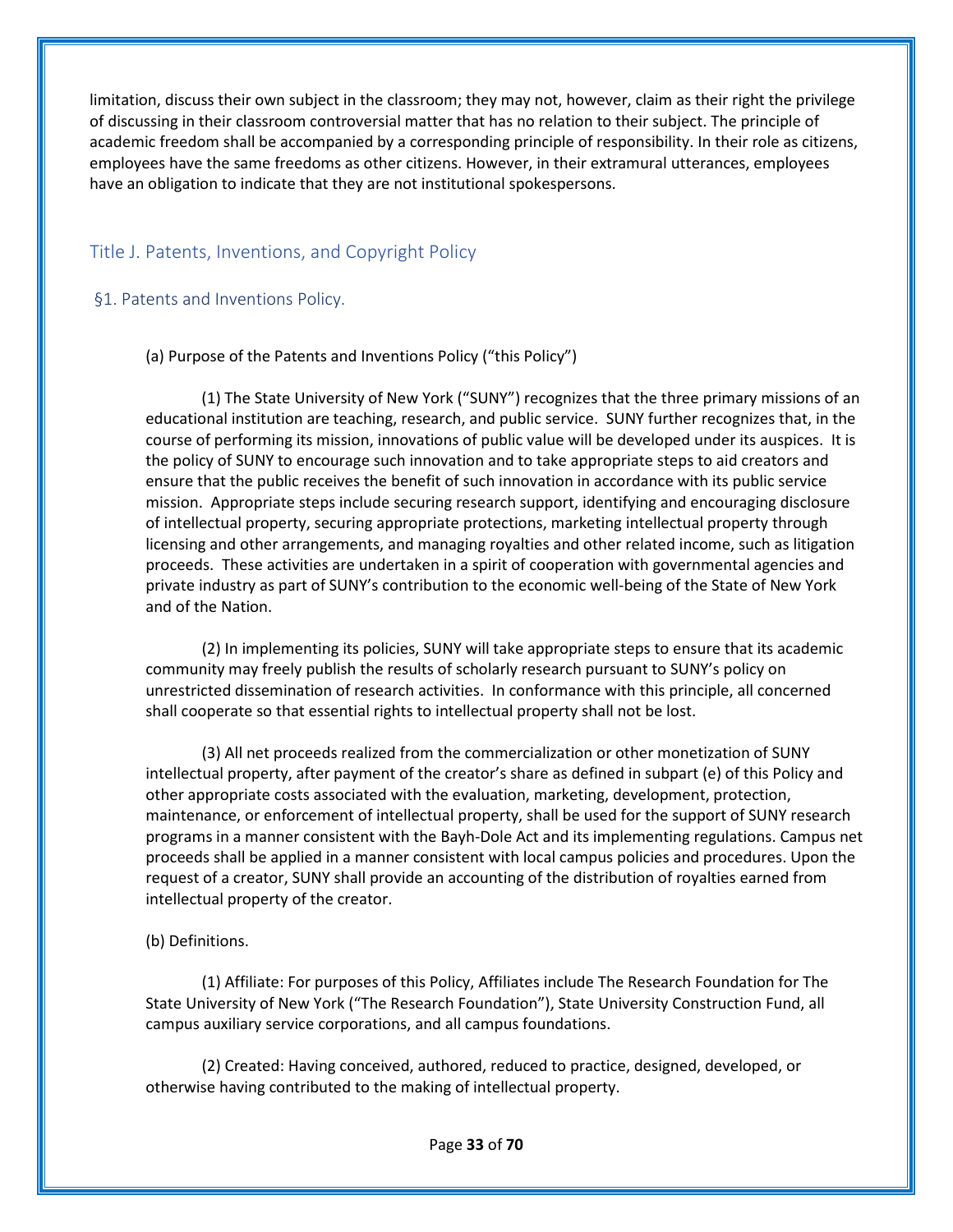limitation, discuss their own subject in the classroom; they may not, however, claim as their right the privilege of discussing in their classroom controversial matter that has no relation to their subject. The principle of academic freedom shall be accompanied by a corresponding principle of responsibility. In their role as citizens, employees have the same freedoms as other citizens. However, in their extramural utterances, employees have an obligation to indicate that they are not institutional spokespersons.

## Title J. Patents, Inventions, and Copyright Policy

### §1. Patents and Inventions Policy.

(a) Purpose of the Patents and Inventions Policy ("this Policy")

(1) The State University of New York ("SUNY") recognizes that the three primary missions of an educational institution are teaching, research, and public service. SUNY further recognizes that, in the course of performing its mission, innovations of public value will be developed under its auspices. It is the policy of SUNY to encourage such innovation and to take appropriate steps to aid creators and ensure that the public receives the benefit of such innovation in accordance with its public service mission. Appropriate steps include securing research support, identifying and encouraging disclosure of intellectual property, securing appropriate protections, marketing intellectual property through licensing and other arrangements, and managing royalties and other related income, such as litigation proceeds. These activities are undertaken in a spirit of cooperation with governmental agencies and private industry as part of SUNY's contribution to the economic well-being of the State of New York and of the Nation.

(2) In implementing its policies, SUNY will take appropriate steps to ensure that its academic community may freely publish the results of scholarly research pursuant to SUNY's policy on unrestricted dissemination of research activities. In conformance with this principle, all concerned shall cooperate so that essential rights to intellectual property shall not be lost.

(3) All net proceeds realized from the commercialization or other monetization of SUNY intellectual property, after payment of the creator's share as defined in subpart (e) of this Policy and other appropriate costs associated with the evaluation, marketing, development, protection, maintenance, or enforcement of intellectual property, shall be used for the support of SUNY research programs in a manner consistent with the Bayh-Dole Act and its implementing regulations. Campus net proceeds shall be applied in a manner consistent with local campus policies and procedures. Upon the request of a creator, SUNY shall provide an accounting of the distribution of royalties earned from intellectual property of the creator.

(b) Definitions.

(1) Affiliate: For purposes of this Policy, Affiliates include The Research Foundation for The State University of New York ("The Research Foundation"), State University Construction Fund, all campus auxiliary service corporations, and all campus foundations.

(2) Created: Having conceived, authored, reduced to practice, designed, developed, or otherwise having contributed to the making of intellectual property.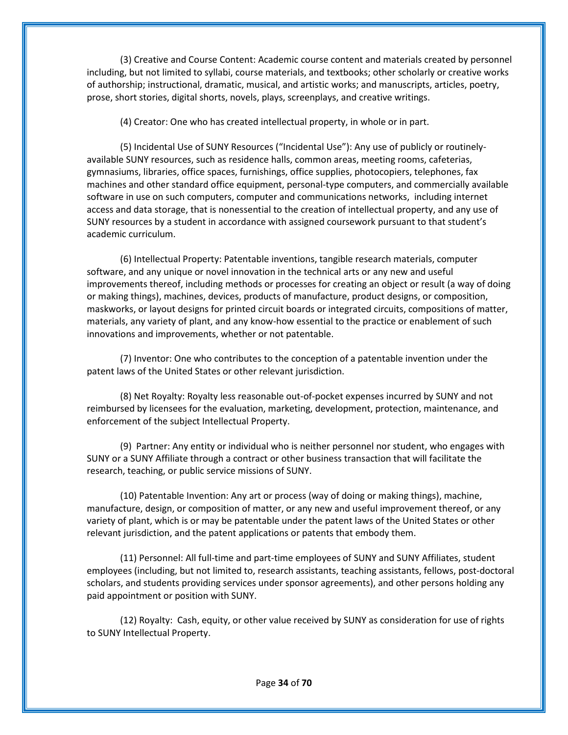(3) Creative and Course Content: Academic course content and materials created by personnel including, but not limited to syllabi, course materials, and textbooks; other scholarly or creative works of authorship; instructional, dramatic, musical, and artistic works; and manuscripts, articles, poetry, prose, short stories, digital shorts, novels, plays, screenplays, and creative writings.

(4) Creator: One who has created intellectual property, in whole or in part.

(5) Incidental Use of SUNY Resources ("Incidental Use"): Any use of publicly or routinely-available SUNY resources, such as residence halls, common areas, meeting rooms, cafeterias, gymnasiums, libraries, office spaces, furnishings, office supplies, photocopiers, telephones, fax machines and other standard office equipment, personal-type computers, and commercially available software in use on such computers, computer and communications networks, including internet access and data storage, that is nonessential to the creation of intellectual property, and any use of SUNY resources by a student in accordance with assigned coursework pursuant to that student's academic curriculum.

(6) Intellectual Property: Patentable inventions, tangible research materials, computer software, and any unique or novel innovation in the technical arts or any new and useful improvements thereof, including methods or processes for creating an object or result (a way of doing or making things), machines, devices, products of manufacture, product designs, or composition, maskworks, or layout designs for printed circuit boards or integrated circuits, compositions of matter, materials, any variety of plant, and any know-how essential to the practice or enablement of such innovations and improvements, whether or not patentable.

(7) Inventor: One who contributes to the conception of a patentable invention under the patent laws of the United States or other relevant jurisdiction.

(8) Net Royalty: Royalty less reasonable out-of-pocket expenses incurred by SUNY and not reimbursed by licensees for the evaluation, marketing, development, protection, maintenance, and enforcement of the subject Intellectual Property.

(9) Partner: Any entity or individual who is neither personnel nor student, who engages with SUNY or a SUNY Affiliate through a contract or other business transaction that will facilitate the research, teaching, or public service missions of SUNY.

(10) Patentable Invention: Any art or process (way of doing or making things), machine, manufacture, design, or composition of matter, or any new and useful improvement thereof, or any variety of plant, which is or may be patentable under the patent laws of the United States or other relevant jurisdiction, and the patent applications or patents that embody them.

(11) Personnel: All full-time and part-time employees of SUNY and SUNY Affiliates, student employees (including, but not limited to, research assistants, teaching assistants, fellows, post-doctoral scholars, and students providing services under sponsor agreements), and other persons holding any paid appointment or position with SUNY.

(12) Royalty: Cash, equity, or other value received by SUNY as consideration for use of rights to SUNY Intellectual Property.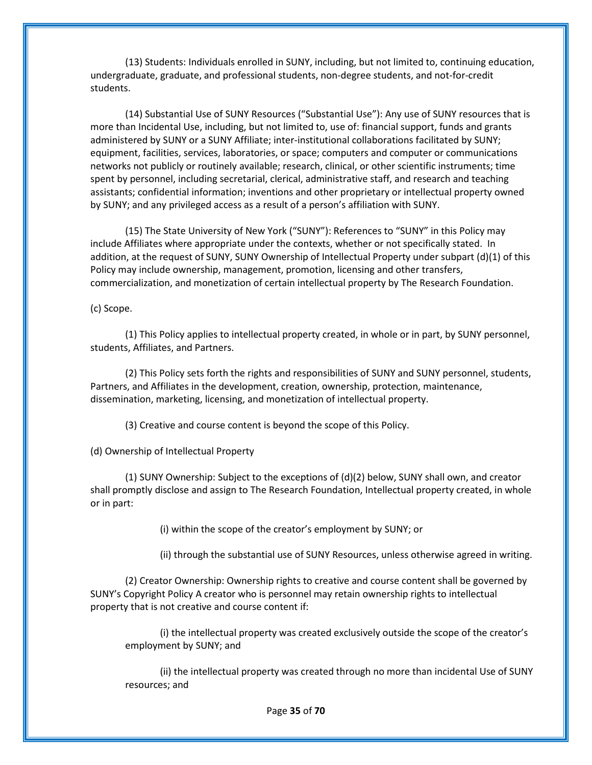(13) Students: Individuals enrolled in SUNY, including, but not limited to, continuing education, undergraduate, graduate, and professional students, non-degree students, and not-for-credit students.

(14) Substantial Use of SUNY Resources ("Substantial Use"): Any use of SUNY resources that is more than Incidental Use, including, but not limited to, use of: financial support, funds and grants administered by SUNY or a SUNY Affiliate; inter-institutional collaborations facilitated by SUNY; equipment, facilities, services, laboratories, or space; computers and computer or communications networks not publicly or routinely available; research, clinical, or other scientific instruments; time spent by personnel, including secretarial, clerical, administrative staff, and research and teaching assistants; confidential information; inventions and other proprietary or intellectual property owned by SUNY; and any privileged access as a result of a person's affiliation with SUNY.

(15) The State University of New York ("SUNY"): References to "SUNY" in this Policy may include Affiliates where appropriate under the contexts, whether or not specifically stated. In addition, at the request of SUNY, SUNY Ownership of Intellectual Property under subpart (d)(1) of this Policy may include ownership, management, promotion, licensing and other transfers, commercialization, and monetization of certain intellectual property by The Research Foundation.

(c) Scope.

(1) This Policy applies to intellectual property created, in whole or in part, by SUNY personnel, students, Affiliates, and Partners.

(2) This Policy sets forth the rights and responsibilities of SUNY and SUNY personnel, students, Partners, and Affiliates in the development, creation, ownership, protection, maintenance, dissemination, marketing, licensing, and monetization of intellectual property.

(3) Creative and course content is beyond the scope of this Policy.

(d) Ownership of Intellectual Property

(1) SUNY Ownership: Subject to the exceptions of (d)(2) below, SUNY shall own, and creator shall promptly disclose and assign to The Research Foundation, Intellectual property created, in whole or in part:

(i) within the scope of the creator's employment by SUNY; or

(ii) through the substantial use of SUNY Resources, unless otherwise agreed in writing.

(2) Creator Ownership: Ownership rights to creative and course content shall be governed by SUNY's Copyright Policy A creator who is personnel may retain ownership rights to intellectual property that is not creative and course content if:

(i) the intellectual property was created exclusively outside the scope of the creator's employment by SUNY; and

(ii) the intellectual property was created through no more than incidental Use of SUNY resources; and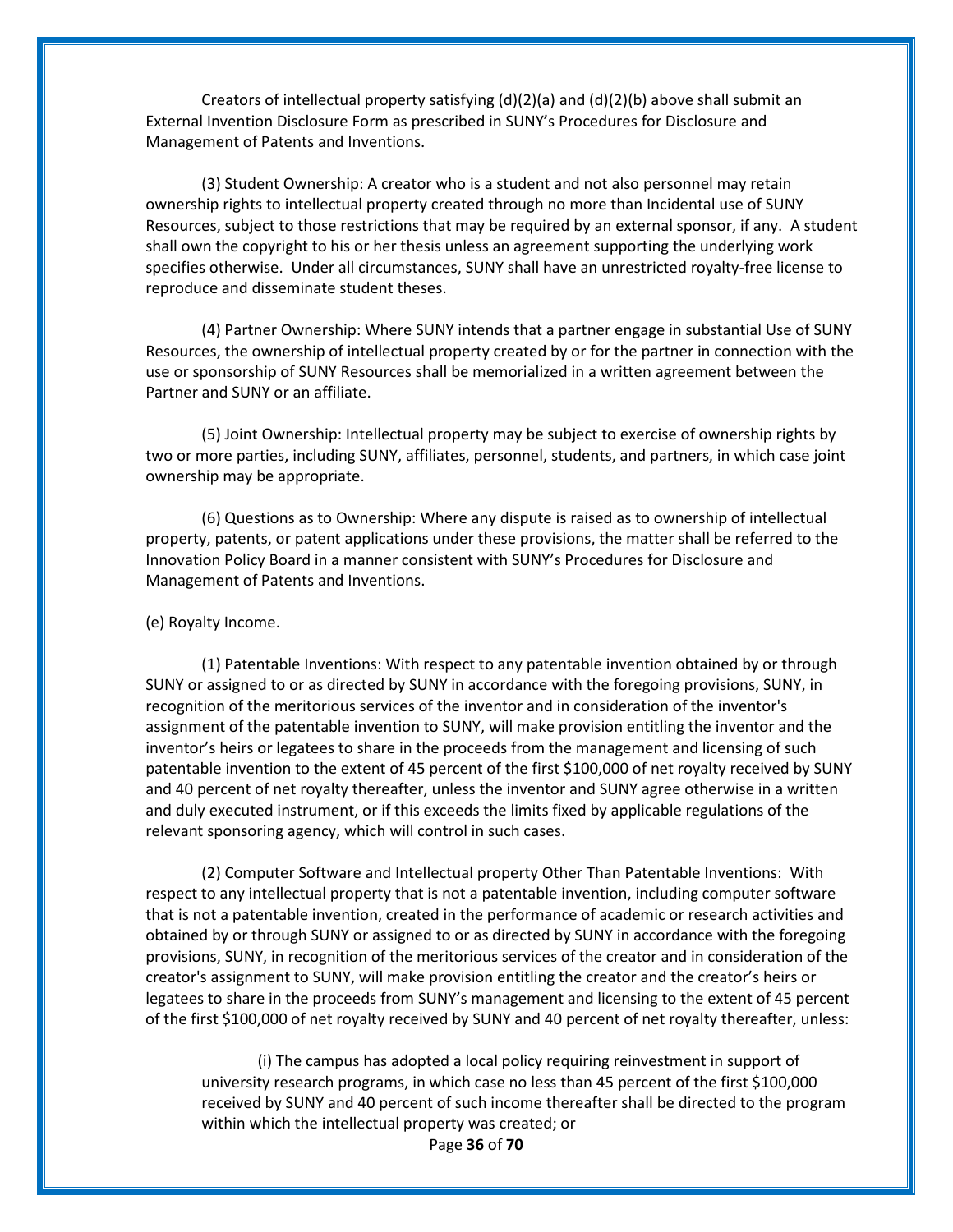Creators of intellectual property satisfying (d)(2)(a) and (d)(2)(b) above shall submit an External Invention Disclosure Form as prescribed in SUNY's Procedures for Disclosure and Management of Patents and Inventions.

(3) Student Ownership: A creator who is a student and not also personnel may retain ownership rights to intellectual property created through no more than Incidental use of SUNY Resources, subject to those restrictions that may be required by an external sponsor, if any. A student shall own the copyright to his or her thesis unless an agreement supporting the underlying work specifies otherwise. Under all circumstances, SUNY shall have an unrestricted royalty-free license to reproduce and disseminate student theses.

(4) Partner Ownership: Where SUNY intends that a partner engage in substantial Use of SUNY Resources, the ownership of intellectual property created by or for the partner in connection with the use or sponsorship of SUNY Resources shall be memorialized in a written agreement between the Partner and SUNY or an affiliate.

(5) Joint Ownership: Intellectual property may be subject to exercise of ownership rights by two or more parties, including SUNY, affiliates, personnel, students, and partners, in which case joint ownership may be appropriate.

(6) Questions as to Ownership: Where any dispute is raised as to ownership of intellectual property, patents, or patent applications under these provisions, the matter shall be referred to the Innovation Policy Board in a manner consistent with SUNY's Procedures for Disclosure and Management of Patents and Inventions.

(e) Royalty Income.

(1) Patentable Inventions: With respect to any patentable invention obtained by or through SUNY or assigned to or as directed by SUNY in accordance with the foregoing provisions, SUNY, in recognition of the meritorious services of the inventor and in consideration of the inventor's assignment of the patentable invention to SUNY, will make provision entitling the inventor and the inventor's heirs or legatees to share in the proceeds from the management and licensing of such patentable invention to the extent of 45 percent of the first $100,000 of net royalty received by SUNY and 40 percent of net royalty thereafter, unless the inventor and SUNY agree otherwise in a written and duly executed instrument, or if this exceeds the limits fixed by applicable regulations of the relevant sponsoring agency, which will control in such cases.

(2) Computer Software and Intellectual property Other Than Patentable Inventions: With respect to any intellectual property that is not a patentable invention, including computer software that is not a patentable invention, created in the performance of academic or research activities and obtained by or through SUNY or assigned to or as directed by SUNY in accordance with the foregoing provisions, SUNY, in recognition of the meritorious services of the creator and in consideration of the creator's assignment to SUNY, will make provision entitling the creator and the creator's heirs or legatees to share in the proceeds from SUNY's management and licensing to the extent of 45 percent of the first $100,000 of net royalty received by SUNY and 40 percent of net royalty thereafter, unless:

(i) The campus has adopted a local policy requiring reinvestment in support of university research programs, in which case no less than 45 percent of the first $100,000 received by SUNY and 40 percent of such income thereafter shall be directed to the program within which the intellectual property was created; or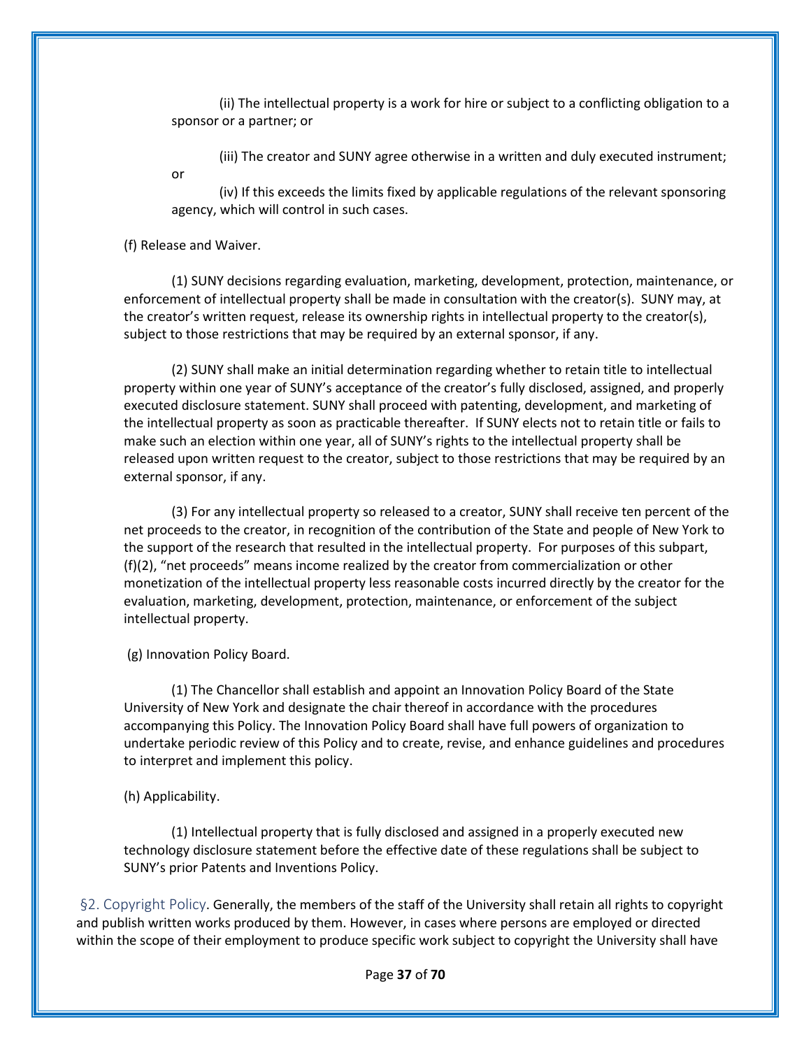(ii) The intellectual property is a work for hire or subject to a conflicting obligation to a sponsor or a partner; or

(iii) The creator and SUNY agree otherwise in a written and duly executed instrument; or

(iv) If this exceeds the limits fixed by applicable regulations of the relevant sponsoring agency, which will control in such cases.

(f) Release and Waiver.

(1) SUNY decisions regarding evaluation, marketing, development, protection, maintenance, or enforcement of intellectual property shall be made in consultation with the creator(s). SUNY may, at the creator's written request, release its ownership rights in intellectual property to the creator(s), subject to those restrictions that may be required by an external sponsor, if any.

(2) SUNY shall make an initial determination regarding whether to retain title to intellectual property within one year of SUNY's acceptance of the creator's fully disclosed, assigned, and properly executed disclosure statement. SUNY shall proceed with patenting, development, and marketing of the intellectual property as soon as practicable thereafter. If SUNY elects not to retain title or fails to make such an election within one year, all of SUNY's rights to the intellectual property shall be released upon written request to the creator, subject to those restrictions that may be required by an external sponsor, if any.

(3) For any intellectual property so released to a creator, SUNY shall receive ten percent of the net proceeds to the creator, in recognition of the contribution of the State and people of New York to the support of the research that resulted in the intellectual property. For purposes of this subpart, (f)(2), "net proceeds" means income realized by the creator from commercialization or other monetization of the intellectual property less reasonable costs incurred directly by the creator for the evaluation, marketing, development, protection, maintenance, or enforcement of the subject intellectual property.

(g) Innovation Policy Board.

(1) The Chancellor shall establish and appoint an Innovation Policy Board of the State University of New York and designate the chair thereof in accordance with the procedures accompanying this Policy. The Innovation Policy Board shall have full powers of organization to undertake periodic review of this Policy and to create, revise, and enhance guidelines and procedures to interpret and implement this policy.

(h) Applicability.

(1) Intellectual property that is fully disclosed and assigned in a properly executed new technology disclosure statement before the effective date of these regulations shall be subject to SUNY's prior Patents and Inventions Policy.

§2. Copyright Policy. Generally, the members of the staff of the University shall retain all rights to copyright and publish written works produced by them. However, in cases where persons are employed or directed within the scope of their employment to produce specific work subject to copyright the University shall have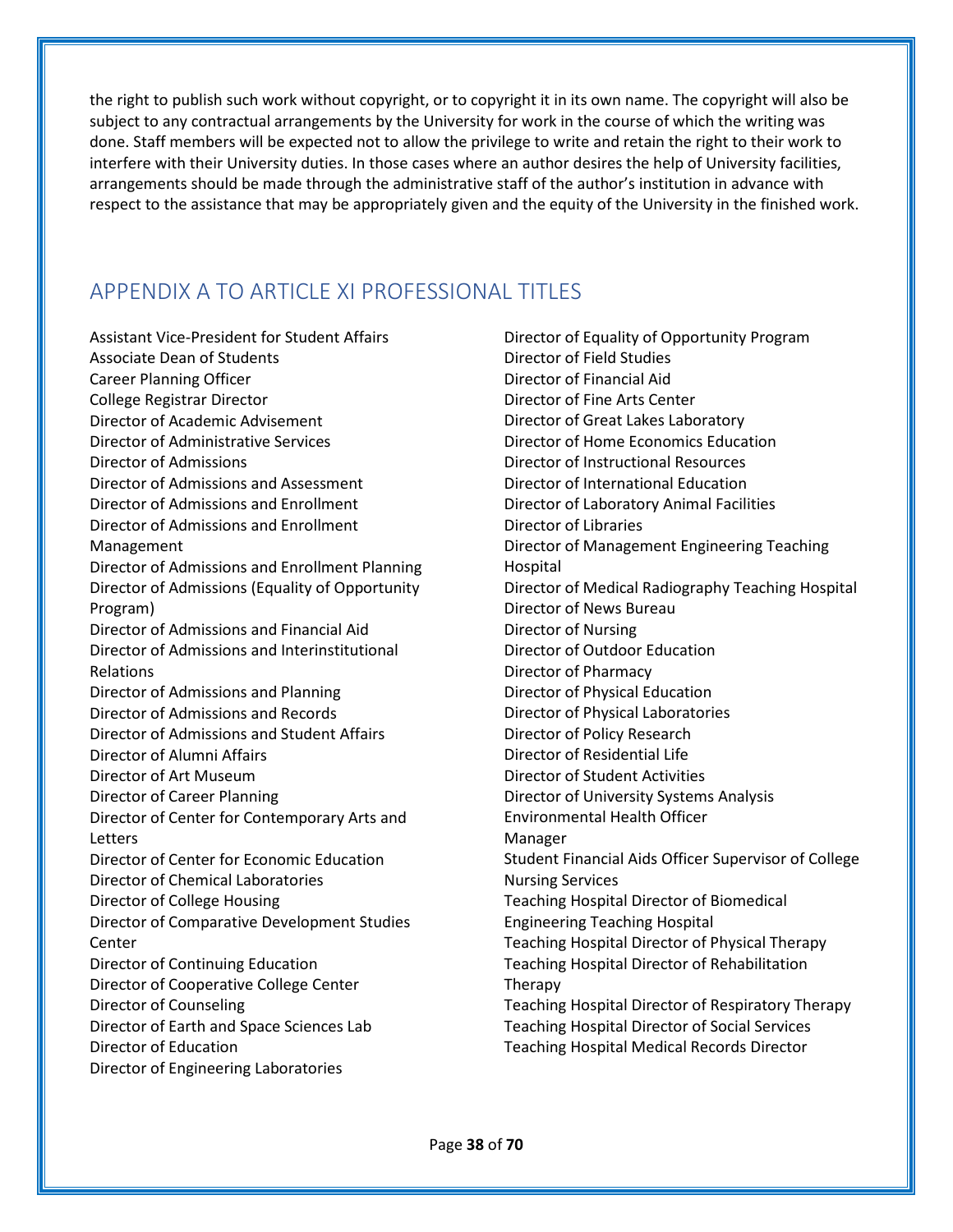the right to publish such work without copyright, or to copyright it in its own name. The copyright will also be subject to any contractual arrangements by the University for work in the course of which the writing was done. Staff members will be expected not to allow the privilege to write and retain the right to their work to interfere with their University duties. In those cases where an author desires the help of University facilities, arrangements should be made through the administrative staff of the author's institution in advance with respect to the assistance that may be appropriately given and the equity of the University in the finished work.

## APPENDIX A TO ARTICLE XI PROFESSIONAL TITLES

Assistant Vice-President for Student Affairs
Associate Dean of Students
Career Planning Officer
College Registrar Director
Director of Academic Advisement
Director of Administrative Services
Director of Admissions
Director of Admissions and Assessment
Director of Admissions and Enrollment
Director of Admissions and Enrollment Management
Director of Admissions and Enrollment Planning
Director of Admissions (Equality of Opportunity Program)
Director of Admissions and Financial Aid
Director of Admissions and Interinstitutional Relations
Director of Admissions and Planning
Director of Admissions and Records
Director of Admissions and Student Affairs
Director of Alumni Affairs
Director of Art Museum
Director of Career Planning
Director of Center for Contemporary Arts and Letters
Director of Center for Economic Education
Director of Chemical Laboratories
Director of College Housing
Director of Comparative Development Studies Center
Director of Continuing Education
Director of Cooperative College Center
Director of Counseling
Director of Earth and Space Sciences Lab
Director of Education
Director of Engineering Laboratories
Director of Equality of Opportunity Program
Director of Field Studies
Director of Financial Aid
Director of Fine Arts Center
Director of Great Lakes Laboratory
Director of Home Economics Education
Director of Instructional Resources
Director of International Education
Director of Laboratory Animal Facilities
Director of Libraries
Director of Management Engineering Teaching Hospital
Director of Medical Radiography Teaching Hospital
Director of News Bureau
Director of Nursing
Director of Outdoor Education
Director of Pharmacy
Director of Physical Education
Director of Physical Laboratories
Director of Policy Research
Director of Residential Life
Director of Student Activities
Director of University Systems Analysis
Environmental Health Officer
Manager
Student Financial Aids Officer Supervisor of College Nursing Services
Teaching Hospital Director of Biomedical Engineering Teaching Hospital
Teaching Hospital Director of Physical Therapy
Teaching Hospital Director of Rehabilitation Therapy
Teaching Hospital Director of Respiratory Therapy
Teaching Hospital Director of Social Services
Teaching Hospital Medical Records Director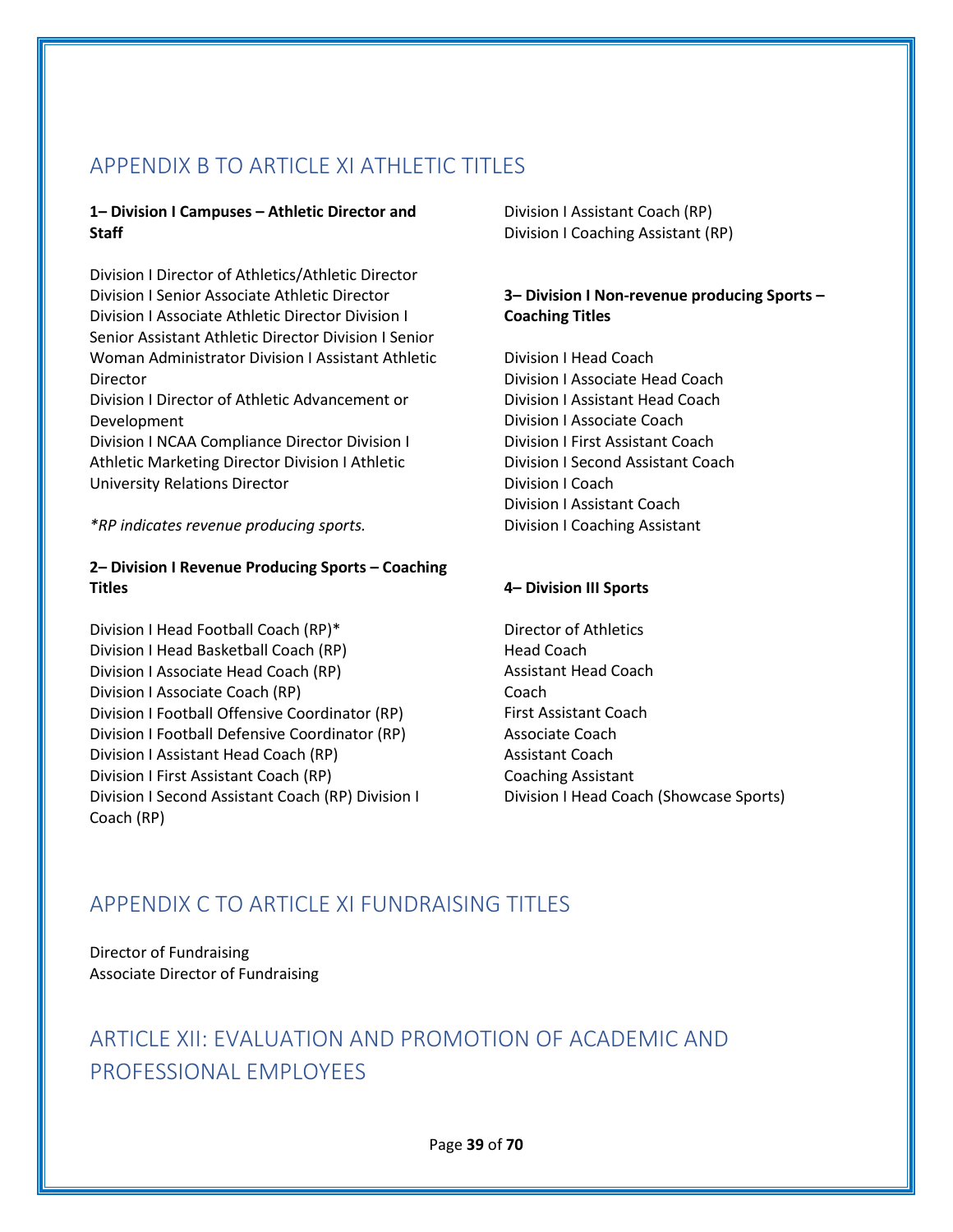## APPENDIX B TO ARTICLE XI ATHLETIC TITLES

**1– Division I Campuses – Athletic Director and Staff**

Division I Director of Athletics/Athletic Director
Division I Senior Associate Athletic Director
Division I Associate Athletic Director Division I Senior Assistant Athletic Director Division I Senior Woman Administrator Division I Assistant Athletic Director
Division I Director of Athletic Advancement or Development
Division I NCAA Compliance Director Division I Athletic Marketing Director Division I Athletic University Relations Director

*\*RP indicates revenue producing sports.*

**2– Division I Revenue Producing Sports – Coaching Titles**

Division I Head Football Coach (RP)*
Division I Head Basketball Coach (RP)
Division I Associate Head Coach (RP)
Division I Associate Coach (RP)
Division I Football Offensive Coordinator (RP)
Division I Football Defensive Coordinator (RP)
Division I Assistant Head Coach (RP)
Division I First Assistant Coach (RP)
Division I Second Assistant Coach (RP) Division I Coach (RP)
Division I Assistant Coach (RP)
Division I Coaching Assistant (RP)

**3– Division I Non-revenue producing Sports – Coaching Titles**

Division I Head Coach
Division I Associate Head Coach
Division I Assistant Head Coach
Division I Associate Coach
Division I First Assistant Coach
Division I Second Assistant Coach
Division I Coach
Division I Assistant Coach
Division I Coaching Assistant

**4– Division III Sports**

Director of Athletics
Head Coach
Assistant Head Coach
Coach
First Assistant Coach
Associate Coach
Assistant Coach
Coaching Assistant
Division I Head Coach (Showcase Sports)

## APPENDIX C TO ARTICLE XI FUNDRAISING TITLES

Director of Fundraising
Associate Director of Fundraising

## ARTICLE XII: EVALUATION AND PROMOTION OF ACADEMIC AND PROFESSIONAL EMPLOYEES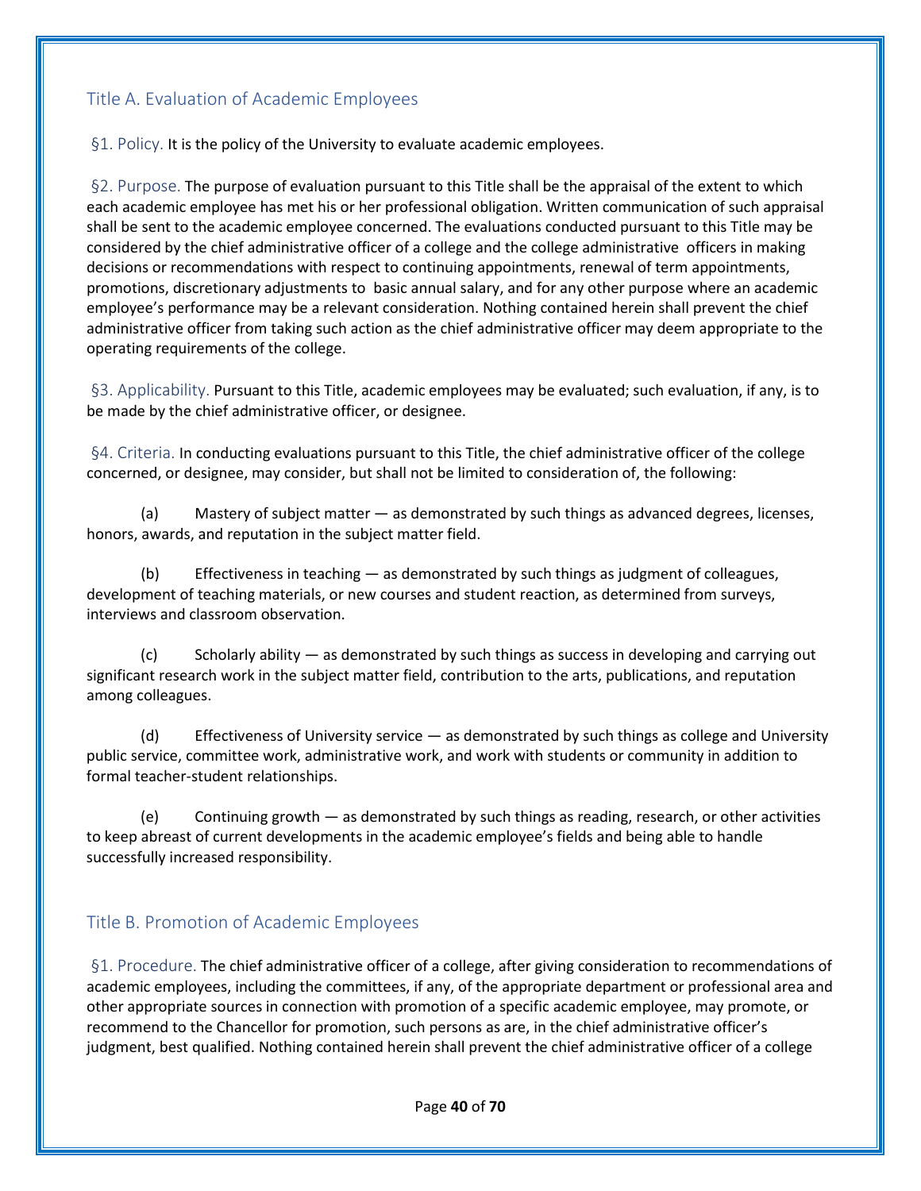## Title A. Evaluation of Academic Employees

§1. Policy. It is the policy of the University to evaluate academic employees.

§2. Purpose. The purpose of evaluation pursuant to this Title shall be the appraisal of the extent to which each academic employee has met his or her professional obligation. Written communication of such appraisal shall be sent to the academic employee concerned. The evaluations conducted pursuant to this Title may be considered by the chief administrative officer of a college and the college administrative officers in making decisions or recommendations with respect to continuing appointments, renewal of term appointments, promotions, discretionary adjustments to basic annual salary, and for any other purpose where an academic employee's performance may be a relevant consideration. Nothing contained herein shall prevent the chief administrative officer from taking such action as the chief administrative officer may deem appropriate to the operating requirements of the college.

§3. Applicability. Pursuant to this Title, academic employees may be evaluated; such evaluation, if any, is to be made by the chief administrative officer, or designee.

§4. Criteria. In conducting evaluations pursuant to this Title, the chief administrative officer of the college concerned, or designee, may consider, but shall not be limited to consideration of, the following:

(a) Mastery of subject matter — as demonstrated by such things as advanced degrees, licenses, honors, awards, and reputation in the subject matter field.

(b) Effectiveness in teaching — as demonstrated by such things as judgment of colleagues, development of teaching materials, or new courses and student reaction, as determined from surveys, interviews and classroom observation.

(c) Scholarly ability — as demonstrated by such things as success in developing and carrying out significant research work in the subject matter field, contribution to the arts, publications, and reputation among colleagues.

(d) Effectiveness of University service — as demonstrated by such things as college and University public service, committee work, administrative work, and work with students or community in addition to formal teacher-student relationships.

(e) Continuing growth — as demonstrated by such things as reading, research, or other activities to keep abreast of current developments in the academic employee's fields and being able to handle successfully increased responsibility.

## Title B. Promotion of Academic Employees

§1. Procedure. The chief administrative officer of a college, after giving consideration to recommendations of academic employees, including the committees, if any, of the appropriate department or professional area and other appropriate sources in connection with promotion of a specific academic employee, may promote, or recommend to the Chancellor for promotion, such persons as are, in the chief administrative officer's judgment, best qualified. Nothing contained herein shall prevent the chief administrative officer of a college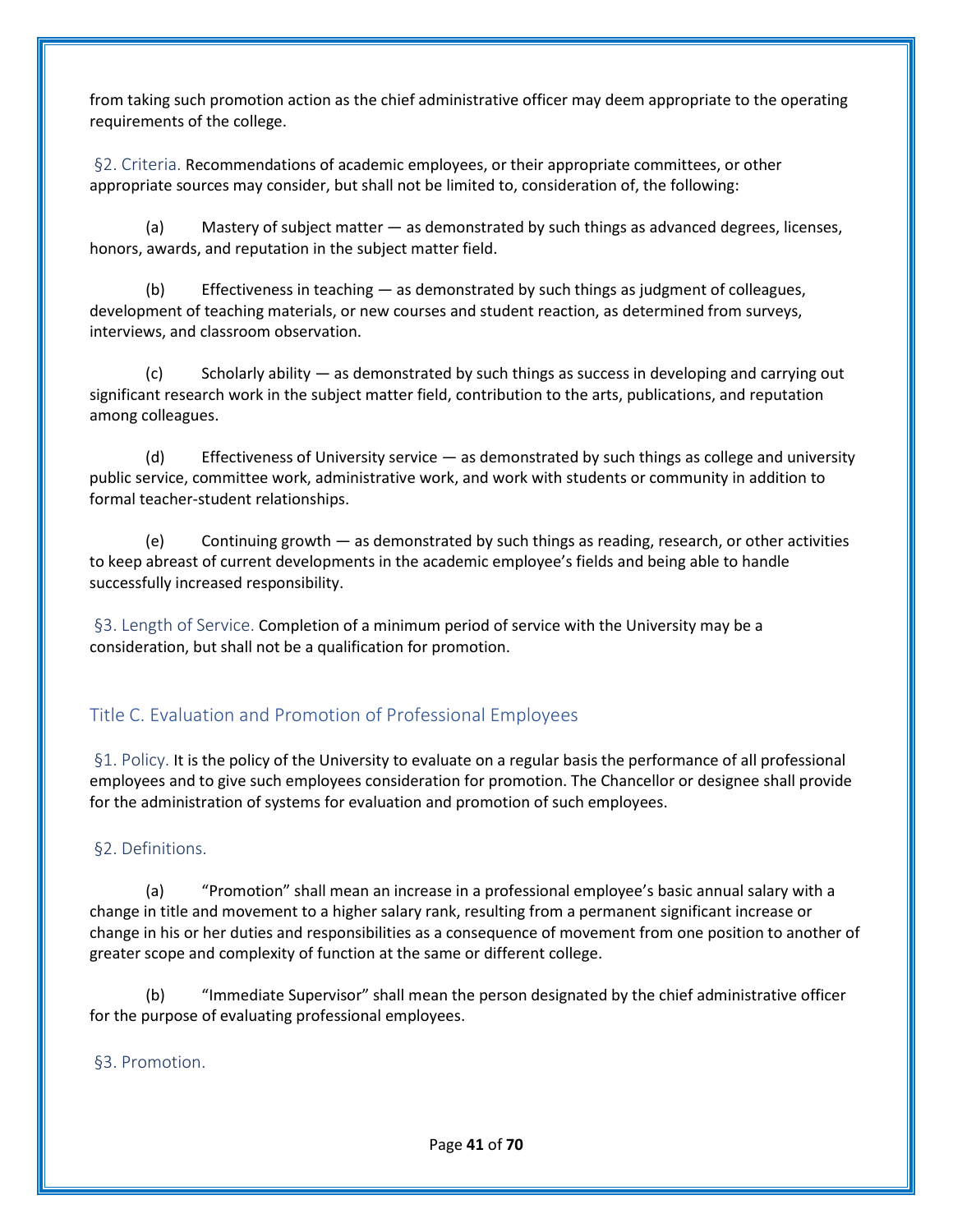from taking such promotion action as the chief administrative officer may deem appropriate to the operating requirements of the college.

§2. Criteria. Recommendations of academic employees, or their appropriate committees, or other appropriate sources may consider, but shall not be limited to, consideration of, the following:

(a) Mastery of subject matter — as demonstrated by such things as advanced degrees, licenses, honors, awards, and reputation in the subject matter field.

(b) Effectiveness in teaching — as demonstrated by such things as judgment of colleagues, development of teaching materials, or new courses and student reaction, as determined from surveys, interviews, and classroom observation.

(c) Scholarly ability — as demonstrated by such things as success in developing and carrying out significant research work in the subject matter field, contribution to the arts, publications, and reputation among colleagues.

(d) Effectiveness of University service — as demonstrated by such things as college and university public service, committee work, administrative work, and work with students or community in addition to formal teacher-student relationships.

(e) Continuing growth — as demonstrated by such things as reading, research, or other activities to keep abreast of current developments in the academic employee's fields and being able to handle successfully increased responsibility.

§3. Length of Service. Completion of a minimum period of service with the University may be a consideration, but shall not be a qualification for promotion.

## Title C. Evaluation and Promotion of Professional Employees

§1. Policy. It is the policy of the University to evaluate on a regular basis the performance of all professional employees and to give such employees consideration for promotion. The Chancellor or designee shall provide for the administration of systems for evaluation and promotion of such employees.

§2. Definitions.

(a) "Promotion" shall mean an increase in a professional employee's basic annual salary with a change in title and movement to a higher salary rank, resulting from a permanent significant increase or change in his or her duties and responsibilities as a consequence of movement from one position to another of greater scope and complexity of function at the same or different college.

(b) "Immediate Supervisor" shall mean the person designated by the chief administrative officer for the purpose of evaluating professional employees.

§3. Promotion.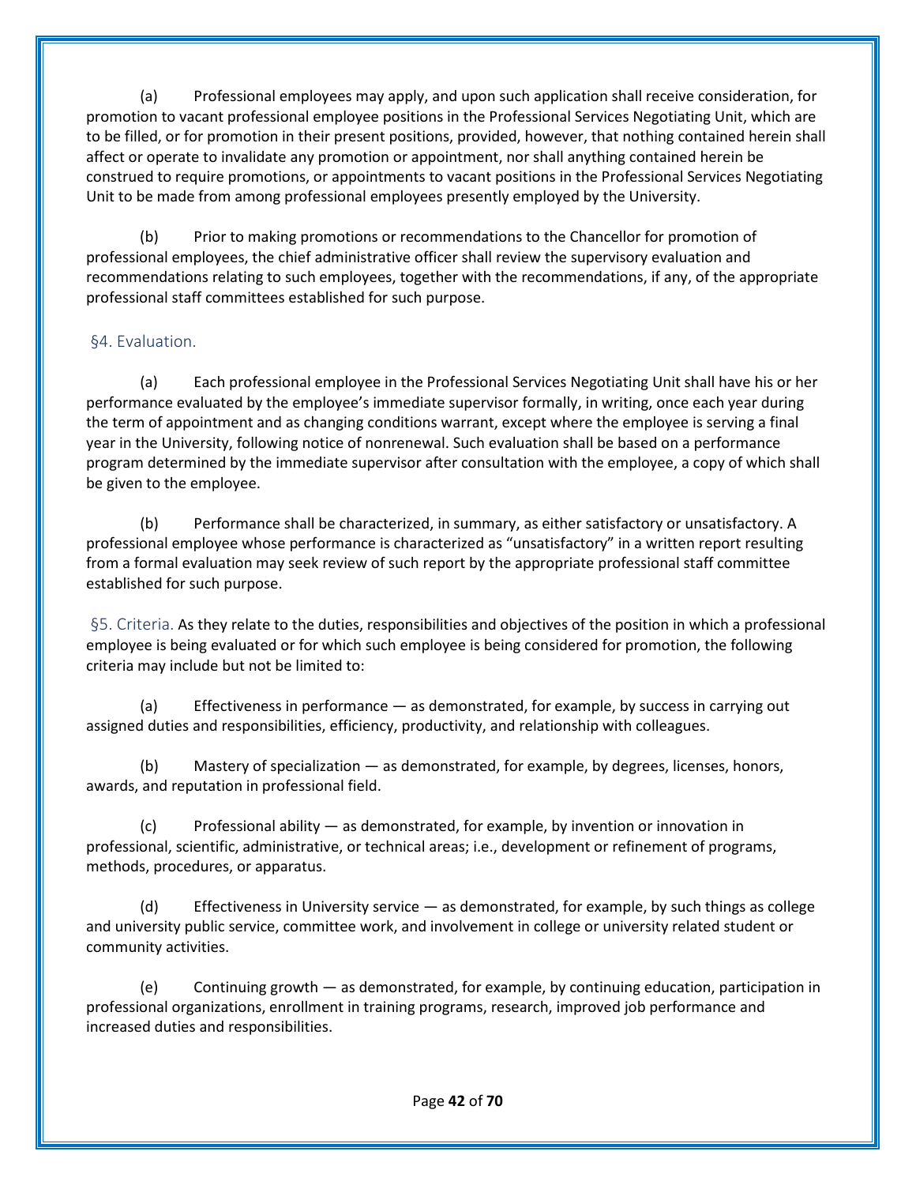(a) Professional employees may apply, and upon such application shall receive consideration, for promotion to vacant professional employee positions in the Professional Services Negotiating Unit, which are to be filled, or for promotion in their present positions, provided, however, that nothing contained herein shall affect or operate to invalidate any promotion or appointment, nor shall anything contained herein be construed to require promotions, or appointments to vacant positions in the Professional Services Negotiating Unit to be made from among professional employees presently employed by the University.

(b) Prior to making promotions or recommendations to the Chancellor for promotion of professional employees, the chief administrative officer shall review the supervisory evaluation and recommendations relating to such employees, together with the recommendations, if any, of the appropriate professional staff committees established for such purpose.

### §4. Evaluation.

(a) Each professional employee in the Professional Services Negotiating Unit shall have his or her performance evaluated by the employee's immediate supervisor formally, in writing, once each year during the term of appointment and as changing conditions warrant, except where the employee is serving a final year in the University, following notice of nonrenewal. Such evaluation shall be based on a performance program determined by the immediate supervisor after consultation with the employee, a copy of which shall be given to the employee.

(b) Performance shall be characterized, in summary, as either satisfactory or unsatisfactory. A professional employee whose performance is characterized as "unsatisfactory" in a written report resulting from a formal evaluation may seek review of such report by the appropriate professional staff committee established for such purpose.

**§5. Criteria.** As they relate to the duties, responsibilities and objectives of the position in which a professional employee is being evaluated or for which such employee is being considered for promotion, the following criteria may include but not be limited to:

(a) Effectiveness in performance — as demonstrated, for example, by success in carrying out assigned duties and responsibilities, efficiency, productivity, and relationship with colleagues.

(b) Mastery of specialization — as demonstrated, for example, by degrees, licenses, honors, awards, and reputation in professional field.

(c) Professional ability — as demonstrated, for example, by invention or innovation in professional, scientific, administrative, or technical areas; i.e., development or refinement of programs, methods, procedures, or apparatus.

(d) Effectiveness in University service — as demonstrated, for example, by such things as college and university public service, committee work, and involvement in college or university related student or community activities.

(e) Continuing growth — as demonstrated, for example, by continuing education, participation in professional organizations, enrollment in training programs, research, improved job performance and increased duties and responsibilities.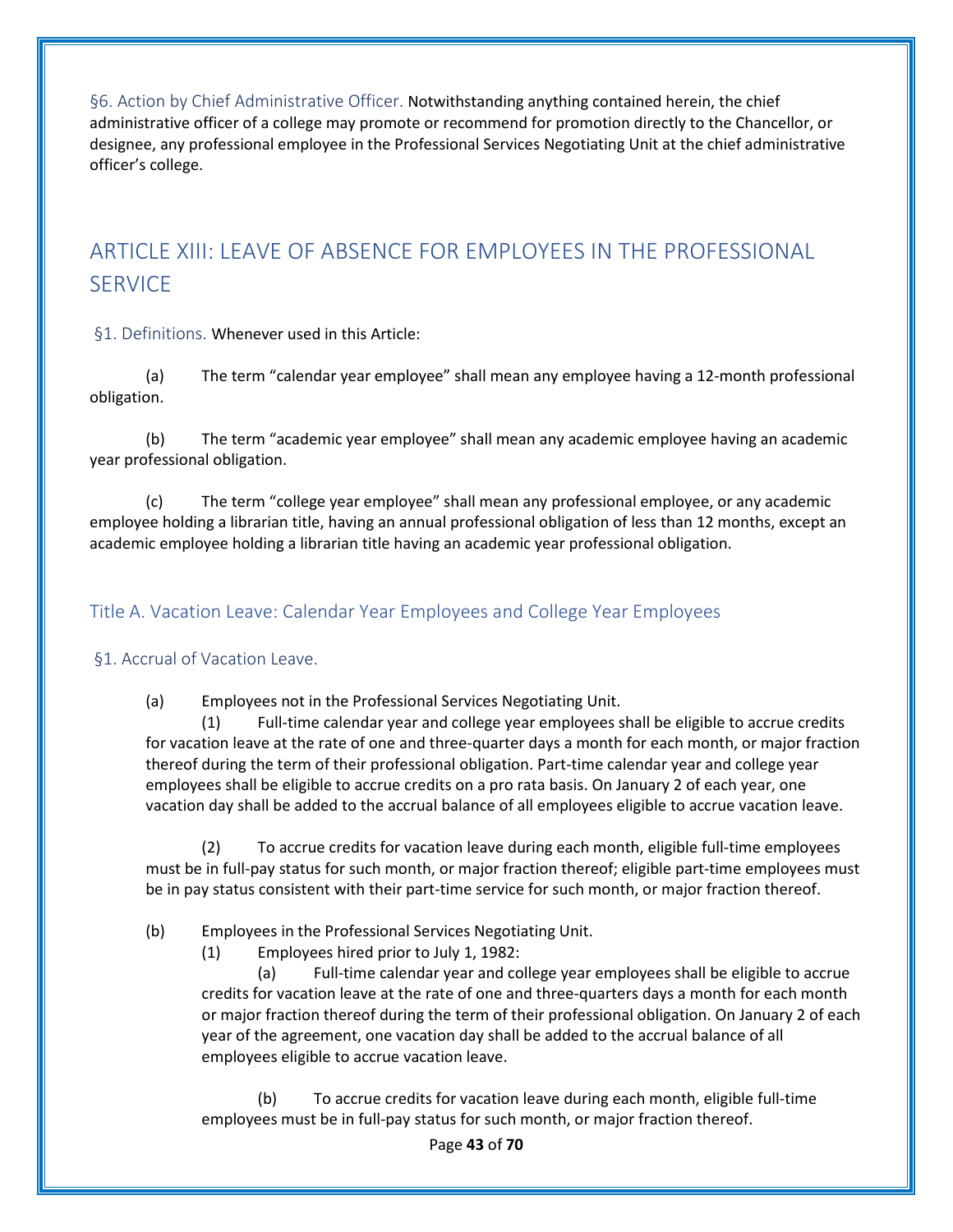§6. Action by Chief Administrative Officer. Notwithstanding anything contained herein, the chief administrative officer of a college may promote or recommend for promotion directly to the Chancellor, or designee, any professional employee in the Professional Services Negotiating Unit at the chief administrative officer's college.

## ARTICLE XIII: LEAVE OF ABSENCE FOR EMPLOYEES IN THE PROFESSIONAL SERVICE

§1. Definitions. Whenever used in this Article:

(a) The term "calendar year employee" shall mean any employee having a 12-month professional obligation.

(b) The term "academic year employee" shall mean any academic employee having an academic year professional obligation.

(c) The term "college year employee" shall mean any professional employee, or any academic employee holding a librarian title, having an annual professional obligation of less than 12 months, except an academic employee holding a librarian title having an academic year professional obligation.

### Title A. Vacation Leave: Calendar Year Employees and College Year Employees

§1. Accrual of Vacation Leave.

(a) Employees not in the Professional Services Negotiating Unit.

(1) Full-time calendar year and college year employees shall be eligible to accrue credits for vacation leave at the rate of one and three-quarter days a month for each month, or major fraction thereof during the term of their professional obligation. Part-time calendar year and college year employees shall be eligible to accrue credits on a pro rata basis. On January 2 of each year, one vacation day shall be added to the accrual balance of all employees eligible to accrue vacation leave.

(2) To accrue credits for vacation leave during each month, eligible full-time employees must be in full-pay status for such month, or major fraction thereof; eligible part-time employees must be in pay status consistent with their part-time service for such month, or major fraction thereof.

(b) Employees in the Professional Services Negotiating Unit.

(1) Employees hired prior to July 1, 1982:

(a) Full-time calendar year and college year employees shall be eligible to accrue credits for vacation leave at the rate of one and three-quarters days a month for each month or major fraction thereof during the term of their professional obligation. On January 2 of each year of the agreement, one vacation day shall be added to the accrual balance of all employees eligible to accrue vacation leave.

(b) To accrue credits for vacation leave during each month, eligible full-time employees must be in full-pay status for such month, or major fraction thereof.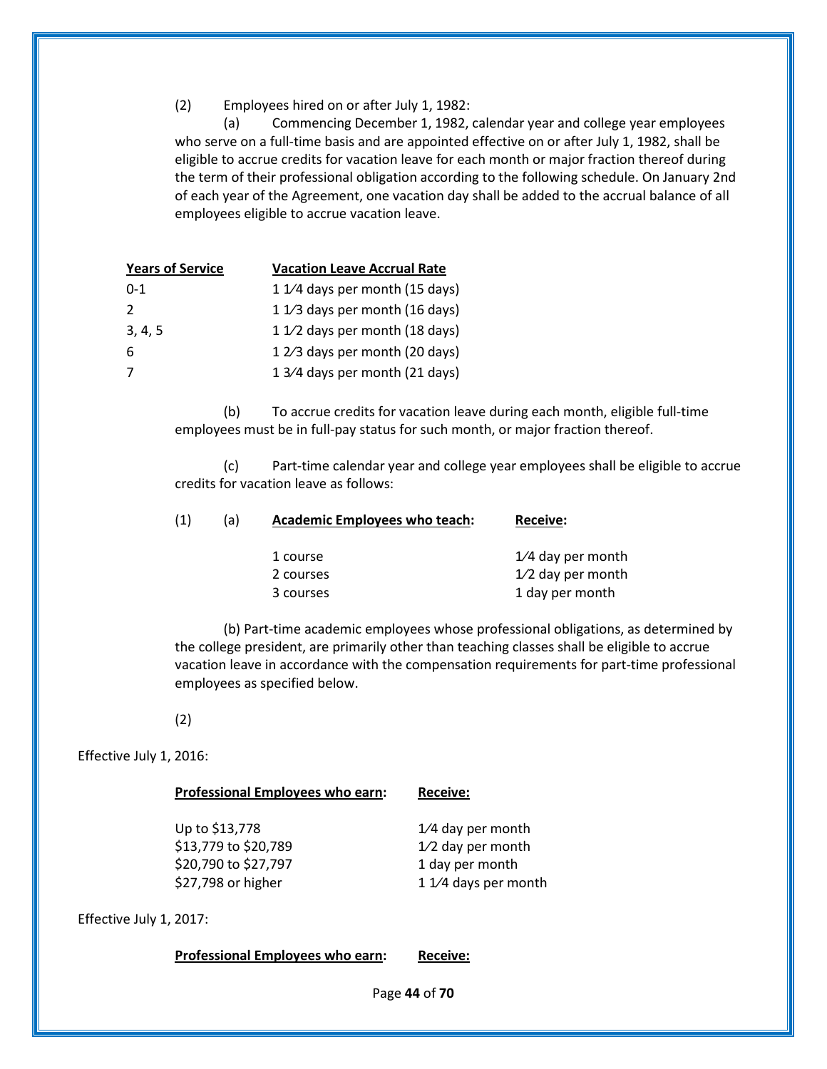(2) Employees hired on or after July 1, 1982:

(a) Commencing December 1, 1982, calendar year and college year employees who serve on a full-time basis and are appointed effective on or after July 1, 1982, shall be eligible to accrue credits for vacation leave for each month or major fraction thereof during the term of their professional obligation according to the following schedule. On January 2nd of each year of the Agreement, one vacation day shall be added to the accrual balance of all employees eligible to accrue vacation leave.

| Years of Service | Vacation Leave Accrual Rate |
|---|---|
| 0-1 | 1 1⁄4 days per month (15 days) |
| 2 | 1 1⁄3 days per month (16 days) |
| 3, 4, 5 | 1 1⁄2 days per month (18 days) |
| 6 | 1 2⁄3 days per month (20 days) |
| 7 | 1 3⁄4 days per month (21 days) |

(b) To accrue credits for vacation leave during each month, eligible full-time employees must be in full-pay status for such month, or major fraction thereof.

(c) Part-time calendar year and college year employees shall be eligible to accrue credits for vacation leave as follows:

(1) (a)

| Academic Employees who teach: | Receive: |
|---|---|
| 1 course | 1⁄4 day per month |
| 2 courses | 1⁄2 day per month |
| 3 courses | 1 day per month |

(b) Part-time academic employees whose professional obligations, as determined by the college president, are primarily other than teaching classes shall be eligible to accrue vacation leave in accordance with the compensation requirements for part-time professional employees as specified below.

(2)

Effective July 1, 2016:

| Professional Employees who earn: | Receive: |
|---|---|
| Up to $13,778 | 1⁄4 day per month |
| $13,779 to $20,789 | 1⁄2 day per month |
| $20,790 to $27,797 | 1 day per month |
| $27,798 or higher | 1 1⁄4 days per month |

Effective July 1, 2017:

| Professional Employees who earn: | Receive: |
|---|---|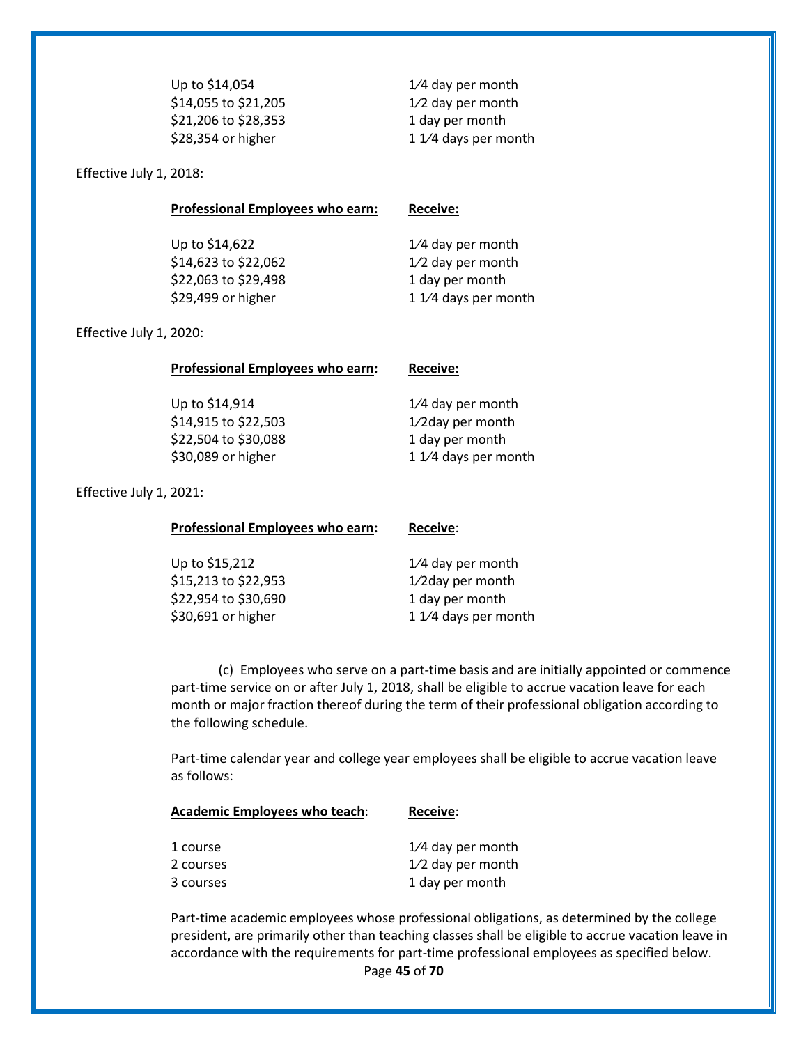| | |
|---|---|
| Up to $14,054 | 1⁄4 day per month |
| $14,055 to $21,205 | 1⁄2 day per month |
| $21,206 to $28,353 | 1 day per month |
| $28,354 or higher | 1 1⁄4 days per month |

Effective July 1, 2018:

| **Professional Employees who earn:** | **Receive:** |
|---|---|
| Up to $14,622 | 1⁄4 day per month |
| $14,623 to $22,062 | 1⁄2 day per month |
| $22,063 to $29,498 | 1 day per month |
| $29,499 or higher | 1 1⁄4 days per month |

Effective July 1, 2020:

| **Professional Employees who earn:** | **Receive:** |
|---|---|
| Up to $14,914 | 1⁄4 day per month |
| $14,915 to $22,503 | 1⁄2day per month |
| $22,504 to $30,088 | 1 day per month |
| $30,089 or higher | 1 1⁄4 days per month |

Effective July 1, 2021:

| **Professional Employees who earn:** | **Receive:** |
|---|---|
| Up to $15,212 | 1⁄4 day per month |
| $15,213 to $22,953 | 1⁄2day per month |
| $22,954 to $30,690 | 1 day per month |
| $30,691 or higher | 1 1⁄4 days per month |

(c) Employees who serve on a part-time basis and are initially appointed or commence part-time service on or after July 1, 2018, shall be eligible to accrue vacation leave for each month or major fraction thereof during the term of their professional obligation according to the following schedule.

Part-time calendar year and college year employees shall be eligible to accrue vacation leave as follows:

| **Academic Employees who teach:** | **Receive:** |
|---|---|
| 1 course | 1⁄4 day per month |
| 2 courses | 1⁄2 day per month |
| 3 courses | 1 day per month |

Part-time academic employees whose professional obligations, as determined by the college president, are primarily other than teaching classes shall be eligible to accrue vacation leave in accordance with the requirements for part-time professional employees as specified below.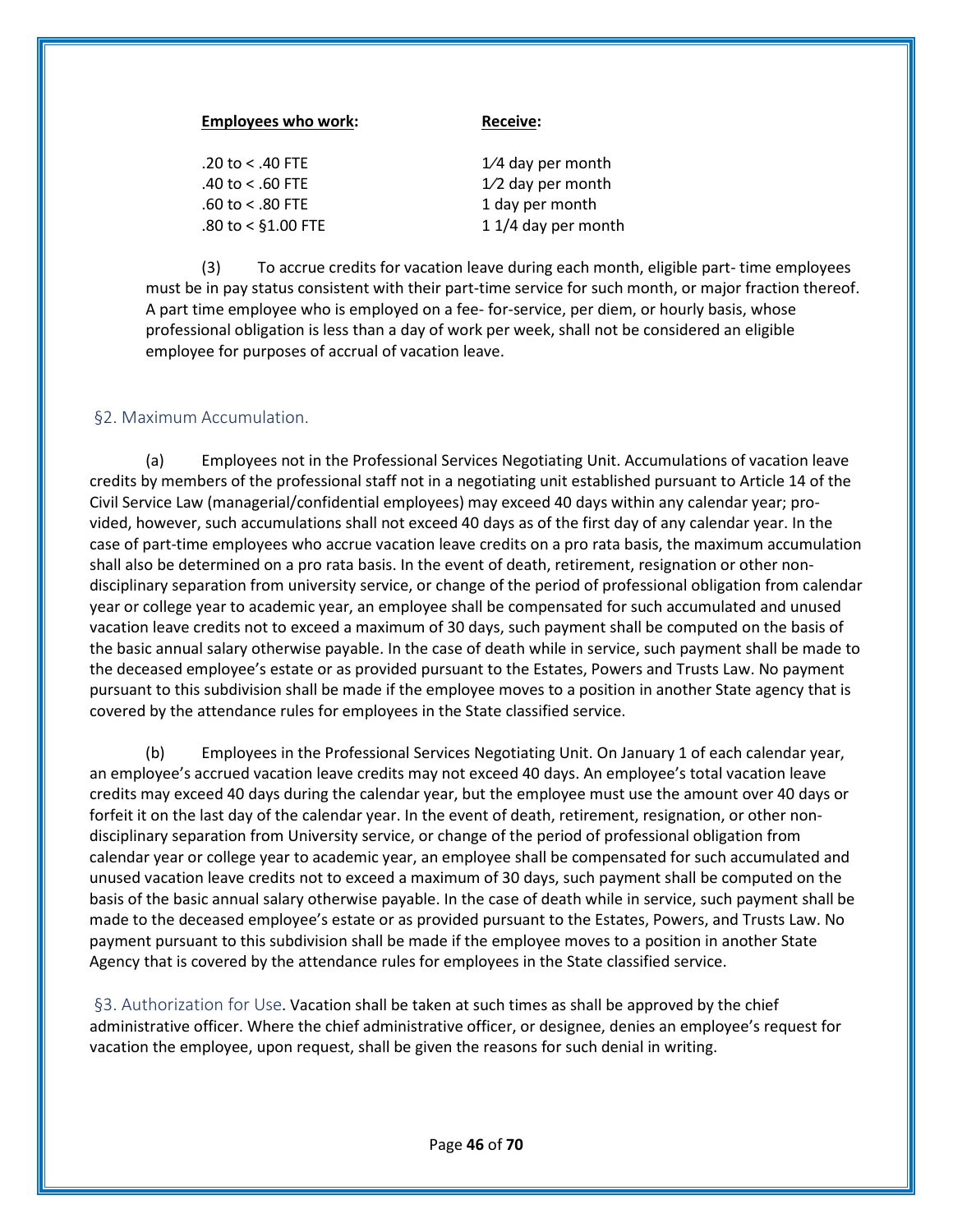| **Employees who work:** | **Receive:** |
|---|---|
| .20 to < .40 FTE | 1⁄4 day per month |
| .40 to < .60 FTE | 1⁄2 day per month |
| .60 to < .80 FTE | 1 day per month |
| .80 to < §1.00 FTE | 1 1/4 day per month |

(3) To accrue credits for vacation leave during each month, eligible part- time employees must be in pay status consistent with their part-time service for such month, or major fraction thereof. A part time employee who is employed on a fee- for-service, per diem, or hourly basis, whose professional obligation is less than a day of work per week, shall not be considered an eligible employee for purposes of accrual of vacation leave.

## §2. Maximum Accumulation.

(a) Employees not in the Professional Services Negotiating Unit. Accumulations of vacation leave credits by members of the professional staff not in a negotiating unit established pursuant to Article 14 of the Civil Service Law (managerial/confidential employees) may exceed 40 days within any calendar year; provided, however, such accumulations shall not exceed 40 days as of the first day of any calendar year. In the case of part-time employees who accrue vacation leave credits on a pro rata basis, the maximum accumulation shall also be determined on a pro rata basis. In the event of death, retirement, resignation or other non-disciplinary separation from university service, or change of the period of professional obligation from calendar year or college year to academic year, an employee shall be compensated for such accumulated and unused vacation leave credits not to exceed a maximum of 30 days, such payment shall be computed on the basis of the basic annual salary otherwise payable. In the case of death while in service, such payment shall be made to the deceased employee's estate or as provided pursuant to the Estates, Powers and Trusts Law. No payment pursuant to this subdivision shall be made if the employee moves to a position in another State agency that is covered by the attendance rules for employees in the State classified service.

(b) Employees in the Professional Services Negotiating Unit. On January 1 of each calendar year, an employee's accrued vacation leave credits may not exceed 40 days. An employee's total vacation leave credits may exceed 40 days during the calendar year, but the employee must use the amount over 40 days or forfeit it on the last day of the calendar year. In the event of death, retirement, resignation, or other non-disciplinary separation from University service, or change of the period of professional obligation from calendar year or college year to academic year, an employee shall be compensated for such accumulated and unused vacation leave credits not to exceed a maximum of 30 days, such payment shall be computed on the basis of the basic annual salary otherwise payable. In the case of death while in service, such payment shall be made to the deceased employee's estate or as provided pursuant to the Estates, Powers, and Trusts Law. No payment pursuant to this subdivision shall be made if the employee moves to a position in another State Agency that is covered by the attendance rules for employees in the State classified service.

## §3. Authorization for Use.

Vacation shall be taken at such times as shall be approved by the chief administrative officer. Where the chief administrative officer, or designee, denies an employee's request for vacation the employee, upon request, shall be given the reasons for such denial in writing.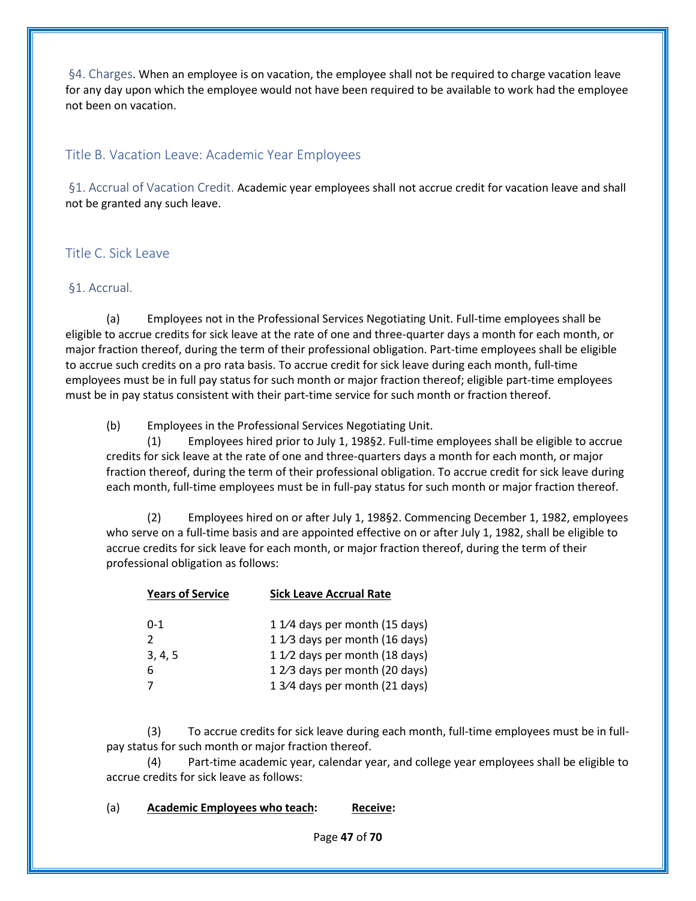§4. Charges. When an employee is on vacation, the employee shall not be required to charge vacation leave for any day upon which the employee would not have been required to be available to work had the employee not been on vacation.

## Title B. Vacation Leave: Academic Year Employees

§1. Accrual of Vacation Credit. Academic year employees shall not accrue credit for vacation leave and shall not be granted any such leave.

## Title C. Sick Leave

### §1. Accrual.

(a) Employees not in the Professional Services Negotiating Unit. Full-time employees shall be eligible to accrue credits for sick leave at the rate of one and three-quarter days a month for each month, or major fraction thereof, during the term of their professional obligation. Part-time employees shall be eligible to accrue such credits on a pro rata basis. To accrue credit for sick leave during each month, full-time employees must be in full pay status for such month or major fraction thereof; eligible part-time employees must be in pay status consistent with their part-time service for such month or fraction thereof.

(b) Employees in the Professional Services Negotiating Unit.

(1) Employees hired prior to July 1, 198§2. Full-time employees shall be eligible to accrue credits for sick leave at the rate of one and three-quarters days a month for each month, or major fraction thereof, during the term of their professional obligation. To accrue credit for sick leave during each month, full-time employees must be in full-pay status for such month or major fraction thereof.

(2) Employees hired on or after July 1, 198§2. Commencing December 1, 1982, employees who serve on a full-time basis and are appointed effective on or after July 1, 1982, shall be eligible to accrue credits for sick leave for each month, or major fraction thereof, during the term of their professional obligation as follows:

| Years of Service | Sick Leave Accrual Rate |
|---|---|
| 0-1 | 1 1⁄4 days per month (15 days) |
| 2 | 1 1⁄3 days per month (16 days) |
| 3, 4, 5 | 1 1⁄2 days per month (18 days) |
| 6 | 1 2⁄3 days per month (20 days) |
| 7 | 1 3⁄4 days per month (21 days) |

(3) To accrue credits for sick leave during each month, full-time employees must be in full-pay status for such month or major fraction thereof.

(4) Part-time academic year, calendar year, and college year employees shall be eligible to accrue credits for sick leave as follows:

(a) **Academic Employees who teach:** **Receive:**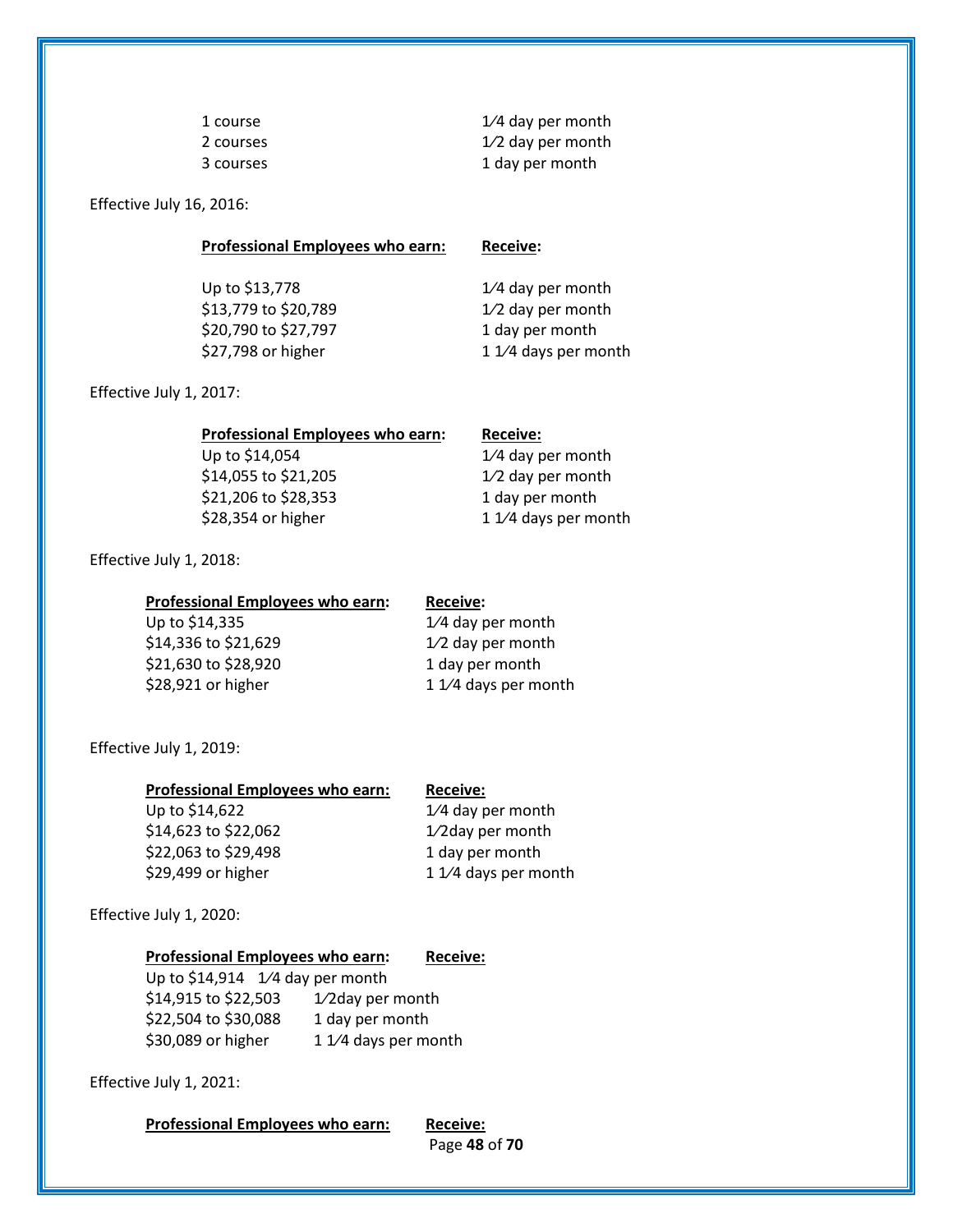| | |
|---|---|
| 1 course | 1⁄4 day per month |
| 2 courses | 1⁄2 day per month |
| 3 courses | 1 day per month |

Effective July 16, 2016:

| Professional Employees who earn: | Receive: |
|---|---|
| Up to $13,778 | 1⁄4 day per month |
| $13,779 to $20,789 | 1⁄2 day per month |
| $20,790 to $27,797 | 1 day per month |
| $27,798 or higher | 1 1⁄4 days per month |

Effective July 1, 2017:

| Professional Employees who earn: | Receive: |
|---|---|
| Up to $14,054 | 1⁄4 day per month |
| $14,055 to $21,205 | 1⁄2 day per month |
| $21,206 to $28,353 | 1 day per month |
| $28,354 or higher | 1 1⁄4 days per month |

Effective July 1, 2018:

| Professional Employees who earn: | Receive: |
|---|---|
| Up to $14,335 | 1⁄4 day per month |
| $14,336 to $21,629 | 1⁄2 day per month |
| $21,630 to $28,920 | 1 day per month |
| $28,921 or higher | 1 1⁄4 days per month |

Effective July 1, 2019:

| Professional Employees who earn: | Receive: |
|---|---|
| Up to $14,622 | 1⁄4 day per month |
| $14,623 to $22,062 | 1⁄2day per month |
| $22,063 to $29,498 | 1 day per month |
| $29,499 or higher | 1 1⁄4 days per month |

Effective July 1, 2020:

| Professional Employees who earn: | Receive: |
|---|---|
| Up to $14,914 | 1⁄4 day per month |
| $14,915 to $22,503 | 1⁄2day per month |
| $22,504 to $30,088 | 1 day per month |
| $30,089 or higher | 1 1⁄4 days per month |

Effective July 1, 2021:

**Professional Employees who earn:** **Receive:**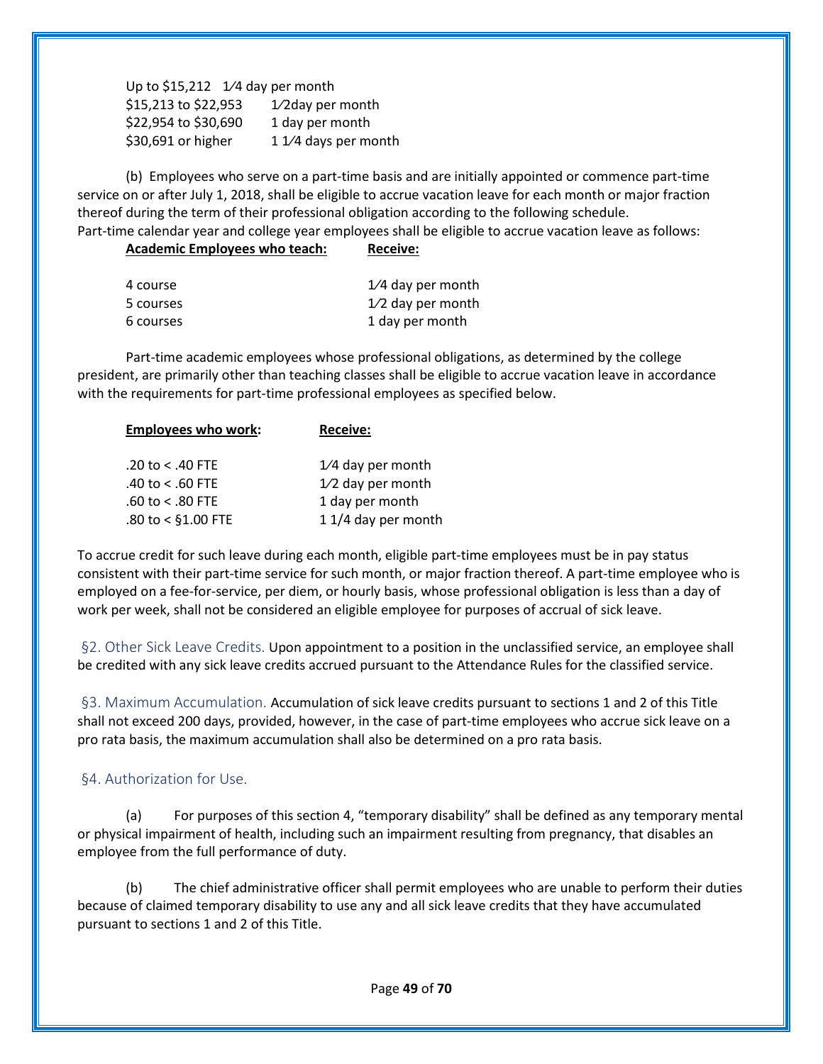| | |
|---|---|
| Up to $15,212 | 1⁄4 day per month |
| $15,213 to $22,953 | 1⁄2day per month |
| $22,954 to $30,690 | 1 day per month |
| $30,691 or higher | 1 1⁄4 days per month |

(b) Employees who serve on a part-time basis and are initially appointed or commence part-time service on or after July 1, 2018, shall be eligible to accrue vacation leave for each month or major fraction thereof during the term of their professional obligation according to the following schedule.
Part-time calendar year and college year employees shall be eligible to accrue vacation leave as follows:

| **Academic Employees who teach:** | **Receive:** |
|---|---|
| 4 course | 1⁄4 day per month |
| 5 courses | 1⁄2 day per month |
| 6 courses | 1 day per month |

Part-time academic employees whose professional obligations, as determined by the college president, are primarily other than teaching classes shall be eligible to accrue vacation leave in accordance with the requirements for part-time professional employees as specified below.

| **Employees who work:** | **Receive:** |
|---|---|
| .20 to < .40 FTE | 1⁄4 day per month |
| .40 to < .60 FTE | 1⁄2 day per month |
| .60 to < .80 FTE | 1 day per month |
| .80 to < §1.00 FTE | 1 1/4 day per month |

To accrue credit for such leave during each month, eligible part-time employees must be in pay status consistent with their part-time service for such month, or major fraction thereof. A part-time employee who is employed on a fee-for-service, per diem, or hourly basis, whose professional obligation is less than a day of work per week, shall not be considered an eligible employee for purposes of accrual of sick leave.

§2. Other Sick Leave Credits. Upon appointment to a position in the unclassified service, an employee shall be credited with any sick leave credits accrued pursuant to the Attendance Rules for the classified service.

§3. Maximum Accumulation. Accumulation of sick leave credits pursuant to sections 1 and 2 of this Title shall not exceed 200 days, provided, however, in the case of part-time employees who accrue sick leave on a pro rata basis, the maximum accumulation shall also be determined on a pro rata basis.

## §4. Authorization for Use.

(a) For purposes of this section 4, "temporary disability" shall be defined as any temporary mental or physical impairment of health, including such an impairment resulting from pregnancy, that disables an employee from the full performance of duty.

(b) The chief administrative officer shall permit employees who are unable to perform their duties because of claimed temporary disability to use any and all sick leave credits that they have accumulated pursuant to sections 1 and 2 of this Title.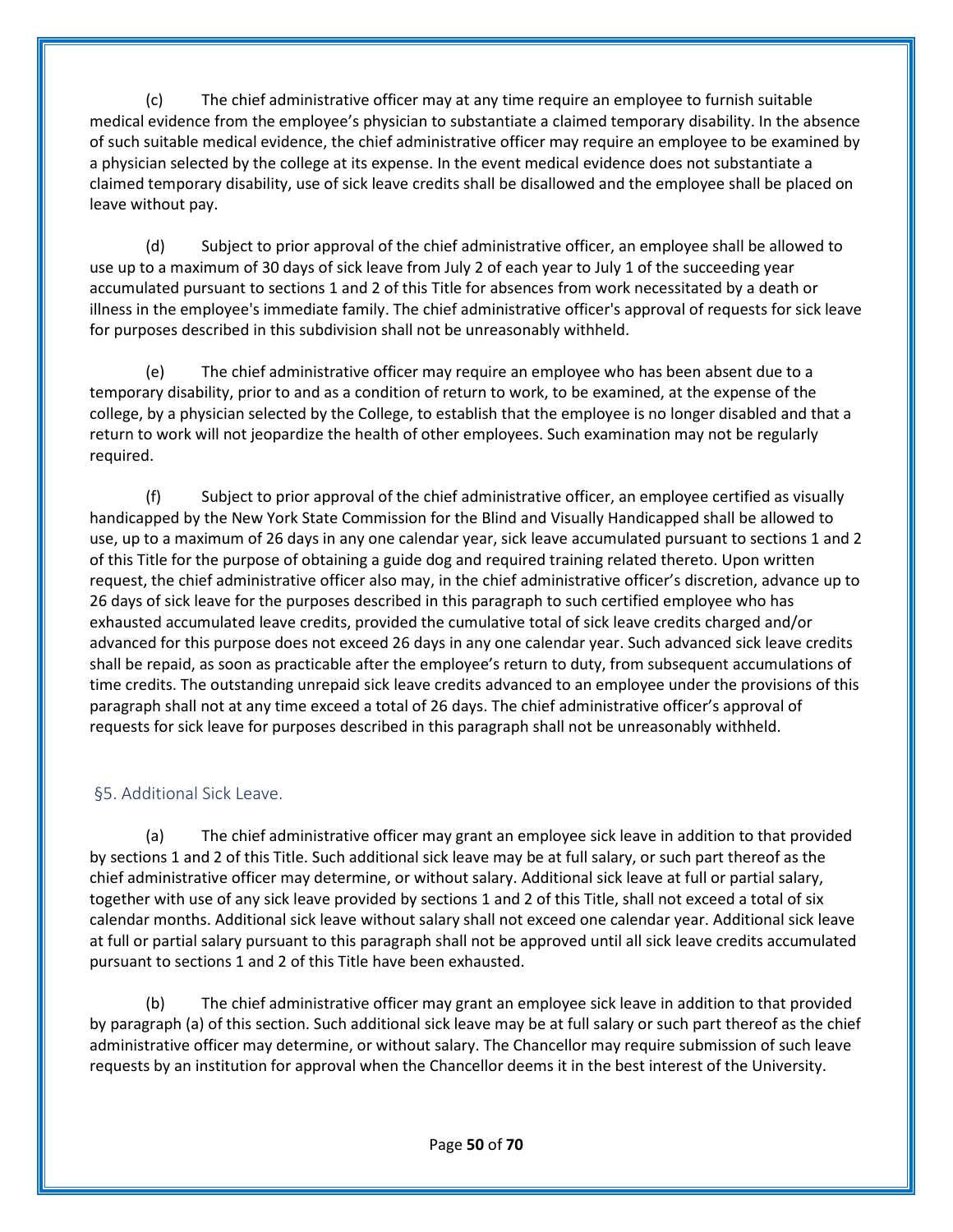(c) The chief administrative officer may at any time require an employee to furnish suitable medical evidence from the employee's physician to substantiate a claimed temporary disability. In the absence of such suitable medical evidence, the chief administrative officer may require an employee to be examined by a physician selected by the college at its expense. In the event medical evidence does not substantiate a claimed temporary disability, use of sick leave credits shall be disallowed and the employee shall be placed on leave without pay.

(d) Subject to prior approval of the chief administrative officer, an employee shall be allowed to use up to a maximum of 30 days of sick leave from July 2 of each year to July 1 of the succeeding year accumulated pursuant to sections 1 and 2 of this Title for absences from work necessitated by a death or illness in the employee's immediate family. The chief administrative officer's approval of requests for sick leave for purposes described in this subdivision shall not be unreasonably withheld.

(e) The chief administrative officer may require an employee who has been absent due to a temporary disability, prior to and as a condition of return to work, to be examined, at the expense of the college, by a physician selected by the College, to establish that the employee is no longer disabled and that a return to work will not jeopardize the health of other employees. Such examination may not be regularly required.

(f) Subject to prior approval of the chief administrative officer, an employee certified as visually handicapped by the New York State Commission for the Blind and Visually Handicapped shall be allowed to use, up to a maximum of 26 days in any one calendar year, sick leave accumulated pursuant to sections 1 and 2 of this Title for the purpose of obtaining a guide dog and required training related thereto. Upon written request, the chief administrative officer also may, in the chief administrative officer's discretion, advance up to 26 days of sick leave for the purposes described in this paragraph to such certified employee who has exhausted accumulated leave credits, provided the cumulative total of sick leave credits charged and/or advanced for this purpose does not exceed 26 days in any one calendar year. Such advanced sick leave credits shall be repaid, as soon as practicable after the employee's return to duty, from subsequent accumulations of time credits. The outstanding unrepaid sick leave credits advanced to an employee under the provisions of this paragraph shall not at any time exceed a total of 26 days. The chief administrative officer's approval of requests for sick leave for purposes described in this paragraph shall not be unreasonably withheld.

## §5. Additional Sick Leave.

(a) The chief administrative officer may grant an employee sick leave in addition to that provided by sections 1 and 2 of this Title. Such additional sick leave may be at full salary, or such part thereof as the chief administrative officer may determine, or without salary. Additional sick leave at full or partial salary, together with use of any sick leave provided by sections 1 and 2 of this Title, shall not exceed a total of six calendar months. Additional sick leave without salary shall not exceed one calendar year. Additional sick leave at full or partial salary pursuant to this paragraph shall not be approved until all sick leave credits accumulated pursuant to sections 1 and 2 of this Title have been exhausted.

(b) The chief administrative officer may grant an employee sick leave in addition to that provided by paragraph (a) of this section. Such additional sick leave may be at full salary or such part thereof as the chief administrative officer may determine, or without salary. The Chancellor may require submission of such leave requests by an institution for approval when the Chancellor deems it in the best interest of the University.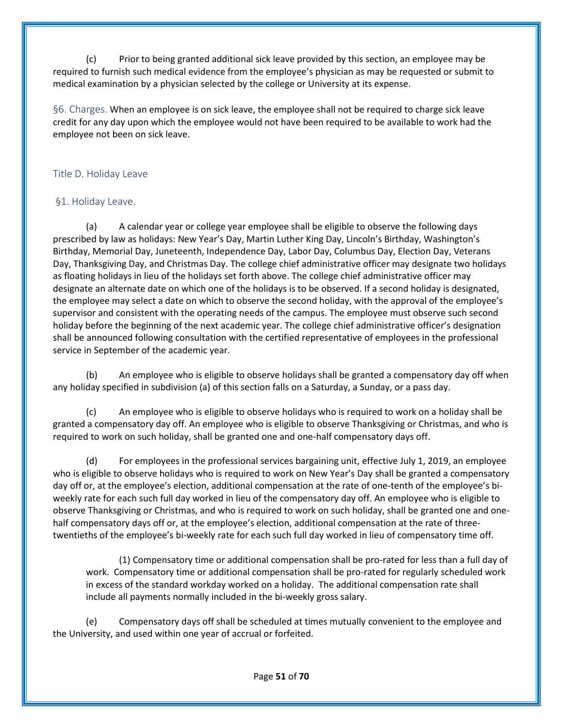(c) Prior to being granted additional sick leave provided by this section, an employee may be required to furnish such medical evidence from the employee's physician as may be requested or submit to medical examination by a physician selected by the college or University at its expense.

§6. Charges. When an employee is on sick leave, the employee shall not be required to charge sick leave credit for any day upon which the employee would not have been required to be available to work had the employee not been on sick leave.

## Title D. Holiday Leave

### §1. Holiday Leave.

(a) A calendar year or college year employee shall be eligible to observe the following days prescribed by law as holidays: New Year's Day, Martin Luther King Day, Lincoln's Birthday, Washington's Birthday, Memorial Day, Juneteenth, Independence Day, Labor Day, Columbus Day, Election Day, Veterans Day, Thanksgiving Day, and Christmas Day. The college chief administrative officer may designate two holidays as floating holidays in lieu of the holidays set forth above. The college chief administrative officer may designate an alternate date on which one of the holidays is to be observed. If a second holiday is designated, the employee may select a date on which to observe the second holiday, with the approval of the employee's supervisor and consistent with the operating needs of the campus. The employee must observe such second holiday before the beginning of the next academic year. The college chief administrative officer's designation shall be announced following consultation with the certified representative of employees in the professional service in September of the academic year.

(b) An employee who is eligible to observe holidays shall be granted a compensatory day off when any holiday specified in subdivision (a) of this section falls on a Saturday, a Sunday, or a pass day.

(c) An employee who is eligible to observe holidays who is required to work on a holiday shall be granted a compensatory day off. An employee who is eligible to observe Thanksgiving or Christmas, and who is required to work on such holiday, shall be granted one and one-half compensatory days off.

(d) For employees in the professional services bargaining unit, effective July 1, 2019, an employee who is eligible to observe holidays who is required to work on New Year's Day shall be granted a compensatory day off or, at the employee's election, additional compensation at the rate of one-tenth of the employee's bi-weekly rate for each such full day worked in lieu of the compensatory day off. An employee who is eligible to observe Thanksgiving or Christmas, and who is required to work on such holiday, shall be granted one and one-half compensatory days off or, at the employee's election, additional compensation at the rate of three-twentieths of the employee's bi-weekly rate for each such full day worked in lieu of compensatory time off.

(1) Compensatory time or additional compensation shall be pro-rated for less than a full day of work. Compensatory time or additional compensation shall be pro-rated for regularly scheduled work in excess of the standard workday worked on a holiday. The additional compensation rate shall include all payments normally included in the bi-weekly gross salary.

(e) Compensatory days off shall be scheduled at times mutually convenient to the employee and the University, and used within one year of accrual or forfeited.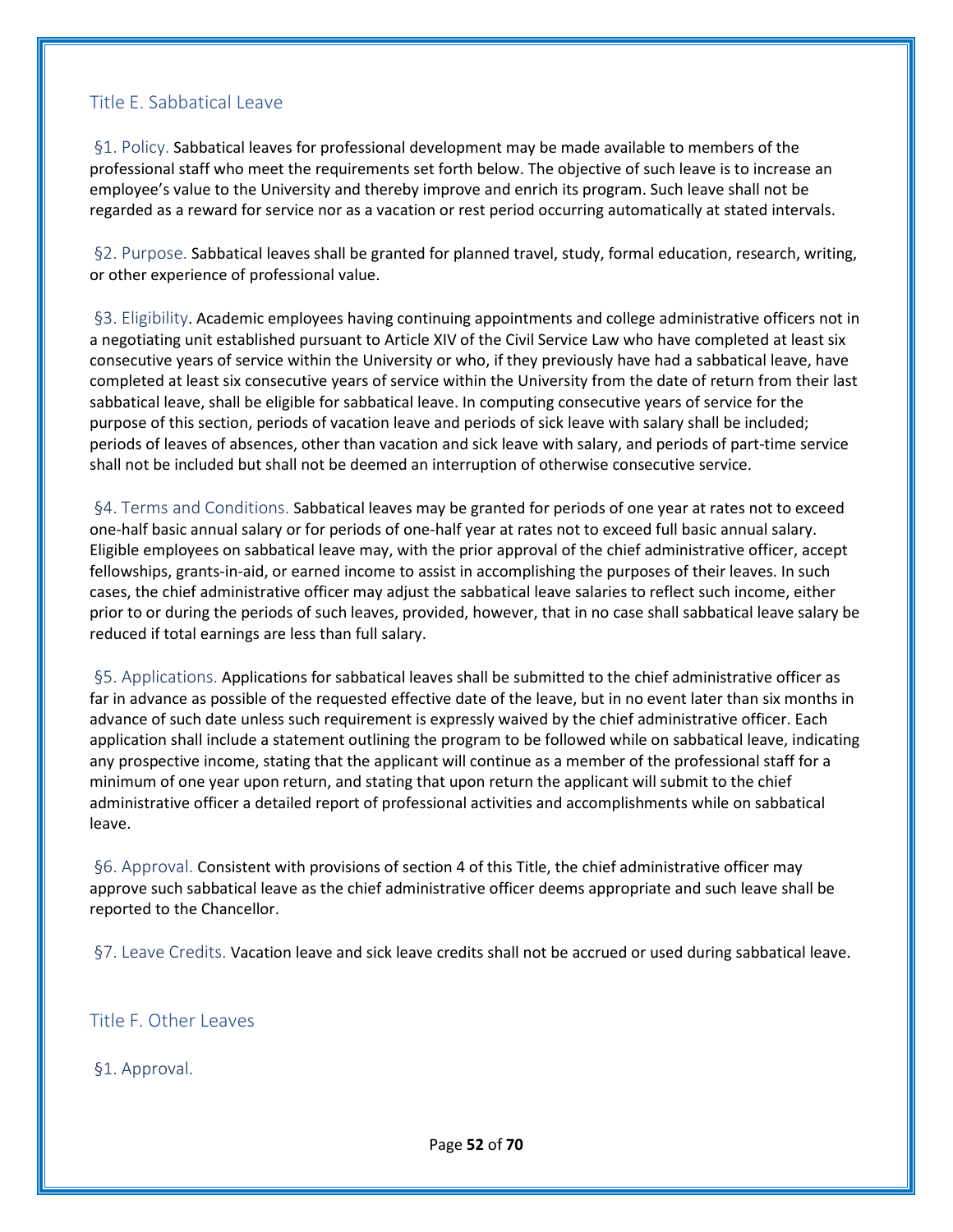## Title E. Sabbatical Leave

§1. Policy. Sabbatical leaves for professional development may be made available to members of the professional staff who meet the requirements set forth below. The objective of such leave is to increase an employee's value to the University and thereby improve and enrich its program. Such leave shall not be regarded as a reward for service nor as a vacation or rest period occurring automatically at stated intervals.

§2. Purpose. Sabbatical leaves shall be granted for planned travel, study, formal education, research, writing, or other experience of professional value.

§3. Eligibility. Academic employees having continuing appointments and college administrative officers not in a negotiating unit established pursuant to Article XIV of the Civil Service Law who have completed at least six consecutive years of service within the University or who, if they previously have had a sabbatical leave, have completed at least six consecutive years of service within the University from the date of return from their last sabbatical leave, shall be eligible for sabbatical leave. In computing consecutive years of service for the purpose of this section, periods of vacation leave and periods of sick leave with salary shall be included; periods of leaves of absences, other than vacation and sick leave with salary, and periods of part-time service shall not be included but shall not be deemed an interruption of otherwise consecutive service.

§4. Terms and Conditions. Sabbatical leaves may be granted for periods of one year at rates not to exceed one-half basic annual salary or for periods of one-half year at rates not to exceed full basic annual salary. Eligible employees on sabbatical leave may, with the prior approval of the chief administrative officer, accept fellowships, grants-in-aid, or earned income to assist in accomplishing the purposes of their leaves. In such cases, the chief administrative officer may adjust the sabbatical leave salaries to reflect such income, either prior to or during the periods of such leaves, provided, however, that in no case shall sabbatical leave salary be reduced if total earnings are less than full salary.

§5. Applications. Applications for sabbatical leaves shall be submitted to the chief administrative officer as far in advance as possible of the requested effective date of the leave, but in no event later than six months in advance of such date unless such requirement is expressly waived by the chief administrative officer. Each application shall include a statement outlining the program to be followed while on sabbatical leave, indicating any prospective income, stating that the applicant will continue as a member of the professional staff for a minimum of one year upon return, and stating that upon return the applicant will submit to the chief administrative officer a detailed report of professional activities and accomplishments while on sabbatical leave.

§6. Approval. Consistent with provisions of section 4 of this Title, the chief administrative officer may approve such sabbatical leave as the chief administrative officer deems appropriate and such leave shall be reported to the Chancellor.

§7. Leave Credits. Vacation leave and sick leave credits shall not be accrued or used during sabbatical leave.

## Title F. Other Leaves

§1. Approval.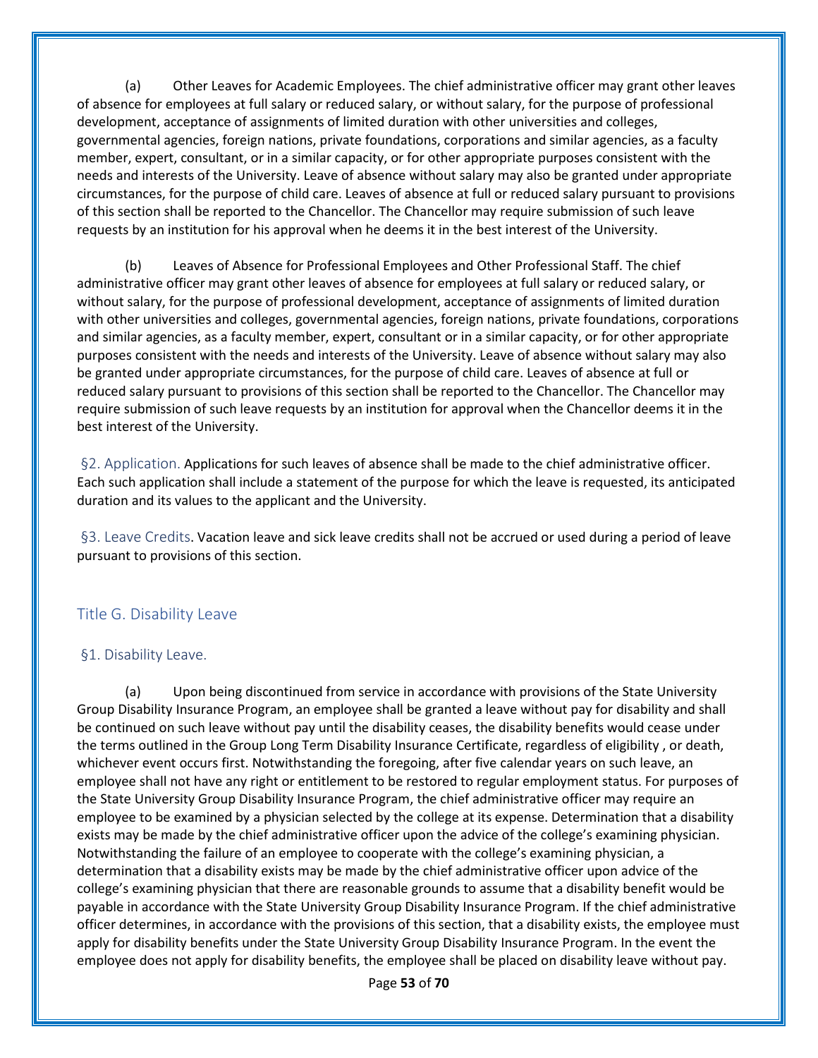(a) Other Leaves for Academic Employees. The chief administrative officer may grant other leaves of absence for employees at full salary or reduced salary, or without salary, for the purpose of professional development, acceptance of assignments of limited duration with other universities and colleges, governmental agencies, foreign nations, private foundations, corporations and similar agencies, as a faculty member, expert, consultant, or in a similar capacity, or for other appropriate purposes consistent with the needs and interests of the University. Leave of absence without salary may also be granted under appropriate circumstances, for the purpose of child care. Leaves of absence at full or reduced salary pursuant to provisions of this section shall be reported to the Chancellor. The Chancellor may require submission of such leave requests by an institution for his approval when he deems it in the best interest of the University.

(b) Leaves of Absence for Professional Employees and Other Professional Staff. The chief administrative officer may grant other leaves of absence for employees at full salary or reduced salary, or without salary, for the purpose of professional development, acceptance of assignments of limited duration with other universities and colleges, governmental agencies, foreign nations, private foundations, corporations and similar agencies, as a faculty member, expert, consultant or in a similar capacity, or for other appropriate purposes consistent with the needs and interests of the University. Leave of absence without salary may also be granted under appropriate circumstances, for the purpose of child care. Leaves of absence at full or reduced salary pursuant to provisions of this section shall be reported to the Chancellor. The Chancellor may require submission of such leave requests by an institution for approval when the Chancellor deems it in the best interest of the University.

§2. Application. Applications for such leaves of absence shall be made to the chief administrative officer. Each such application shall include a statement of the purpose for which the leave is requested, its anticipated duration and its values to the applicant and the University.

§3. Leave Credits. Vacation leave and sick leave credits shall not be accrued or used during a period of leave pursuant to provisions of this section.

## Title G. Disability Leave

### §1. Disability Leave.

(a) Upon being discontinued from service in accordance with provisions of the State University Group Disability Insurance Program, an employee shall be granted a leave without pay for disability and shall be continued on such leave without pay until the disability ceases, the disability benefits would cease under the terms outlined in the Group Long Term Disability Insurance Certificate, regardless of eligibility , or death, whichever event occurs first. Notwithstanding the foregoing, after five calendar years on such leave, an employee shall not have any right or entitlement to be restored to regular employment status. For purposes of the State University Group Disability Insurance Program, the chief administrative officer may require an employee to be examined by a physician selected by the college at its expense. Determination that a disability exists may be made by the chief administrative officer upon the advice of the college's examining physician. Notwithstanding the failure of an employee to cooperate with the college's examining physician, a determination that a disability exists may be made by the chief administrative officer upon advice of the college's examining physician that there are reasonable grounds to assume that a disability benefit would be payable in accordance with the State University Group Disability Insurance Program. If the chief administrative officer determines, in accordance with the provisions of this section, that a disability exists, the employee must apply for disability benefits under the State University Group Disability Insurance Program. In the event the employee does not apply for disability benefits, the employee shall be placed on disability leave without pay.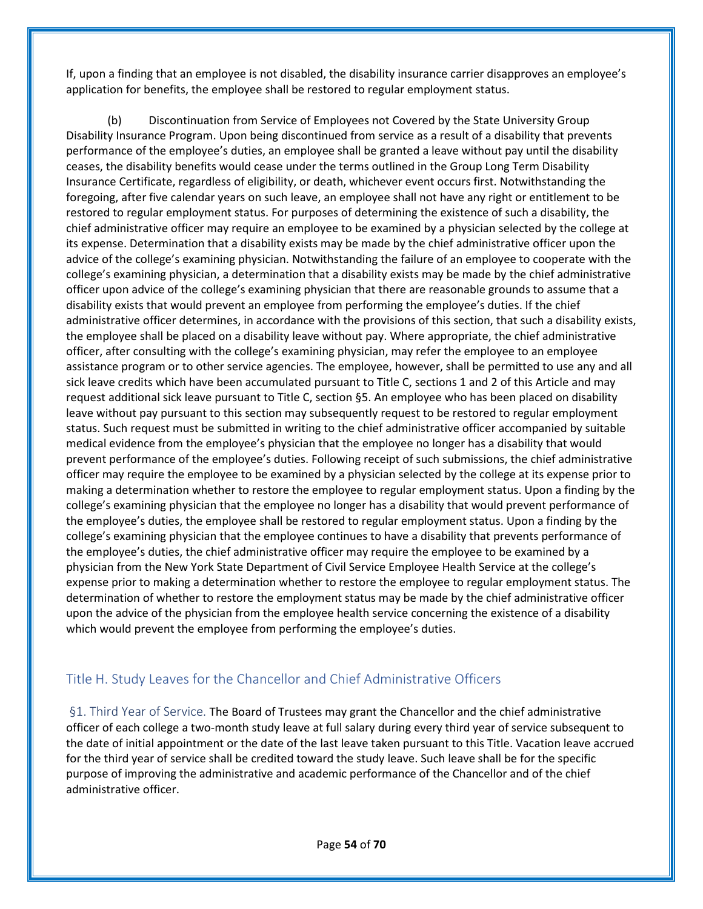If, upon a finding that an employee is not disabled, the disability insurance carrier disapproves an employee's application for benefits, the employee shall be restored to regular employment status.

(b) Discontinuation from Service of Employees not Covered by the State University Group Disability Insurance Program. Upon being discontinued from service as a result of a disability that prevents performance of the employee's duties, an employee shall be granted a leave without pay until the disability ceases, the disability benefits would cease under the terms outlined in the Group Long Term Disability Insurance Certificate, regardless of eligibility, or death, whichever event occurs first. Notwithstanding the foregoing, after five calendar years on such leave, an employee shall not have any right or entitlement to be restored to regular employment status. For purposes of determining the existence of such a disability, the chief administrative officer may require an employee to be examined by a physician selected by the college at its expense. Determination that a disability exists may be made by the chief administrative officer upon the advice of the college's examining physician. Notwithstanding the failure of an employee to cooperate with the college's examining physician, a determination that a disability exists may be made by the chief administrative officer upon advice of the college's examining physician that there are reasonable grounds to assume that a disability exists that would prevent an employee from performing the employee's duties. If the chief administrative officer determines, in accordance with the provisions of this section, that such a disability exists, the employee shall be placed on a disability leave without pay. Where appropriate, the chief administrative officer, after consulting with the college's examining physician, may refer the employee to an employee assistance program or to other service agencies. The employee, however, shall be permitted to use any and all sick leave credits which have been accumulated pursuant to Title C, sections 1 and 2 of this Article and may request additional sick leave pursuant to Title C, section §5. An employee who has been placed on disability leave without pay pursuant to this section may subsequently request to be restored to regular employment status. Such request must be submitted in writing to the chief administrative officer accompanied by suitable medical evidence from the employee's physician that the employee no longer has a disability that would prevent performance of the employee's duties. Following receipt of such submissions, the chief administrative officer may require the employee to be examined by a physician selected by the college at its expense prior to making a determination whether to restore the employee to regular employment status. Upon a finding by the college's examining physician that the employee no longer has a disability that would prevent performance of the employee's duties, the employee shall be restored to regular employment status. Upon a finding by the college's examining physician that the employee continues to have a disability that prevents performance of the employee's duties, the chief administrative officer may require the employee to be examined by a physician from the New York State Department of Civil Service Employee Health Service at the college's expense prior to making a determination whether to restore the employee to regular employment status. The determination of whether to restore the employment status may be made by the chief administrative officer upon the advice of the physician from the employee health service concerning the existence of a disability which would prevent the employee from performing the employee's duties.

## Title H. Study Leaves for the Chancellor and Chief Administrative Officers

### §1. Third Year of Service.

The Board of Trustees may grant the Chancellor and the chief administrative officer of each college a two-month study leave at full salary during every third year of service subsequent to the date of initial appointment or the date of the last leave taken pursuant to this Title. Vacation leave accrued for the third year of service shall be credited toward the study leave. Such leave shall be for the specific purpose of improving the administrative and academic performance of the Chancellor and of the chief administrative officer.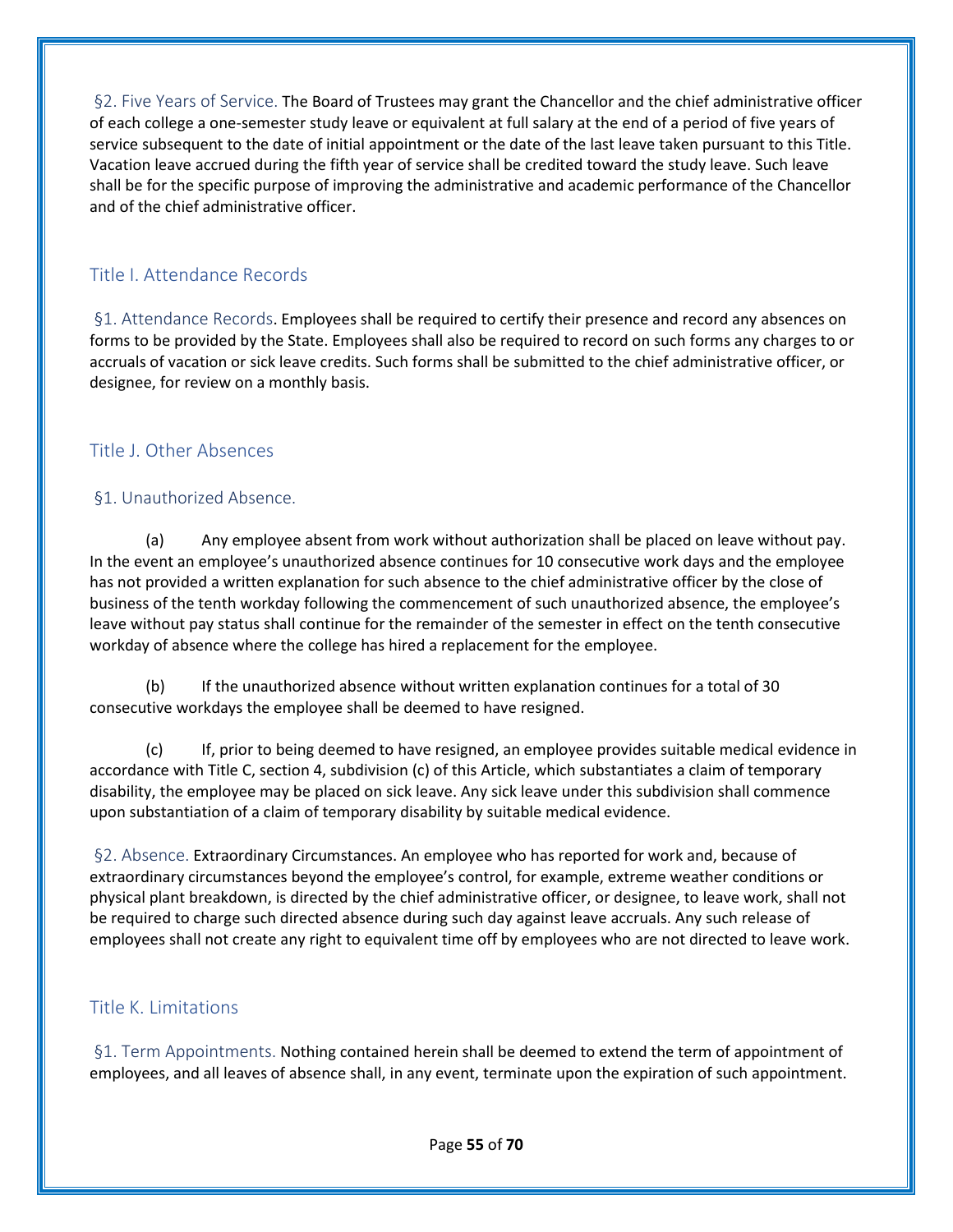§2. Five Years of Service. The Board of Trustees may grant the Chancellor and the chief administrative officer of each college a one-semester study leave or equivalent at full salary at the end of a period of five years of service subsequent to the date of initial appointment or the date of the last leave taken pursuant to this Title. Vacation leave accrued during the fifth year of service shall be credited toward the study leave. Such leave shall be for the specific purpose of improving the administrative and academic performance of the Chancellor and of the chief administrative officer.

## Title I. Attendance Records

§1. Attendance Records. Employees shall be required to certify their presence and record any absences on forms to be provided by the State. Employees shall also be required to record on such forms any charges to or accruals of vacation or sick leave credits. Such forms shall be submitted to the chief administrative officer, or designee, for review on a monthly basis.

## Title J. Other Absences

### §1. Unauthorized Absence.

(a) Any employee absent from work without authorization shall be placed on leave without pay. In the event an employee's unauthorized absence continues for 10 consecutive work days and the employee has not provided a written explanation for such absence to the chief administrative officer by the close of business of the tenth workday following the commencement of such unauthorized absence, the employee's leave without pay status shall continue for the remainder of the semester in effect on the tenth consecutive workday of absence where the college has hired a replacement for the employee.

(b) If the unauthorized absence without written explanation continues for a total of 30 consecutive workdays the employee shall be deemed to have resigned.

(c) If, prior to being deemed to have resigned, an employee provides suitable medical evidence in accordance with Title C, section 4, subdivision (c) of this Article, which substantiates a claim of temporary disability, the employee may be placed on sick leave. Any sick leave under this subdivision shall commence upon substantiation of a claim of temporary disability by suitable medical evidence.

§2. Absence. Extraordinary Circumstances. An employee who has reported for work and, because of extraordinary circumstances beyond the employee's control, for example, extreme weather conditions or physical plant breakdown, is directed by the chief administrative officer, or designee, to leave work, shall not be required to charge such directed absence during such day against leave accruals. Any such release of employees shall not create any right to equivalent time off by employees who are not directed to leave work.

## Title K. Limitations

§1. Term Appointments. Nothing contained herein shall be deemed to extend the term of appointment of employees, and all leaves of absence shall, in any event, terminate upon the expiration of such appointment.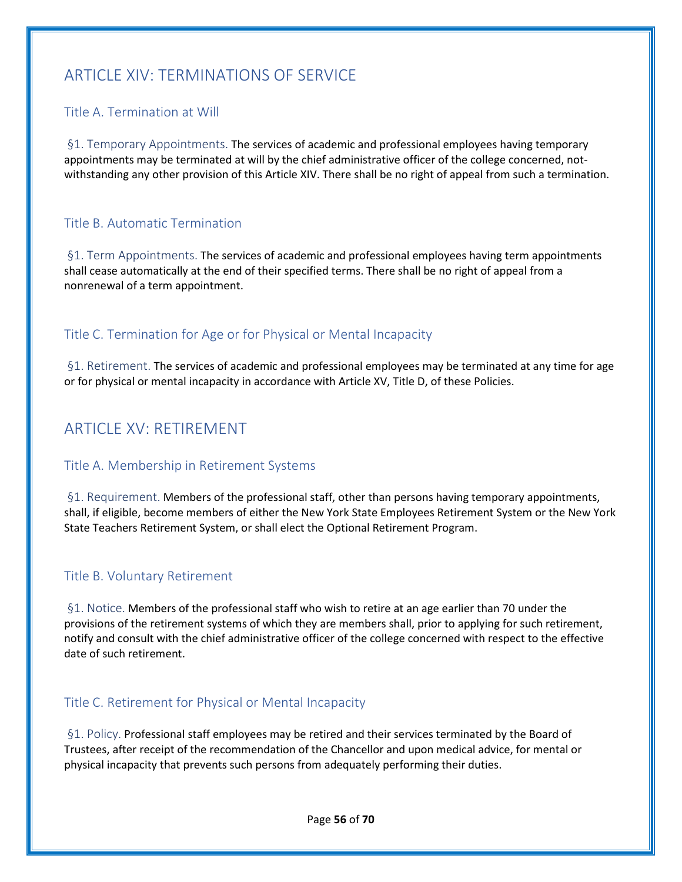# ARTICLE XIV: TERMINATIONS OF SERVICE

## Title A. Termination at Will

§1. Temporary Appointments. The services of academic and professional employees having temporary appointments may be terminated at will by the chief administrative officer of the college concerned, notwithstanding any other provision of this Article XIV. There shall be no right of appeal from such a termination.

## Title B. Automatic Termination

§1. Term Appointments. The services of academic and professional employees having term appointments shall cease automatically at the end of their specified terms. There shall be no right of appeal from a nonrenewal of a term appointment.

## Title C. Termination for Age or for Physical or Mental Incapacity

§1. Retirement. The services of academic and professional employees may be terminated at any time for age or for physical or mental incapacity in accordance with Article XV, Title D, of these Policies.

# ARTICLE XV: RETIREMENT

## Title A. Membership in Retirement Systems

§1. Requirement. Members of the professional staff, other than persons having temporary appointments, shall, if eligible, become members of either the New York State Employees Retirement System or the New York State Teachers Retirement System, or shall elect the Optional Retirement Program.

## Title B. Voluntary Retirement

§1. Notice. Members of the professional staff who wish to retire at an age earlier than 70 under the provisions of the retirement systems of which they are members shall, prior to applying for such retirement, notify and consult with the chief administrative officer of the college concerned with respect to the effective date of such retirement.

## Title C. Retirement for Physical or Mental Incapacity

§1. Policy. Professional staff employees may be retired and their services terminated by the Board of Trustees, after receipt of the recommendation of the Chancellor and upon medical advice, for mental or physical incapacity that prevents such persons from adequately performing their duties.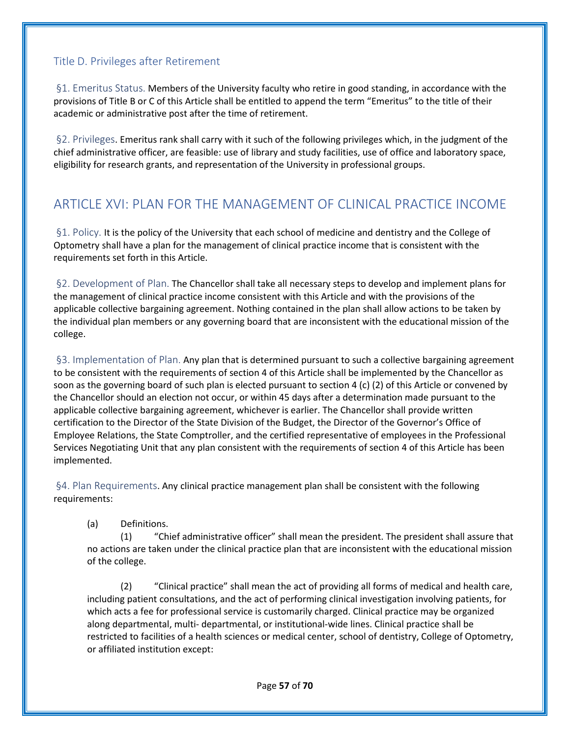## Title D. Privileges after Retirement

§1. Emeritus Status. Members of the University faculty who retire in good standing, in accordance with the provisions of Title B or C of this Article shall be entitled to append the term "Emeritus" to the title of their academic or administrative post after the time of retirement.

§2. Privileges. Emeritus rank shall carry with it such of the following privileges which, in the judgment of the chief administrative officer, are feasible: use of library and study facilities, use of office and laboratory space, eligibility for research grants, and representation of the University in professional groups.

# ARTICLE XVI: PLAN FOR THE MANAGEMENT OF CLINICAL PRACTICE INCOME

§1. Policy. It is the policy of the University that each school of medicine and dentistry and the College of Optometry shall have a plan for the management of clinical practice income that is consistent with the requirements set forth in this Article.

§2. Development of Plan. The Chancellor shall take all necessary steps to develop and implement plans for the management of clinical practice income consistent with this Article and with the provisions of the applicable collective bargaining agreement. Nothing contained in the plan shall allow actions to be taken by the individual plan members or any governing board that are inconsistent with the educational mission of the college.

§3. Implementation of Plan. Any plan that is determined pursuant to such a collective bargaining agreement to be consistent with the requirements of section 4 of this Article shall be implemented by the Chancellor as soon as the governing board of such plan is elected pursuant to section 4 (c) (2) of this Article or convened by the Chancellor should an election not occur, or within 45 days after a determination made pursuant to the applicable collective bargaining agreement, whichever is earlier. The Chancellor shall provide written certification to the Director of the State Division of the Budget, the Director of the Governor's Office of Employee Relations, the State Comptroller, and the certified representative of employees in the Professional Services Negotiating Unit that any plan consistent with the requirements of section 4 of this Article has been implemented.

§4. Plan Requirements. Any clinical practice management plan shall be consistent with the following requirements:

(a) Definitions.

(1) "Chief administrative officer" shall mean the president. The president shall assure that no actions are taken under the clinical practice plan that are inconsistent with the educational mission of the college.

(2) "Clinical practice" shall mean the act of providing all forms of medical and health care, including patient consultations, and the act of performing clinical investigation involving patients, for which acts a fee for professional service is customarily charged. Clinical practice may be organized along departmental, multi- departmental, or institutional-wide lines. Clinical practice shall be restricted to facilities of a health sciences or medical center, school of dentistry, College of Optometry, or affiliated institution except: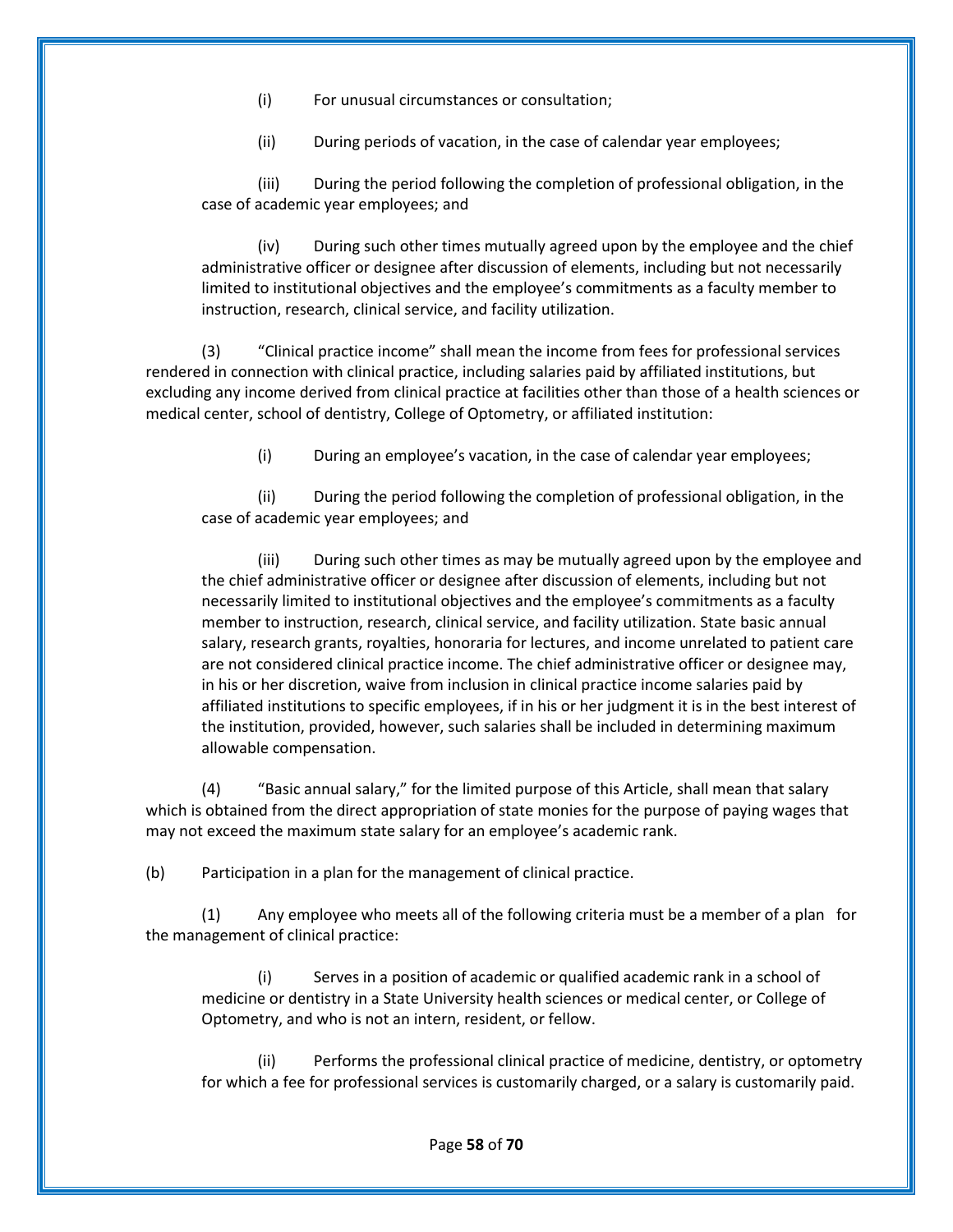(i) For unusual circumstances or consultation;

(ii) During periods of vacation, in the case of calendar year employees;

(iii) During the period following the completion of professional obligation, in the case of academic year employees; and

(iv) During such other times mutually agreed upon by the employee and the chief administrative officer or designee after discussion of elements, including but not necessarily limited to institutional objectives and the employee's commitments as a faculty member to instruction, research, clinical service, and facility utilization.

(3) "Clinical practice income" shall mean the income from fees for professional services rendered in connection with clinical practice, including salaries paid by affiliated institutions, but excluding any income derived from clinical practice at facilities other than those of a health sciences or medical center, school of dentistry, College of Optometry, or affiliated institution:

(i) During an employee's vacation, in the case of calendar year employees;

(ii) During the period following the completion of professional obligation, in the case of academic year employees; and

(iii) During such other times as may be mutually agreed upon by the employee and the chief administrative officer or designee after discussion of elements, including but not necessarily limited to institutional objectives and the employee's commitments as a faculty member to instruction, research, clinical service, and facility utilization. State basic annual salary, research grants, royalties, honoraria for lectures, and income unrelated to patient care are not considered clinical practice income. The chief administrative officer or designee may, in his or her discretion, waive from inclusion in clinical practice income salaries paid by affiliated institutions to specific employees, if in his or her judgment it is in the best interest of the institution, provided, however, such salaries shall be included in determining maximum allowable compensation.

(4) "Basic annual salary," for the limited purpose of this Article, shall mean that salary which is obtained from the direct appropriation of state monies for the purpose of paying wages that may not exceed the maximum state salary for an employee's academic rank.

(b) Participation in a plan for the management of clinical practice.

(1) Any employee who meets all of the following criteria must be a member of a plan for the management of clinical practice:

(i) Serves in a position of academic or qualified academic rank in a school of medicine or dentistry in a State University health sciences or medical center, or College of Optometry, and who is not an intern, resident, or fellow.

(ii) Performs the professional clinical practice of medicine, dentistry, or optometry for which a fee for professional services is customarily charged, or a salary is customarily paid.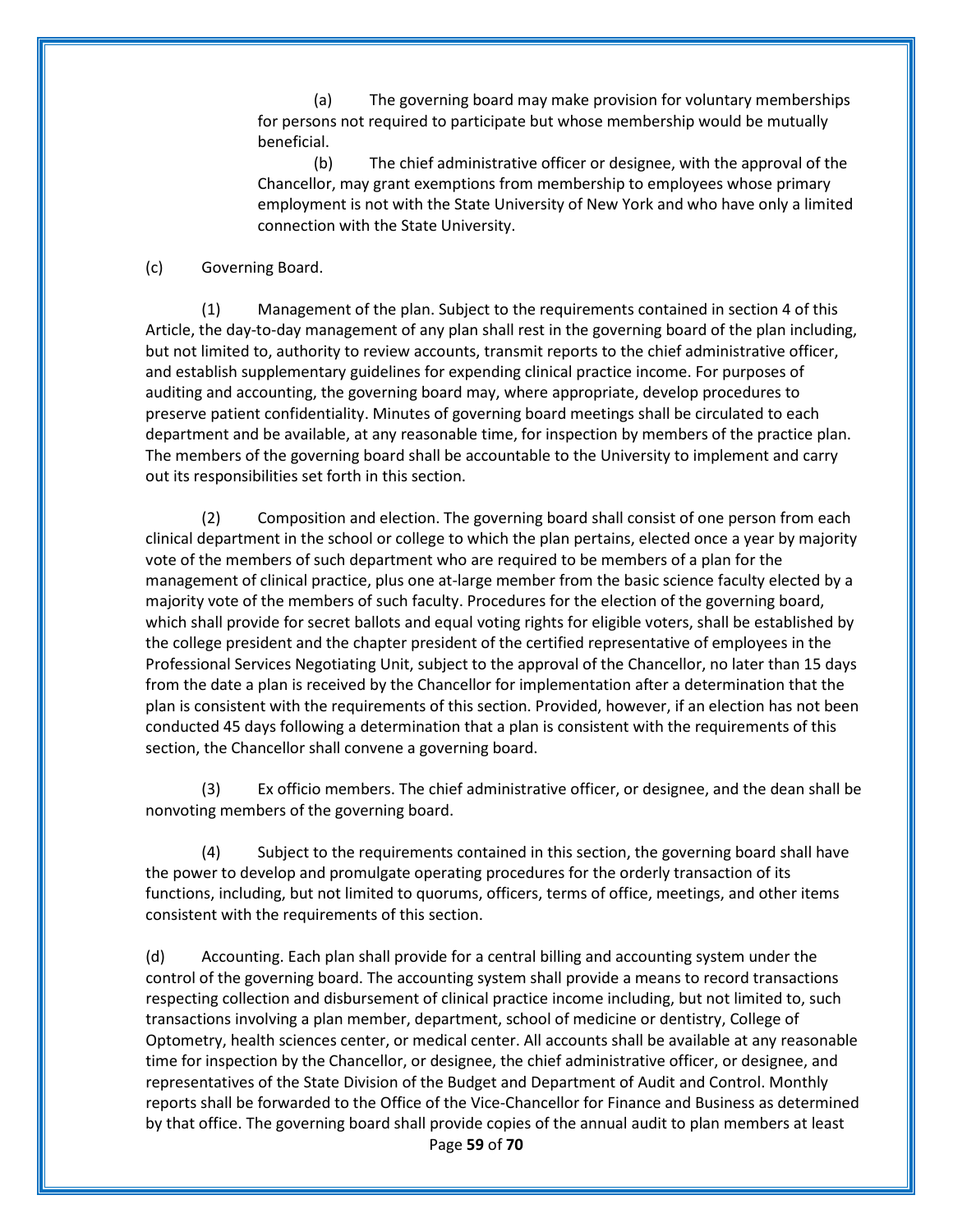(a) The governing board may make provision for voluntary memberships for persons not required to participate but whose membership would be mutually beneficial.

(b) The chief administrative officer or designee, with the approval of the Chancellor, may grant exemptions from membership to employees whose primary employment is not with the State University of New York and who have only a limited connection with the State University.

(c) Governing Board.

(1) Management of the plan. Subject to the requirements contained in section 4 of this Article, the day-to-day management of any plan shall rest in the governing board of the plan including, but not limited to, authority to review accounts, transmit reports to the chief administrative officer, and establish supplementary guidelines for expending clinical practice income. For purposes of auditing and accounting, the governing board may, where appropriate, develop procedures to preserve patient confidentiality. Minutes of governing board meetings shall be circulated to each department and be available, at any reasonable time, for inspection by members of the practice plan. The members of the governing board shall be accountable to the University to implement and carry out its responsibilities set forth in this section.

(2) Composition and election. The governing board shall consist of one person from each clinical department in the school or college to which the plan pertains, elected once a year by majority vote of the members of such department who are required to be members of a plan for the management of clinical practice, plus one at-large member from the basic science faculty elected by a majority vote of the members of such faculty. Procedures for the election of the governing board, which shall provide for secret ballots and equal voting rights for eligible voters, shall be established by the college president and the chapter president of the certified representative of employees in the Professional Services Negotiating Unit, subject to the approval of the Chancellor, no later than 15 days from the date a plan is received by the Chancellor for implementation after a determination that the plan is consistent with the requirements of this section. Provided, however, if an election has not been conducted 45 days following a determination that a plan is consistent with the requirements of this section, the Chancellor shall convene a governing board.

(3) Ex officio members. The chief administrative officer, or designee, and the dean shall be nonvoting members of the governing board.

(4) Subject to the requirements contained in this section, the governing board shall have the power to develop and promulgate operating procedures for the orderly transaction of its functions, including, but not limited to quorums, officers, terms of office, meetings, and other items consistent with the requirements of this section.

(d) Accounting. Each plan shall provide for a central billing and accounting system under the control of the governing board. The accounting system shall provide a means to record transactions respecting collection and disbursement of clinical practice income including, but not limited to, such transactions involving a plan member, department, school of medicine or dentistry, College of Optometry, health sciences center, or medical center. All accounts shall be available at any reasonable time for inspection by the Chancellor, or designee, the chief administrative officer, or designee, and representatives of the State Division of the Budget and Department of Audit and Control. Monthly reports shall be forwarded to the Office of the Vice-Chancellor for Finance and Business as determined by that office. The governing board shall provide copies of the annual audit to plan members at least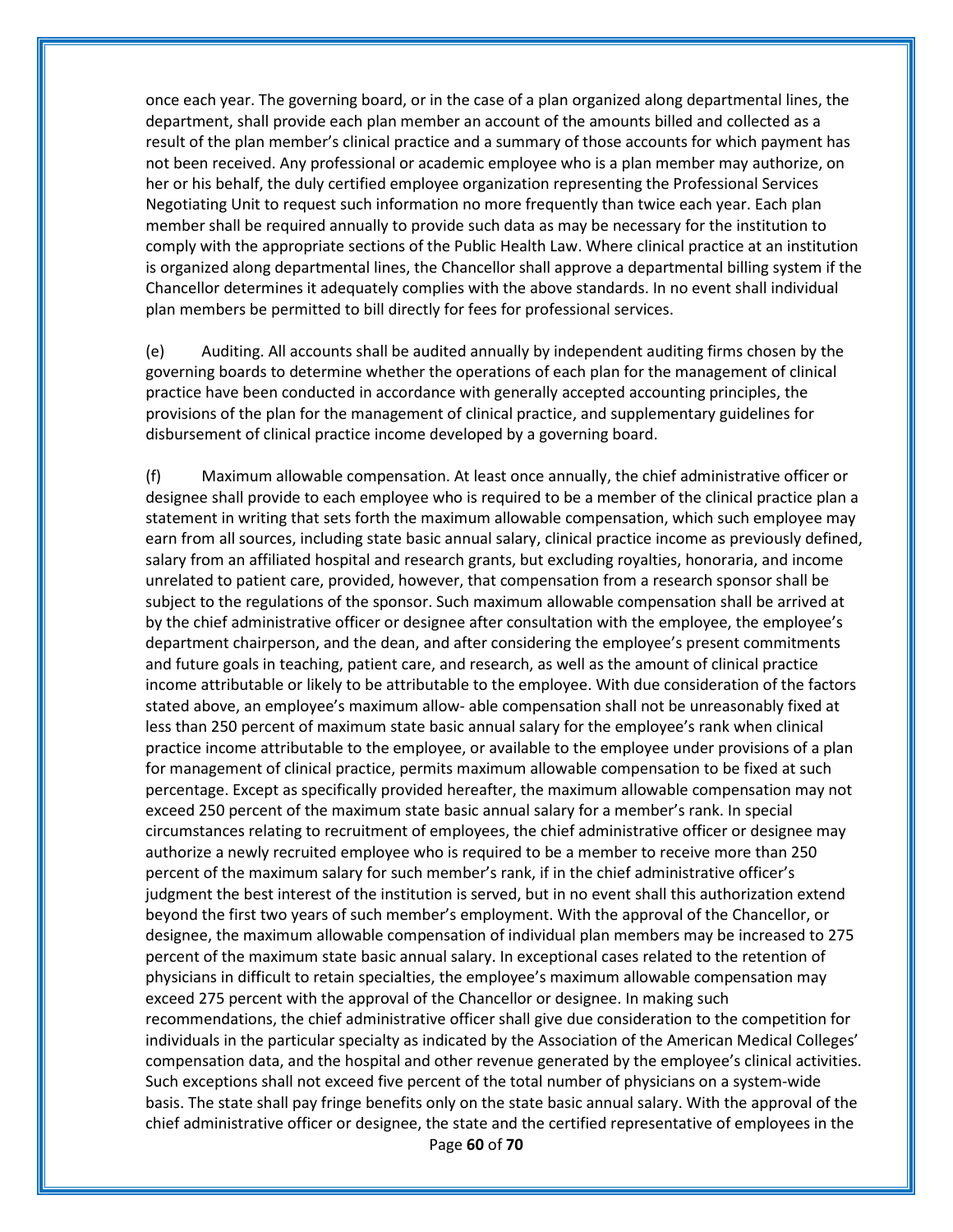once each year. The governing board, or in the case of a plan organized along departmental lines, the department, shall provide each plan member an account of the amounts billed and collected as a result of the plan member's clinical practice and a summary of those accounts for which payment has not been received. Any professional or academic employee who is a plan member may authorize, on her or his behalf, the duly certified employee organization representing the Professional Services Negotiating Unit to request such information no more frequently than twice each year. Each plan member shall be required annually to provide such data as may be necessary for the institution to comply with the appropriate sections of the Public Health Law. Where clinical practice at an institution is organized along departmental lines, the Chancellor shall approve a departmental billing system if the Chancellor determines it adequately complies with the above standards. In no event shall individual plan members be permitted to bill directly for fees for professional services.

(e) Auditing. All accounts shall be audited annually by independent auditing firms chosen by the governing boards to determine whether the operations of each plan for the management of clinical practice have been conducted in accordance with generally accepted accounting principles, the provisions of the plan for the management of clinical practice, and supplementary guidelines for disbursement of clinical practice income developed by a governing board.

(f) Maximum allowable compensation. At least once annually, the chief administrative officer or designee shall provide to each employee who is required to be a member of the clinical practice plan a statement in writing that sets forth the maximum allowable compensation, which such employee may earn from all sources, including state basic annual salary, clinical practice income as previously defined, salary from an affiliated hospital and research grants, but excluding royalties, honoraria, and income unrelated to patient care, provided, however, that compensation from a research sponsor shall be subject to the regulations of the sponsor. Such maximum allowable compensation shall be arrived at by the chief administrative officer or designee after consultation with the employee, the employee's department chairperson, and the dean, and after considering the employee's present commitments and future goals in teaching, patient care, and research, as well as the amount of clinical practice income attributable or likely to be attributable to the employee. With due consideration of the factors stated above, an employee's maximum allow- able compensation shall not be unreasonably fixed at less than 250 percent of maximum state basic annual salary for the employee's rank when clinical practice income attributable to the employee, or available to the employee under provisions of a plan for management of clinical practice, permits maximum allowable compensation to be fixed at such percentage. Except as specifically provided hereafter, the maximum allowable compensation may not exceed 250 percent of the maximum state basic annual salary for a member's rank. In special circumstances relating to recruitment of employees, the chief administrative officer or designee may authorize a newly recruited employee who is required to be a member to receive more than 250 percent of the maximum salary for such member's rank, if in the chief administrative officer's judgment the best interest of the institution is served, but in no event shall this authorization extend beyond the first two years of such member's employment. With the approval of the Chancellor, or designee, the maximum allowable compensation of individual plan members may be increased to 275 percent of the maximum state basic annual salary. In exceptional cases related to the retention of physicians in difficult to retain specialties, the employee's maximum allowable compensation may exceed 275 percent with the approval of the Chancellor or designee. In making such recommendations, the chief administrative officer shall give due consideration to the competition for individuals in the particular specialty as indicated by the Association of the American Medical Colleges' compensation data, and the hospital and other revenue generated by the employee's clinical activities. Such exceptions shall not exceed five percent of the total number of physicians on a system-wide basis. The state shall pay fringe benefits only on the state basic annual salary. With the approval of the chief administrative officer or designee, the state and the certified representative of employees in the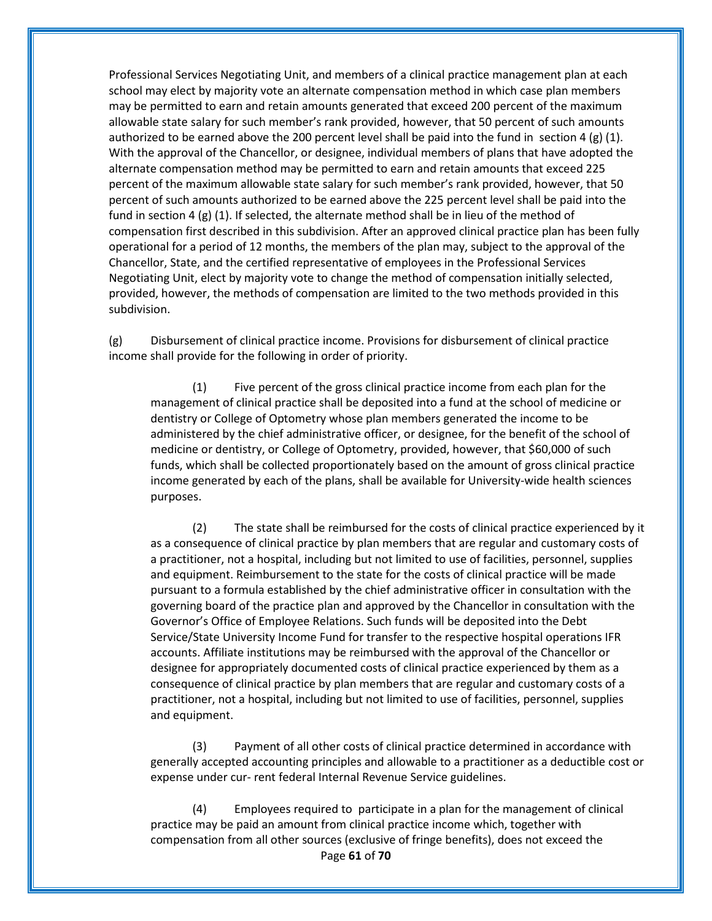Professional Services Negotiating Unit, and members of a clinical practice management plan at each school may elect by majority vote an alternate compensation method in which case plan members may be permitted to earn and retain amounts generated that exceed 200 percent of the maximum allowable state salary for such member's rank provided, however, that 50 percent of such amounts authorized to be earned above the 200 percent level shall be paid into the fund in section 4 (g) (1). With the approval of the Chancellor, or designee, individual members of plans that have adopted the alternate compensation method may be permitted to earn and retain amounts that exceed 225 percent of the maximum allowable state salary for such member's rank provided, however, that 50 percent of such amounts authorized to be earned above the 225 percent level shall be paid into the fund in section 4 (g) (1). If selected, the alternate method shall be in lieu of the method of compensation first described in this subdivision. After an approved clinical practice plan has been fully operational for a period of 12 months, the members of the plan may, subject to the approval of the Chancellor, State, and the certified representative of employees in the Professional Services Negotiating Unit, elect by majority vote to change the method of compensation initially selected, provided, however, the methods of compensation are limited to the two methods provided in this subdivision.

(g) Disbursement of clinical practice income. Provisions for disbursement of clinical practice income shall provide for the following in order of priority.

(1) Five percent of the gross clinical practice income from each plan for the management of clinical practice shall be deposited into a fund at the school of medicine or dentistry or College of Optometry whose plan members generated the income to be administered by the chief administrative officer, or designee, for the benefit of the school of medicine or dentistry, or College of Optometry, provided, however, that $60,000 of such funds, which shall be collected proportionately based on the amount of gross clinical practice income generated by each of the plans, shall be available for University-wide health sciences purposes.

(2) The state shall be reimbursed for the costs of clinical practice experienced by it as a consequence of clinical practice by plan members that are regular and customary costs of a practitioner, not a hospital, including but not limited to use of facilities, personnel, supplies and equipment. Reimbursement to the state for the costs of clinical practice will be made pursuant to a formula established by the chief administrative officer in consultation with the governing board of the practice plan and approved by the Chancellor in consultation with the Governor's Office of Employee Relations. Such funds will be deposited into the Debt Service/State University Income Fund for transfer to the respective hospital operations IFR accounts. Affiliate institutions may be reimbursed with the approval of the Chancellor or designee for appropriately documented costs of clinical practice experienced by them as a consequence of clinical practice by plan members that are regular and customary costs of a practitioner, not a hospital, including but not limited to use of facilities, personnel, supplies and equipment.

(3) Payment of all other costs of clinical practice determined in accordance with generally accepted accounting principles and allowable to a practitioner as a deductible cost or expense under cur- rent federal Internal Revenue Service guidelines.

(4) Employees required to participate in a plan for the management of clinical practice may be paid an amount from clinical practice income which, together with compensation from all other sources (exclusive of fringe benefits), does not exceed the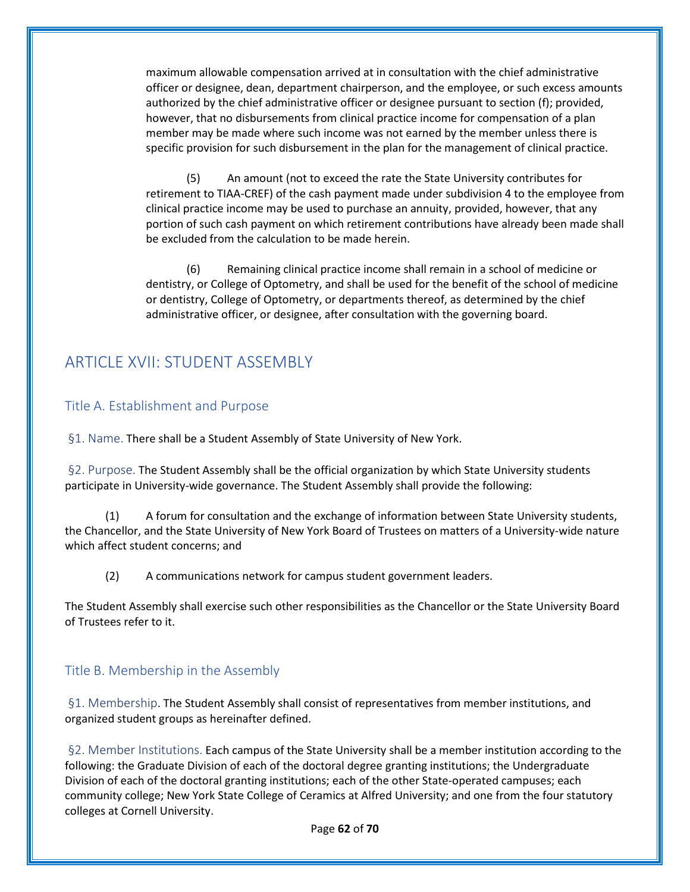maximum allowable compensation arrived at in consultation with the chief administrative officer or designee, dean, department chairperson, and the employee, or such excess amounts authorized by the chief administrative officer or designee pursuant to section (f); provided, however, that no disbursements from clinical practice income for compensation of a plan member may be made where such income was not earned by the member unless there is specific provision for such disbursement in the plan for the management of clinical practice.

(5) An amount (not to exceed the rate the State University contributes for retirement to TIAA-CREF) of the cash payment made under subdivision 4 to the employee from clinical practice income may be used to purchase an annuity, provided, however, that any portion of such cash payment on which retirement contributions have already been made shall be excluded from the calculation to be made herein.

(6) Remaining clinical practice income shall remain in a school of medicine or dentistry, or College of Optometry, and shall be used for the benefit of the school of medicine or dentistry, College of Optometry, or departments thereof, as determined by the chief administrative officer, or designee, after consultation with the governing board.

## ARTICLE XVII: STUDENT ASSEMBLY

### Title A. Establishment and Purpose

§1. Name. There shall be a Student Assembly of State University of New York.

§2. Purpose. The Student Assembly shall be the official organization by which State University students participate in University-wide governance. The Student Assembly shall provide the following:

(1) A forum for consultation and the exchange of information between State University students, the Chancellor, and the State University of New York Board of Trustees on matters of a University-wide nature which affect student concerns; and

(2) A communications network for campus student government leaders.

The Student Assembly shall exercise such other responsibilities as the Chancellor or the State University Board of Trustees refer to it.

### Title B. Membership in the Assembly

§1. Membership. The Student Assembly shall consist of representatives from member institutions, and organized student groups as hereinafter defined.

§2. Member Institutions. Each campus of the State University shall be a member institution according to the following: the Graduate Division of each of the doctoral degree granting institutions; the Undergraduate Division of each of the doctoral granting institutions; each of the other State-operated campuses; each community college; New York State College of Ceramics at Alfred University; and one from the four statutory colleges at Cornell University.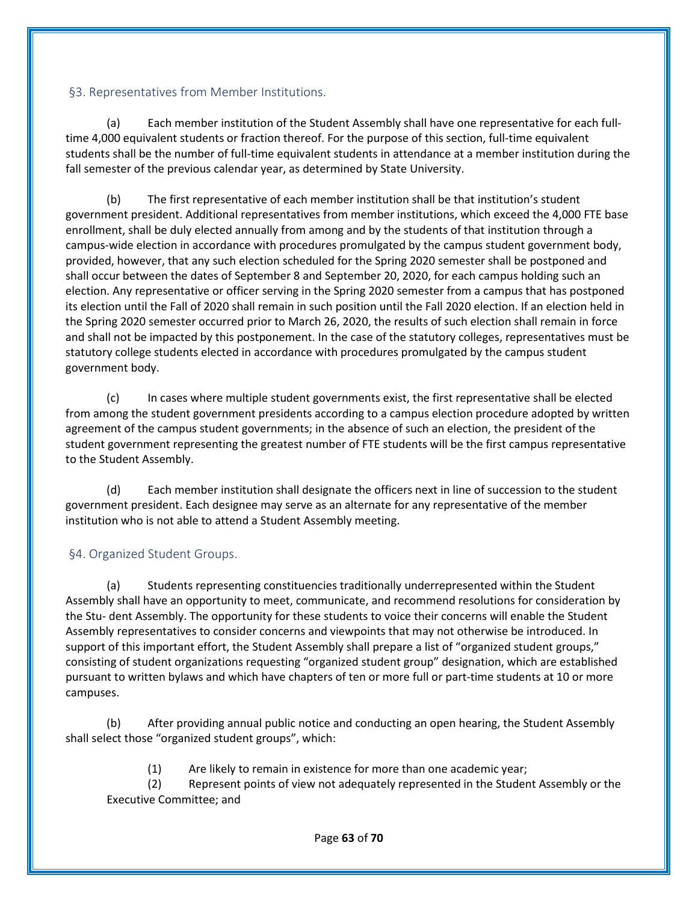## §3. Representatives from Member Institutions.

(a) Each member institution of the Student Assembly shall have one representative for each full-time 4,000 equivalent students or fraction thereof. For the purpose of this section, full-time equivalent students shall be the number of full-time equivalent students in attendance at a member institution during the fall semester of the previous calendar year, as determined by State University.

(b) The first representative of each member institution shall be that institution's student government president. Additional representatives from member institutions, which exceed the 4,000 FTE base enrollment, shall be duly elected annually from among and by the students of that institution through a campus-wide election in accordance with procedures promulgated by the campus student government body, provided, however, that any such election scheduled for the Spring 2020 semester shall be postponed and shall occur between the dates of September 8 and September 20, 2020, for each campus holding such an election. Any representative or officer serving in the Spring 2020 semester from a campus that has postponed its election until the Fall of 2020 shall remain in such position until the Fall 2020 election. If an election held in the Spring 2020 semester occurred prior to March 26, 2020, the results of such election shall remain in force and shall not be impacted by this postponement. In the case of the statutory colleges, representatives must be statutory college students elected in accordance with procedures promulgated by the campus student government body.

(c) In cases where multiple student governments exist, the first representative shall be elected from among the student government presidents according to a campus election procedure adopted by written agreement of the campus student governments; in the absence of such an election, the president of the student government representing the greatest number of FTE students will be the first campus representative to the Student Assembly.

(d) Each member institution shall designate the officers next in line of succession to the student government president. Each designee may serve as an alternate for any representative of the member institution who is not able to attend a Student Assembly meeting.

## §4. Organized Student Groups.

(a) Students representing constituencies traditionally underrepresented within the Student Assembly shall have an opportunity to meet, communicate, and recommend resolutions for consideration by the Stu- dent Assembly. The opportunity for these students to voice their concerns will enable the Student Assembly representatives to consider concerns and viewpoints that may not otherwise be introduced. In support of this important effort, the Student Assembly shall prepare a list of "organized student groups," consisting of student organizations requesting "organized student group" designation, which are established pursuant to written bylaws and which have chapters of ten or more full or part-time students at 10 or more campuses.

(b) After providing annual public notice and conducting an open hearing, the Student Assembly shall select those "organized student groups", which:

(1) Are likely to remain in existence for more than one academic year;

(2) Represent points of view not adequately represented in the Student Assembly or the Executive Committee; and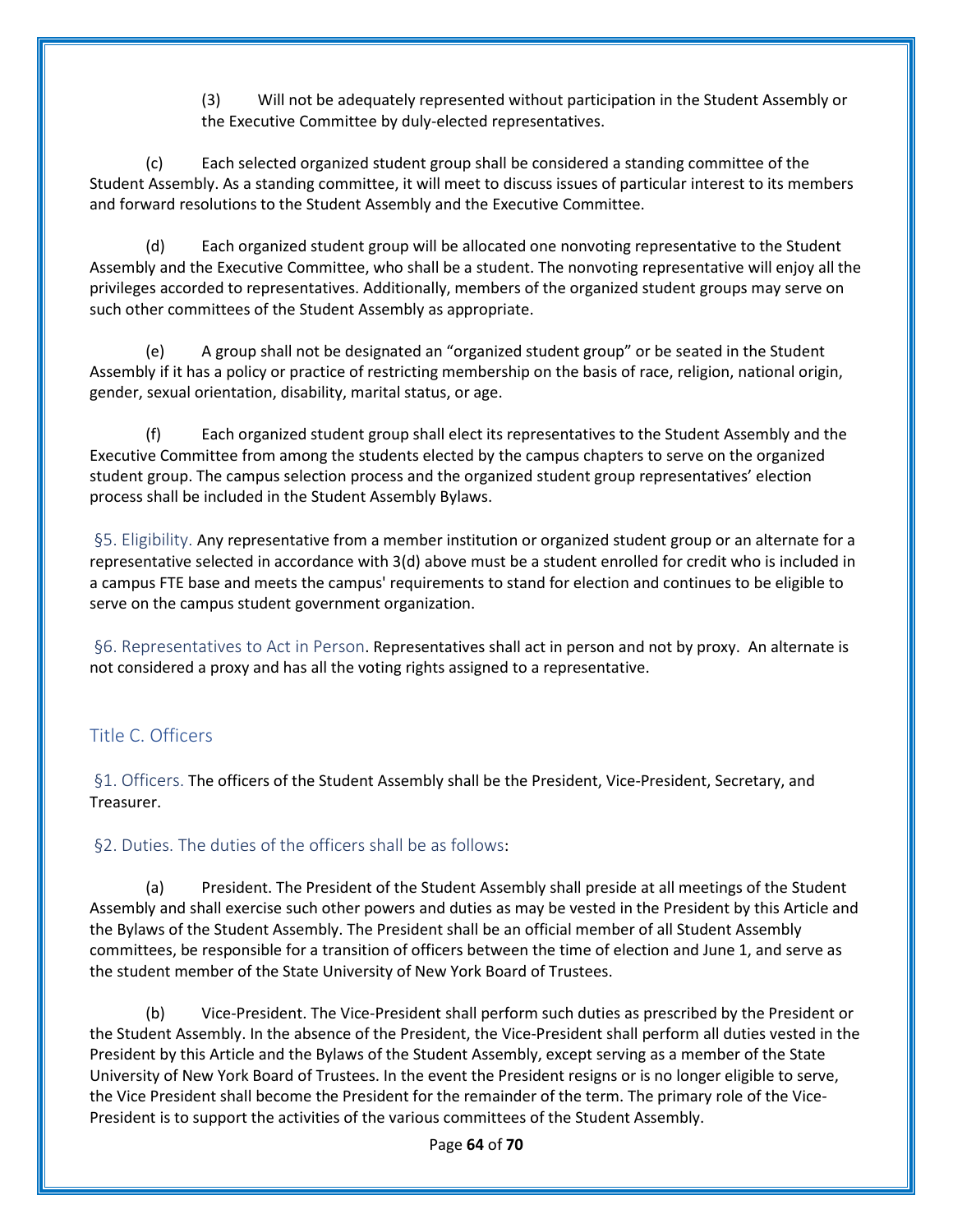(3) Will not be adequately represented without participation in the Student Assembly or the Executive Committee by duly-elected representatives.

(c) Each selected organized student group shall be considered a standing committee of the Student Assembly. As a standing committee, it will meet to discuss issues of particular interest to its members and forward resolutions to the Student Assembly and the Executive Committee.

(d) Each organized student group will be allocated one nonvoting representative to the Student Assembly and the Executive Committee, who shall be a student. The nonvoting representative will enjoy all the privileges accorded to representatives. Additionally, members of the organized student groups may serve on such other committees of the Student Assembly as appropriate.

(e) A group shall not be designated an "organized student group" or be seated in the Student Assembly if it has a policy or practice of restricting membership on the basis of race, religion, national origin, gender, sexual orientation, disability, marital status, or age.

(f) Each organized student group shall elect its representatives to the Student Assembly and the Executive Committee from among the students elected by the campus chapters to serve on the organized student group. The campus selection process and the organized student group representatives' election process shall be included in the Student Assembly Bylaws.

§5. Eligibility. Any representative from a member institution or organized student group or an alternate for a representative selected in accordance with 3(d) above must be a student enrolled for credit who is included in a campus FTE base and meets the campus' requirements to stand for election and continues to be eligible to serve on the campus student government organization.

§6. Representatives to Act in Person. Representatives shall act in person and not by proxy. An alternate is not considered a proxy and has all the voting rights assigned to a representative.

## Title C. Officers

§1. Officers. The officers of the Student Assembly shall be the President, Vice-President, Secretary, and Treasurer.

§2. Duties. The duties of the officers shall be as follows:

(a) President. The President of the Student Assembly shall preside at all meetings of the Student Assembly and shall exercise such other powers and duties as may be vested in the President by this Article and the Bylaws of the Student Assembly. The President shall be an official member of all Student Assembly committees, be responsible for a transition of officers between the time of election and June 1, and serve as the student member of the State University of New York Board of Trustees.

(b) Vice-President. The Vice-President shall perform such duties as prescribed by the President or the Student Assembly. In the absence of the President, the Vice-President shall perform all duties vested in the President by this Article and the Bylaws of the Student Assembly, except serving as a member of the State University of New York Board of Trustees. In the event the President resigns or is no longer eligible to serve, the Vice President shall become the President for the remainder of the term. The primary role of the Vice-President is to support the activities of the various committees of the Student Assembly.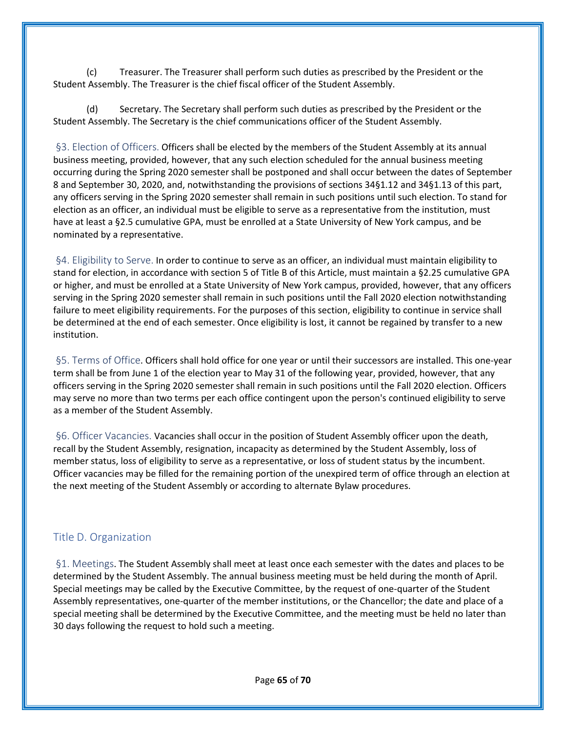(c) Treasurer. The Treasurer shall perform such duties as prescribed by the President or the Student Assembly. The Treasurer is the chief fiscal officer of the Student Assembly.

(d) Secretary. The Secretary shall perform such duties as prescribed by the President or the Student Assembly. The Secretary is the chief communications officer of the Student Assembly.

§3. Election of Officers. Officers shall be elected by the members of the Student Assembly at its annual business meeting, provided, however, that any such election scheduled for the annual business meeting occurring during the Spring 2020 semester shall be postponed and shall occur between the dates of September 8 and September 30, 2020, and, notwithstanding the provisions of sections 34§1.12 and 34§1.13 of this part, any officers serving in the Spring 2020 semester shall remain in such positions until such election. To stand for election as an officer, an individual must be eligible to serve as a representative from the institution, must have at least a §2.5 cumulative GPA, must be enrolled at a State University of New York campus, and be nominated by a representative.

§4. Eligibility to Serve. In order to continue to serve as an officer, an individual must maintain eligibility to stand for election, in accordance with section 5 of Title B of this Article, must maintain a §2.25 cumulative GPA or higher, and must be enrolled at a State University of New York campus, provided, however, that any officers serving in the Spring 2020 semester shall remain in such positions until the Fall 2020 election notwithstanding failure to meet eligibility requirements. For the purposes of this section, eligibility to continue in service shall be determined at the end of each semester. Once eligibility is lost, it cannot be regained by transfer to a new institution.

§5. Terms of Office. Officers shall hold office for one year or until their successors are installed. This one-year term shall be from June 1 of the election year to May 31 of the following year, provided, however, that any officers serving in the Spring 2020 semester shall remain in such positions until the Fall 2020 election. Officers may serve no more than two terms per each office contingent upon the person's continued eligibility to serve as a member of the Student Assembly.

§6. Officer Vacancies. Vacancies shall occur in the position of Student Assembly officer upon the death, recall by the Student Assembly, resignation, incapacity as determined by the Student Assembly, loss of member status, loss of eligibility to serve as a representative, or loss of student status by the incumbent. Officer vacancies may be filled for the remaining portion of the unexpired term of office through an election at the next meeting of the Student Assembly or according to alternate Bylaw procedures.

## Title D. Organization

§1. Meetings. The Student Assembly shall meet at least once each semester with the dates and places to be determined by the Student Assembly. The annual business meeting must be held during the month of April. Special meetings may be called by the Executive Committee, by the request of one-quarter of the Student Assembly representatives, one-quarter of the member institutions, or the Chancellor; the date and place of a special meeting shall be determined by the Executive Committee, and the meeting must be held no later than 30 days following the request to hold such a meeting.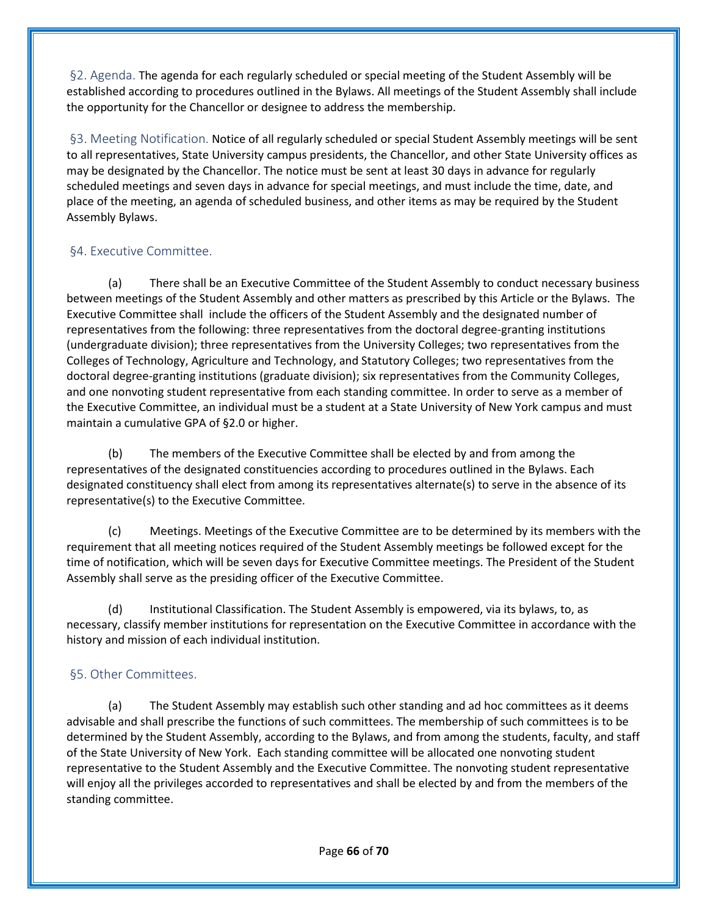§2. Agenda. The agenda for each regularly scheduled or special meeting of the Student Assembly will be established according to procedures outlined in the Bylaws. All meetings of the Student Assembly shall include the opportunity for the Chancellor or designee to address the membership.

§3. Meeting Notification. Notice of all regularly scheduled or special Student Assembly meetings will be sent to all representatives, State University campus presidents, the Chancellor, and other State University offices as may be designated by the Chancellor. The notice must be sent at least 30 days in advance for regularly scheduled meetings and seven days in advance for special meetings, and must include the time, date, and place of the meeting, an agenda of scheduled business, and other items as may be required by the Student Assembly Bylaws.

## §4. Executive Committee.

(a) There shall be an Executive Committee of the Student Assembly to conduct necessary business between meetings of the Student Assembly and other matters as prescribed by this Article or the Bylaws. The Executive Committee shall include the officers of the Student Assembly and the designated number of representatives from the following: three representatives from the doctoral degree-granting institutions (undergraduate division); three representatives from the University Colleges; two representatives from the Colleges of Technology, Agriculture and Technology, and Statutory Colleges; two representatives from the doctoral degree-granting institutions (graduate division); six representatives from the Community Colleges, and one nonvoting student representative from each standing committee. In order to serve as a member of the Executive Committee, an individual must be a student at a State University of New York campus and must maintain a cumulative GPA of §2.0 or higher.

(b) The members of the Executive Committee shall be elected by and from among the representatives of the designated constituencies according to procedures outlined in the Bylaws. Each designated constituency shall elect from among its representatives alternate(s) to serve in the absence of its representative(s) to the Executive Committee.

(c) Meetings. Meetings of the Executive Committee are to be determined by its members with the requirement that all meeting notices required of the Student Assembly meetings be followed except for the time of notification, which will be seven days for Executive Committee meetings. The President of the Student Assembly shall serve as the presiding officer of the Executive Committee.

(d) Institutional Classification. The Student Assembly is empowered, via its bylaws, to, as necessary, classify member institutions for representation on the Executive Committee in accordance with the history and mission of each individual institution.

## §5. Other Committees.

(a) The Student Assembly may establish such other standing and ad hoc committees as it deems advisable and shall prescribe the functions of such committees. The membership of such committees is to be determined by the Student Assembly, according to the Bylaws, and from among the students, faculty, and staff of the State University of New York. Each standing committee will be allocated one nonvoting student representative to the Student Assembly and the Executive Committee. The nonvoting student representative will enjoy all the privileges accorded to representatives and shall be elected by and from the members of the standing committee.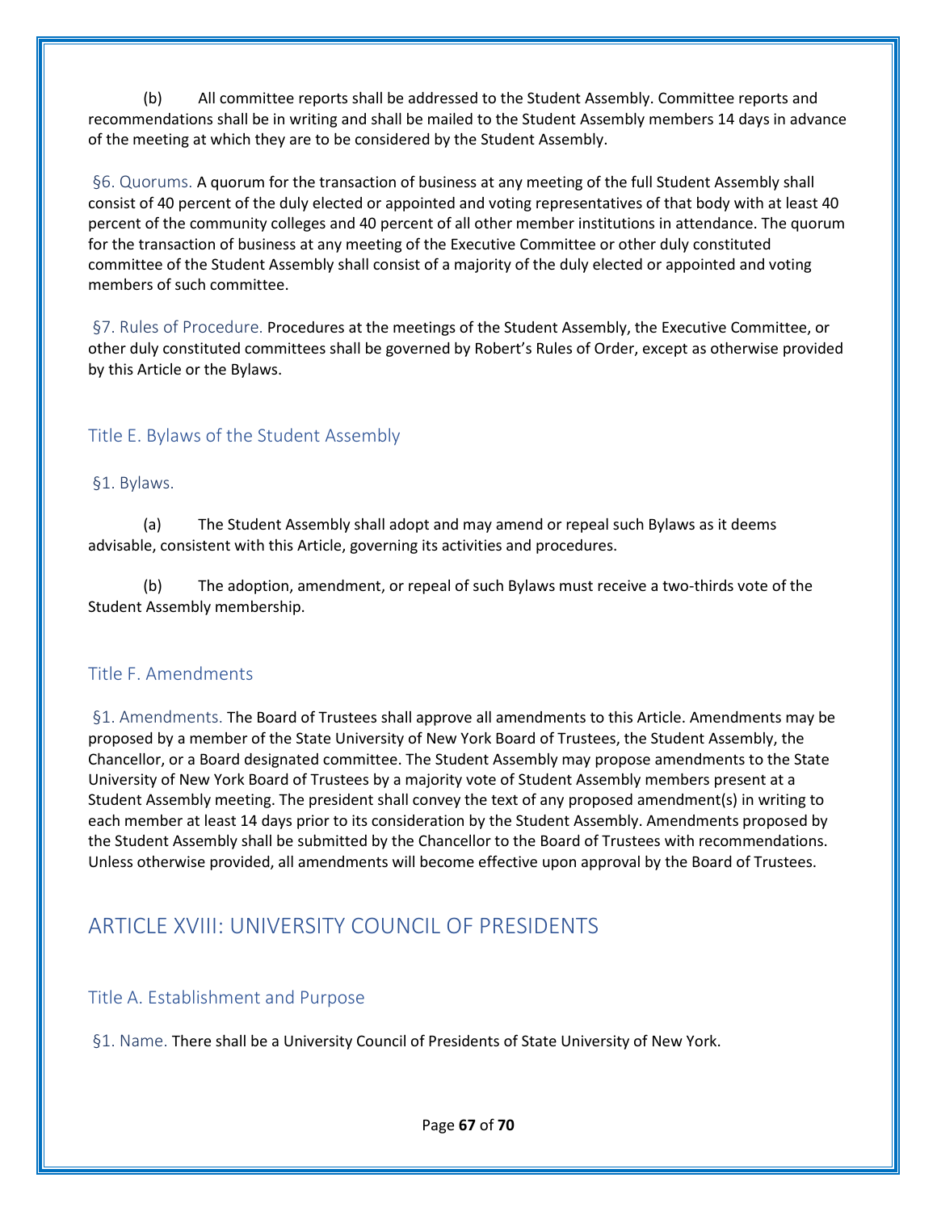(b) All committee reports shall be addressed to the Student Assembly. Committee reports and recommendations shall be in writing and shall be mailed to the Student Assembly members 14 days in advance of the meeting at which they are to be considered by the Student Assembly.

§6. Quorums. A quorum for the transaction of business at any meeting of the full Student Assembly shall consist of 40 percent of the duly elected or appointed and voting representatives of that body with at least 40 percent of the community colleges and 40 percent of all other member institutions in attendance. The quorum for the transaction of business at any meeting of the Executive Committee or other duly constituted committee of the Student Assembly shall consist of a majority of the duly elected or appointed and voting members of such committee.

§7. Rules of Procedure. Procedures at the meetings of the Student Assembly, the Executive Committee, or other duly constituted committees shall be governed by Robert's Rules of Order, except as otherwise provided by this Article or the Bylaws.

### Title E. Bylaws of the Student Assembly

§1. Bylaws.

(a) The Student Assembly shall adopt and may amend or repeal such Bylaws as it deems advisable, consistent with this Article, governing its activities and procedures.

(b) The adoption, amendment, or repeal of such Bylaws must receive a two-thirds vote of the Student Assembly membership.

### Title F. Amendments

§1. Amendments. The Board of Trustees shall approve all amendments to this Article. Amendments may be proposed by a member of the State University of New York Board of Trustees, the Student Assembly, the Chancellor, or a Board designated committee. The Student Assembly may propose amendments to the State University of New York Board of Trustees by a majority vote of Student Assembly members present at a Student Assembly meeting. The president shall convey the text of any proposed amendment(s) in writing to each member at least 14 days prior to its consideration by the Student Assembly. Amendments proposed by the Student Assembly shall be submitted by the Chancellor to the Board of Trustees with recommendations. Unless otherwise provided, all amendments will become effective upon approval by the Board of Trustees.

## ARTICLE XVIII: UNIVERSITY COUNCIL OF PRESIDENTS

### Title A. Establishment and Purpose

§1. Name. There shall be a University Council of Presidents of State University of New York.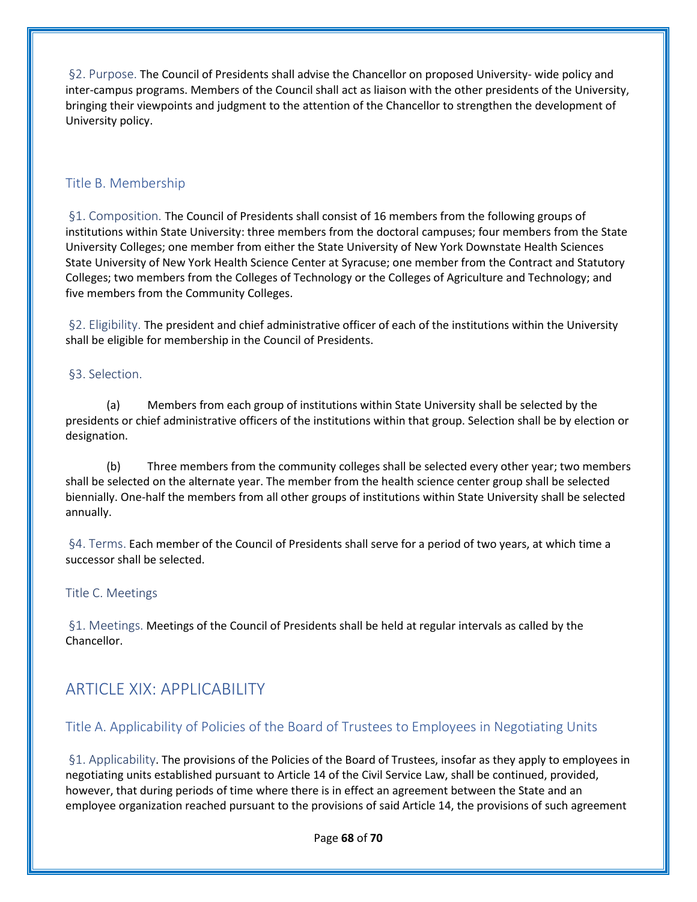§2. Purpose. The Council of Presidents shall advise the Chancellor on proposed University- wide policy and inter-campus programs. Members of the Council shall act as liaison with the other presidents of the University, bringing their viewpoints and judgment to the attention of the Chancellor to strengthen the development of University policy.

### Title B. Membership

§1. Composition. The Council of Presidents shall consist of 16 members from the following groups of institutions within State University: three members from the doctoral campuses; four members from the State University Colleges; one member from either the State University of New York Downstate Health Sciences State University of New York Health Science Center at Syracuse; one member from the Contract and Statutory Colleges; two members from the Colleges of Technology or the Colleges of Agriculture and Technology; and five members from the Community Colleges.

§2. Eligibility. The president and chief administrative officer of each of the institutions within the University shall be eligible for membership in the Council of Presidents.

§3. Selection.

(a) Members from each group of institutions within State University shall be selected by the presidents or chief administrative officers of the institutions within that group. Selection shall be by election or designation.

(b) Three members from the community colleges shall be selected every other year; two members shall be selected on the alternate year. The member from the health science center group shall be selected biennially. One-half the members from all other groups of institutions within State University shall be selected annually.

§4. Terms. Each member of the Council of Presidents shall serve for a period of two years, at which time a successor shall be selected.

### Title C. Meetings

§1. Meetings. Meetings of the Council of Presidents shall be held at regular intervals as called by the Chancellor.

## ARTICLE XIX: APPLICABILITY

### Title A. Applicability of Policies of the Board of Trustees to Employees in Negotiating Units

§1. Applicability. The provisions of the Policies of the Board of Trustees, insofar as they apply to employees in negotiating units established pursuant to Article 14 of the Civil Service Law, shall be continued, provided, however, that during periods of time where there is in effect an agreement between the State and an employee organization reached pursuant to the provisions of said Article 14, the provisions of such agreement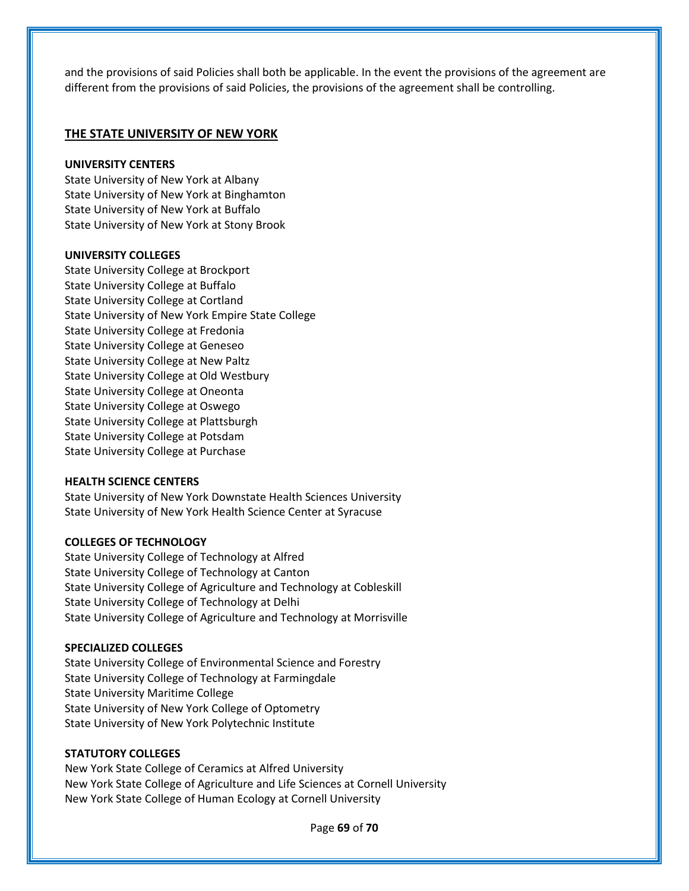and the provisions of said Policies shall both be applicable. In the event the provisions of the agreement are different from the provisions of said Policies, the provisions of the agreement shall be controlling.

## THE STATE UNIVERSITY OF NEW YORK

**UNIVERSITY CENTERS**

State University of New York at Albany
State University of New York at Binghamton
State University of New York at Buffalo
State University of New York at Stony Brook

**UNIVERSITY COLLEGES**

State University College at Brockport
State University College at Buffalo
State University College at Cortland
State University of New York Empire State College
State University College at Fredonia
State University College at Geneseo
State University College at New Paltz
State University College at Old Westbury
State University College at Oneonta
State University College at Oswego
State University College at Plattsburgh
State University College at Potsdam
State University College at Purchase

**HEALTH SCIENCE CENTERS**

State University of New York Downstate Health Sciences University
State University of New York Health Science Center at Syracuse

**COLLEGES OF TECHNOLOGY**

State University College of Technology at Alfred
State University College of Technology at Canton
State University College of Agriculture and Technology at Cobleskill
State University College of Technology at Delhi
State University College of Agriculture and Technology at Morrisville

**SPECIALIZED COLLEGES**

State University College of Environmental Science and Forestry
State University College of Technology at Farmingdale
State University Maritime College
State University of New York College of Optometry
State University of New York Polytechnic Institute

**STATUTORY COLLEGES**

New York State College of Ceramics at Alfred University
New York State College of Agriculture and Life Sciences at Cornell University
New York State College of Human Ecology at Cornell University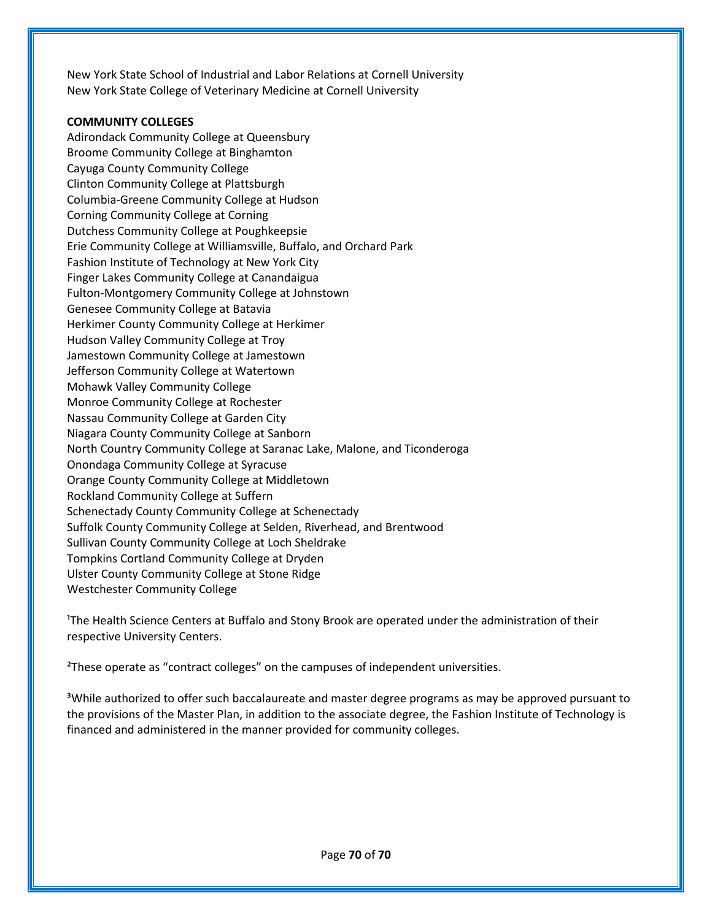New York State School of Industrial and Labor Relations at Cornell University
New York State College of Veterinary Medicine at Cornell University

**COMMUNITY COLLEGES**

Adirondack Community College at Queensbury
Broome Community College at Binghamton
Cayuga County Community College
Clinton Community College at Plattsburgh
Columbia-Greene Community College at Hudson
Corning Community College at Corning
Dutchess Community College at Poughkeepsie
Erie Community College at Williamsville, Buffalo, and Orchard Park
Fashion Institute of Technology at New York City
Finger Lakes Community College at Canandaigua
Fulton-Montgomery Community College at Johnstown
Genesee Community College at Batavia
Herkimer County Community College at Herkimer
Hudson Valley Community College at Troy
Jamestown Community College at Jamestown
Jefferson Community College at Watertown
Mohawk Valley Community College
Monroe Community College at Rochester
Nassau Community College at Garden City
Niagara County Community College at Sanborn
North Country Community College at Saranac Lake, Malone, and Ticonderoga
Onondaga Community College at Syracuse
Orange County Community College at Middletown
Rockland Community College at Suffern
Schenectady County Community College at Schenectady
Suffolk County Community College at Selden, Riverhead, and Brentwood
Sullivan County Community College at Loch Sheldrake
Tompkins Cortland Community College at Dryden
Ulster County Community College at Stone Ridge
Westchester Community College

[1]The Health Science Centers at Buffalo and Stony Brook are operated under the administration of their respective University Centers.

[2]These operate as "contract colleges" on the campuses of independent universities.

[3]While authorized to offer such baccalaureate and master degree programs as may be approved pursuant to the provisions of the Master Plan, in addition to the associate degree, the Fashion Institute of Technology is financed and administered in the manner provided for community colleges.